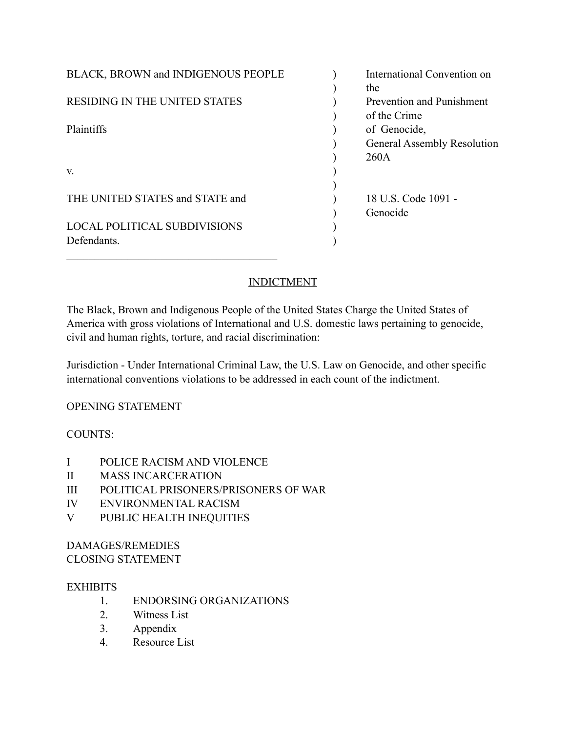| | | |
|---|---|---|
| BLACK, BROWN and INDIGENOUS PEOPLE RESIDING IN THE UNITED STATES | ) | International Convention on the Prevention and Punishment of the Crime of Genocide, General Assembly Resolution 260A |
| Plaintiffs | ) | |
| v. | ) | |
| THE UNITED STATES and STATE and LOCAL POLITICAL SUBDIVISIONS | ) | 18 U.S. Code 1091 - Genocide |
| Defendants. | ) | |

## INDICTMENT

The Black, Brown and Indigenous People of the United States Charge the United States of America with gross violations of International and U.S. domestic laws pertaining to genocide, civil and human rights, torture, and racial discrimination:

Jurisdiction - Under International Criminal Law, the U.S. Law on Genocide, and other specific international conventions violations to be addressed in each count of the indictment.

OPENING STATEMENT

COUNTS:

- I POLICE RACISM AND VIOLENCE
- II MASS INCARCERATION
- III POLITICAL PRISONERS/PRISONERS OF WAR
- IV ENVIRONMENTAL RACISM
- V PUBLIC HEALTH INEQUITIES

DAMAGES/REMEDIES

CLOSING STATEMENT

EXHIBITS

1. ENDORSING ORGANIZATIONS
2. Witness List
3. Appendix
4. Resource List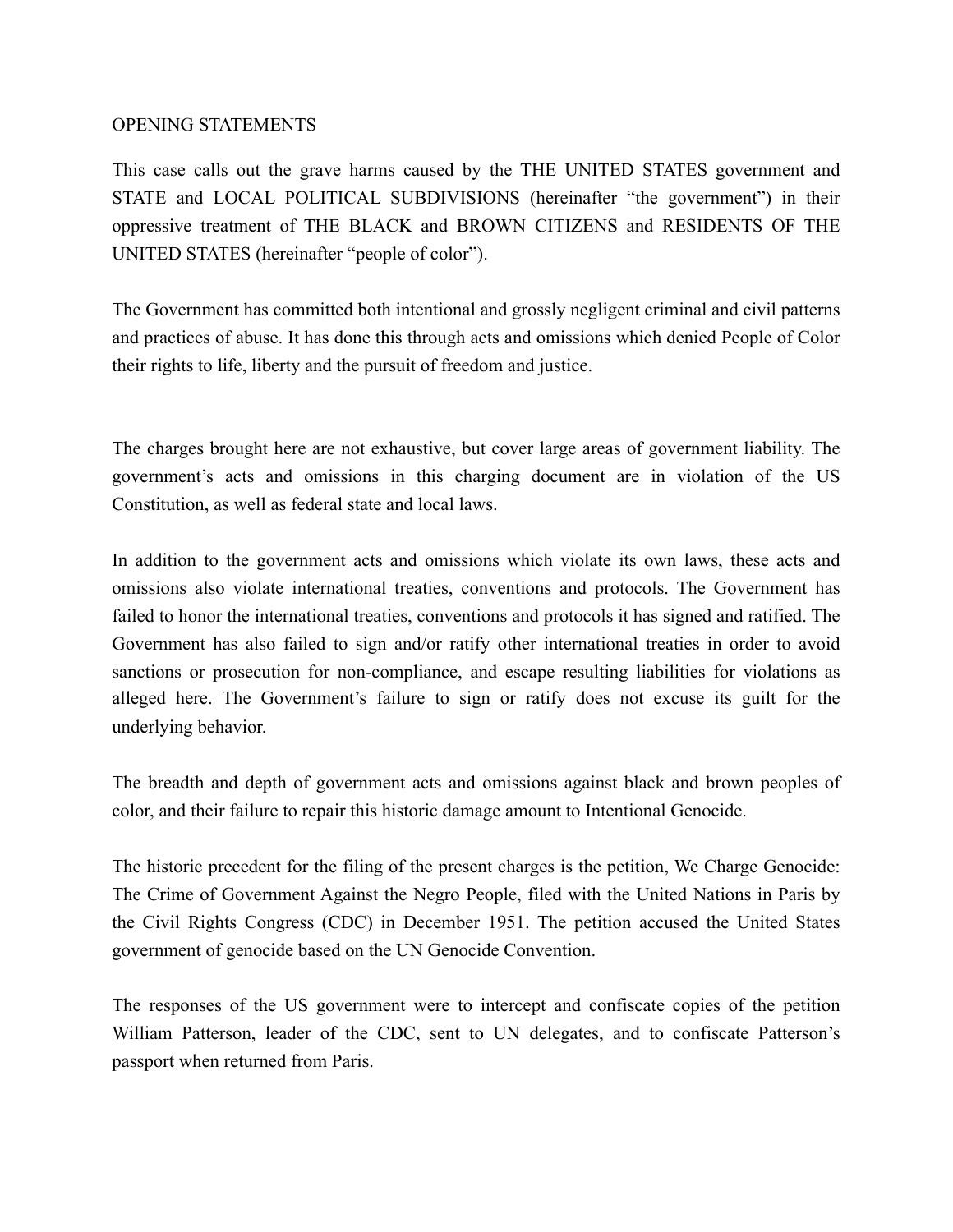OPENING STATEMENTS

This case calls out the grave harms caused by the THE UNITED STATES government and STATE and LOCAL POLITICAL SUBDIVISIONS (hereinafter "the government") in their oppressive treatment of THE BLACK and BROWN CITIZENS and RESIDENTS OF THE UNITED STATES (hereinafter "people of color").

The Government has committed both intentional and grossly negligent criminal and civil patterns and practices of abuse. It has done this through acts and omissions which denied People of Color their rights to life, liberty and the pursuit of freedom and justice.

The charges brought here are not exhaustive, but cover large areas of government liability. The government's acts and omissions in this charging document are in violation of the US Constitution, as well as federal state and local laws.

In addition to the government acts and omissions which violate its own laws, these acts and omissions also violate international treaties, conventions and protocols. The Government has failed to honor the international treaties, conventions and protocols it has signed and ratified. The Government has also failed to sign and/or ratify other international treaties in order to avoid sanctions or prosecution for non-compliance, and escape resulting liabilities for violations as alleged here. The Government's failure to sign or ratify does not excuse its guilt for the underlying behavior.

The breadth and depth of government acts and omissions against black and brown peoples of color, and their failure to repair this historic damage amount to Intentional Genocide.

The historic precedent for the filing of the present charges is the petition, We Charge Genocide: The Crime of Government Against the Negro People, filed with the United Nations in Paris by the Civil Rights Congress (CDC) in December 1951. The petition accused the United States government of genocide based on the UN Genocide Convention.

The responses of the US government were to intercept and confiscate copies of the petition William Patterson, leader of the CDC, sent to UN delegates, and to confiscate Patterson's passport when returned from Paris.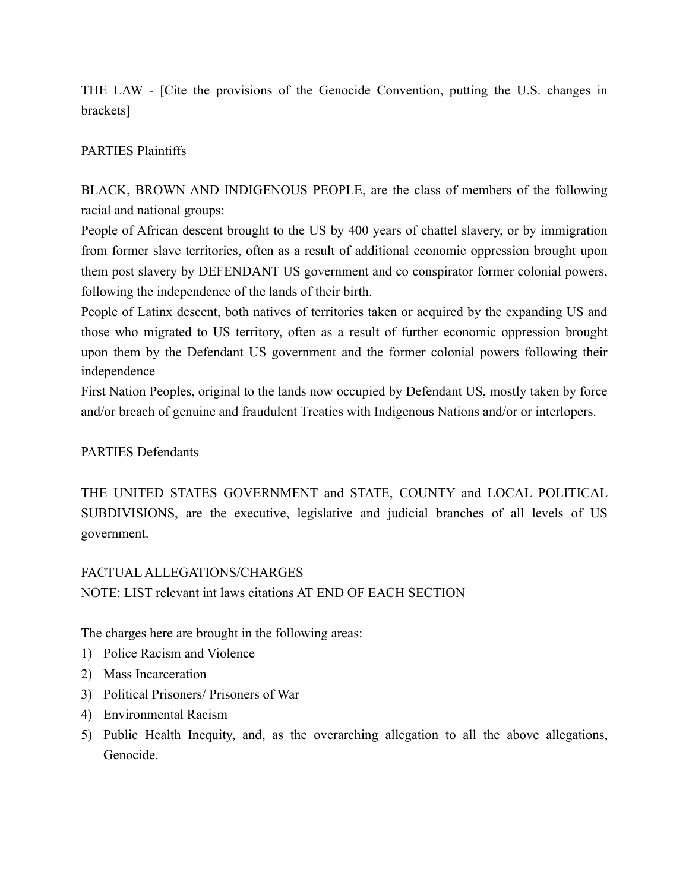THE LAW - [Cite the provisions of the Genocide Convention, putting the U.S. changes in brackets]

PARTIES Plaintiffs

BLACK, BROWN AND INDIGENOUS PEOPLE, are the class of members of the following racial and national groups:

People of African descent brought to the US by 400 years of chattel slavery, or by immigration from former slave territories, often as a result of additional economic oppression brought upon them post slavery by DEFENDANT US government and co conspirator former colonial powers, following the independence of the lands of their birth.

People of Latinx descent, both natives of territories taken or acquired by the expanding US and those who migrated to US territory, often as a result of further economic oppression brought upon them by the Defendant US government and the former colonial powers following their independence

First Nation Peoples, original to the lands now occupied by Defendant US, mostly taken by force and/or breach of genuine and fraudulent Treaties with Indigenous Nations and/or or interlopers.

PARTIES Defendants

THE UNITED STATES GOVERNMENT and STATE, COUNTY and LOCAL POLITICAL SUBDIVISIONS, are the executive, legislative and judicial branches of all levels of US government.

FACTUAL ALLEGATIONS/CHARGES

NOTE: LIST relevant int laws citations AT END OF EACH SECTION

The charges here are brought in the following areas:

1) Police Racism and Violence
2) Mass Incarceration
3) Political Prisoners/ Prisoners of War
4) Environmental Racism
5) Public Health Inequity, and, as the overarching allegation to all the above allegations, Genocide.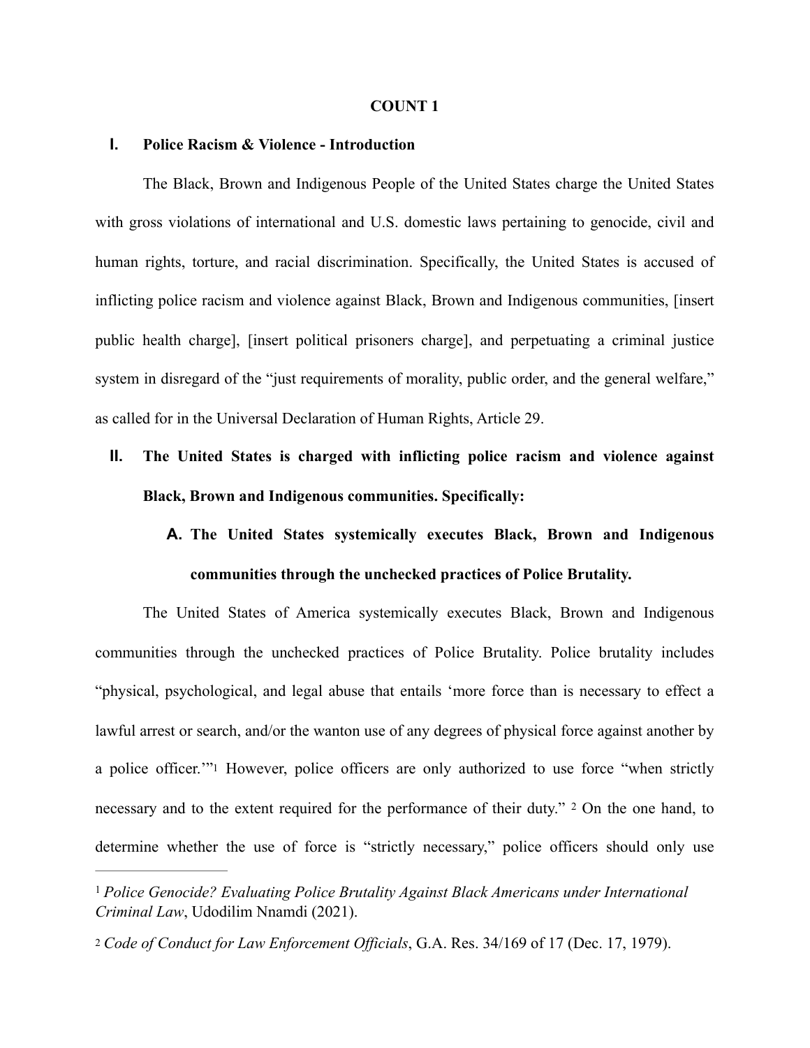**COUNT 1**

## I. Police Racism & Violence - Introduction

The Black, Brown and Indigenous People of the United States charge the United States with gross violations of international and U.S. domestic laws pertaining to genocide, civil and human rights, torture, and racial discrimination. Specifically, the United States is accused of inflicting police racism and violence against Black, Brown and Indigenous communities, [insert public health charge], [insert political prisoners charge], and perpetuating a criminal justice system in disregard of the "just requirements of morality, public order, and the general welfare," as called for in the Universal Declaration of Human Rights, Article 29.

## II. The United States is charged with inflicting police racism and violence against Black, Brown and Indigenous communities. Specifically:

### A. The United States systemically executes Black, Brown and Indigenous communities through the unchecked practices of Police Brutality.

The United States of America systemically executes Black, Brown and Indigenous communities through the unchecked practices of Police Brutality. Police brutality includes "physical, psychological, and legal abuse that entails 'more force than is necessary to effect a lawful arrest or search, and/or the wanton use of any degrees of physical force against another by a police officer.'"[1] However, police officers are only authorized to use force "when strictly necessary and to the extent required for the performance of their duty." [2] On the one hand, to determine whether the use of force is "strictly necessary," police officers should only use

---

[1] *Police Genocide? Evaluating Police Brutality Against Black Americans under International Criminal Law*, Udodilim Nnamdi (2021).

[2] *Code of Conduct for Law Enforcement Officials*, G.A. Res. 34/169 of 17 (Dec. 17, 1979).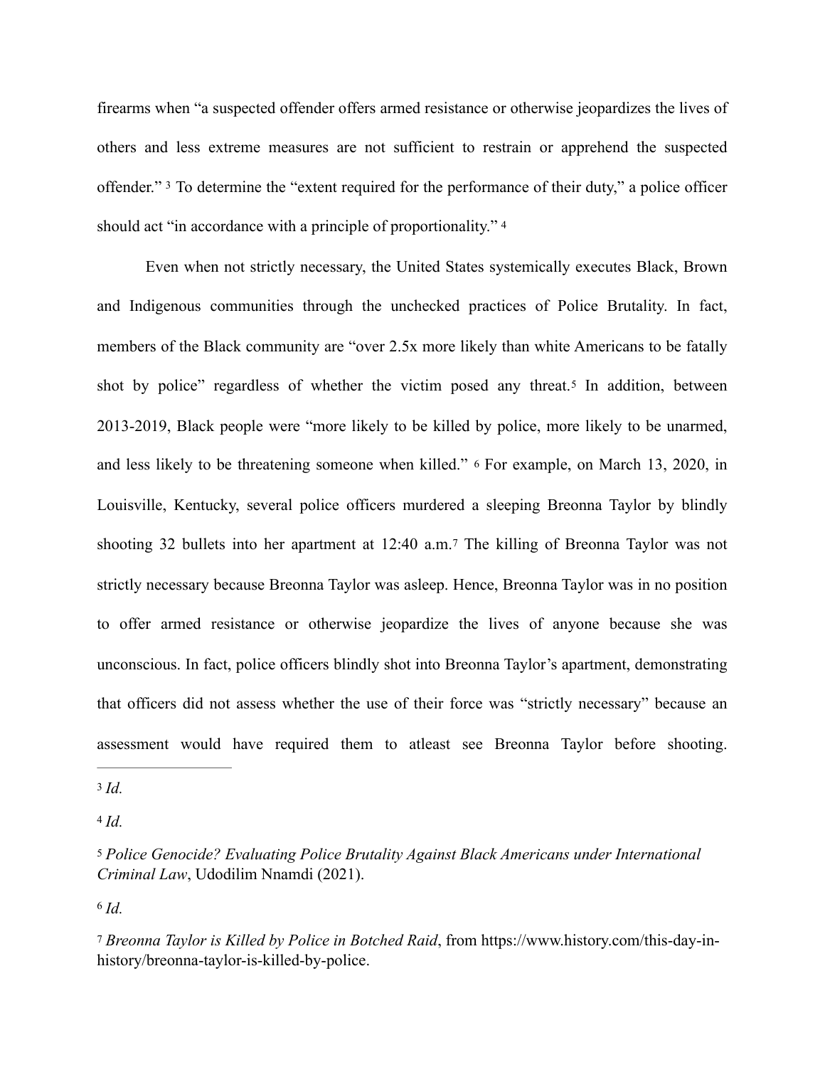firearms when "a suspected offender offers armed resistance or otherwise jeopardizes the lives of others and less extreme measures are not sufficient to restrain or apprehend the suspected offender." [3] To determine the "extent required for the performance of their duty," a police officer should act "in accordance with a principle of proportionality." [4]

Even when not strictly necessary, the United States systemically executes Black, Brown and Indigenous communities through the unchecked practices of Police Brutality. In fact, members of the Black community are "over 2.5x more likely than white Americans to be fatally shot by police" regardless of whether the victim posed any threat.[5] In addition, between 2013-2019, Black people were "more likely to be killed by police, more likely to be unarmed, and less likely to be threatening someone when killed." [6] For example, on March 13, 2020, in Louisville, Kentucky, several police officers murdered a sleeping Breonna Taylor by blindly shooting 32 bullets into her apartment at 12:40 a.m.[7] The killing of Breonna Taylor was not strictly necessary because Breonna Taylor was asleep. Hence, Breonna Taylor was in no position to offer armed resistance or otherwise jeopardize the lives of anyone because she was unconscious. In fact, police officers blindly shot into Breonna Taylor's apartment, demonstrating that officers did not assess whether the use of their force was "strictly necessary" because an assessment would have required them to atleast see Breonna Taylor before shooting.

---

[3] *Id.*

[4] *Id.*

[5] *Police Genocide? Evaluating Police Brutality Against Black Americans under International Criminal Law*, Udodilim Nnamdi (2021).

[6] *Id.*

[7] *Breonna Taylor is Killed by Police in Botched Raid*, from https://www.history.com/this-day-in-history/breonna-taylor-is-killed-by-police.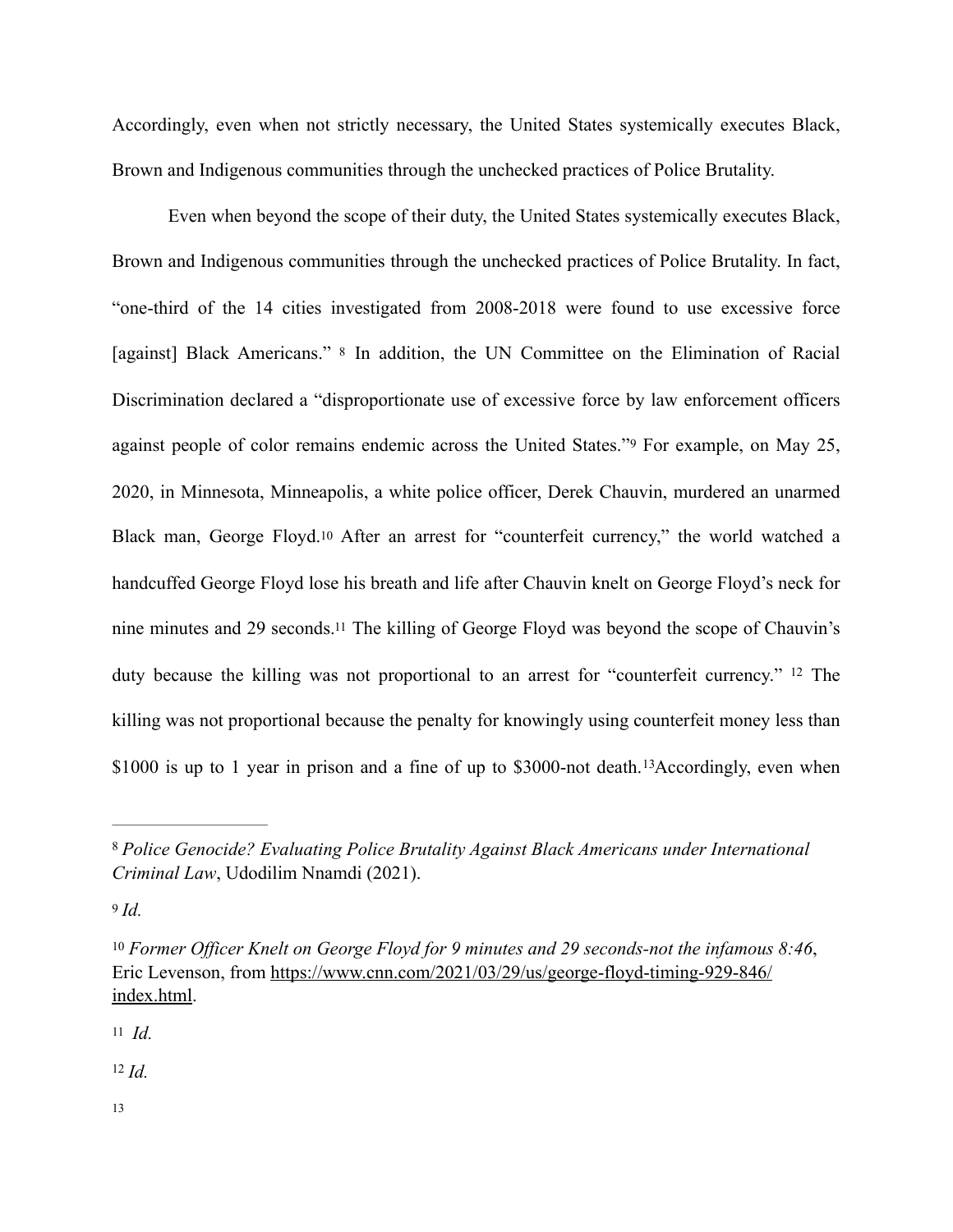Accordingly, even when not strictly necessary, the United States systemically executes Black, Brown and Indigenous communities through the unchecked practices of Police Brutality.

Even when beyond the scope of their duty, the United States systemically executes Black, Brown and Indigenous communities through the unchecked practices of Police Brutality. In fact, "one-third of the 14 cities investigated from 2008-2018 were found to use excessive force [against] Black Americans." [8] In addition, the UN Committee on the Elimination of Racial Discrimination declared a "disproportionate use of excessive force by law enforcement officers against people of color remains endemic across the United States."[9] For example, on May 25, 2020, in Minnesota, Minneapolis, a white police officer, Derek Chauvin, murdered an unarmed Black man, George Floyd.[10] After an arrest for "counterfeit currency," the world watched a handcuffed George Floyd lose his breath and life after Chauvin knelt on George Floyd's neck for nine minutes and 29 seconds.[11] The killing of George Floyd was beyond the scope of Chauvin's duty because the killing was not proportional to an arrest for "counterfeit currency." [12] The killing was not proportional because the penalty for knowingly using counterfeit money less than $1000 is up to 1 year in prison and a fine of up to $3000-not death.[13]Accordingly, even when

---

[8] *Police Genocide? Evaluating Police Brutality Against Black Americans under International Criminal Law*, Udodilim Nnamdi (2021).

[9] *Id.*

[10] *Former Officer Knelt on George Floyd for 9 minutes and 29 seconds-not the infamous 8:46*, Eric Levenson, from https://www.cnn.com/2021/03/29/us/george-floyd-timing-929-846/index.html.

[11] *Id.*

[12] *Id.*

[13]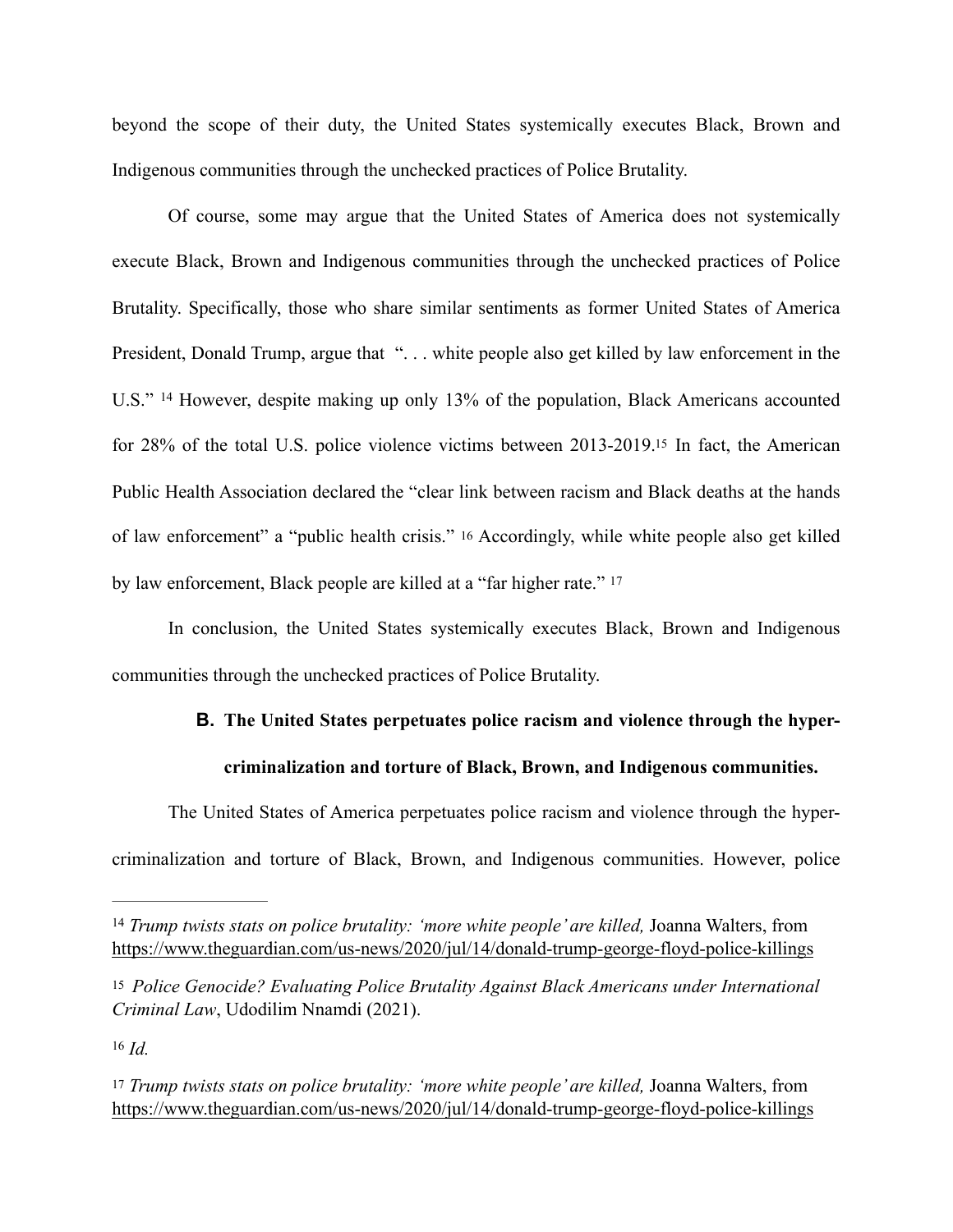beyond the scope of their duty, the United States systemically executes Black, Brown and Indigenous communities through the unchecked practices of Police Brutality.

Of course, some may argue that the United States of America does not systemically execute Black, Brown and Indigenous communities through the unchecked practices of Police Brutality. Specifically, those who share similar sentiments as former United States of America President, Donald Trump, argue that ". . . white people also get killed by law enforcement in the U.S." [14] However, despite making up only 13% of the population, Black Americans accounted for 28% of the total U.S. police violence victims between 2013-2019.[15] In fact, the American Public Health Association declared the "clear link between racism and Black deaths at the hands of law enforcement" a "public health crisis." [16] Accordingly, while white people also get killed by law enforcement, Black people are killed at a "far higher rate." [17]

In conclusion, the United States systemically executes Black, Brown and Indigenous communities through the unchecked practices of Police Brutality.

### B. The United States perpetuates police racism and violence through the hyper-criminalization and torture of Black, Brown, and Indigenous communities.

The United States of America perpetuates police racism and violence through the hyper-criminalization and torture of Black, Brown, and Indigenous communities. However, police

---

[14] *Trump twists stats on police brutality: 'more white people' are killed,* Joanna Walters, from https://www.theguardian.com/us-news/2020/jul/14/donald-trump-george-floyd-police-killings

[15] *Police Genocide? Evaluating Police Brutality Against Black Americans under International Criminal Law*, Udodilim Nnamdi (2021).

[16] *Id.*

[17] *Trump twists stats on police brutality: 'more white people' are killed,* Joanna Walters, from https://www.theguardian.com/us-news/2020/jul/14/donald-trump-george-floyd-police-killings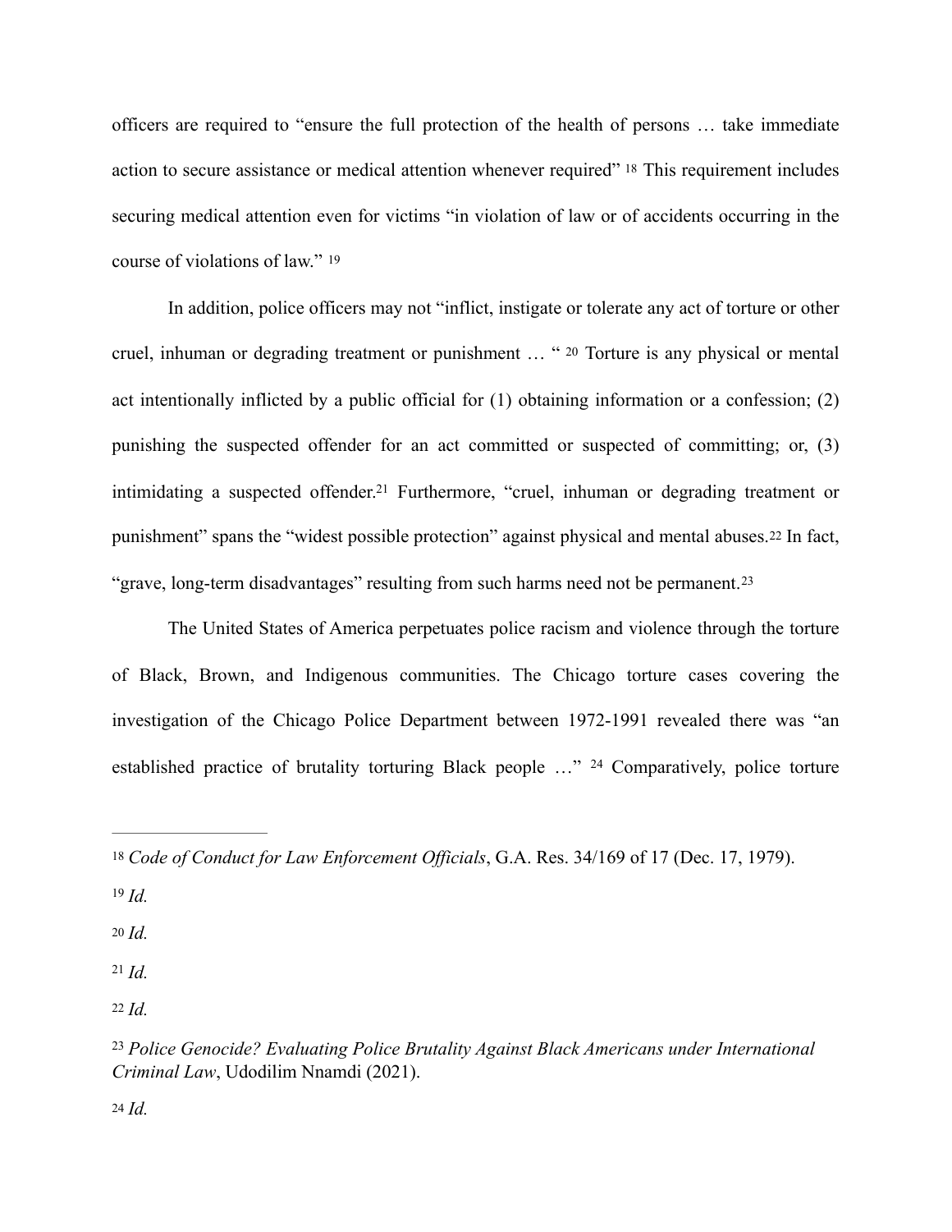officers are required to "ensure the full protection of the health of persons … take immediate action to secure assistance or medical attention whenever required" [18] This requirement includes securing medical attention even for victims "in violation of law or of accidents occurring in the course of violations of law." [19]

In addition, police officers may not "inflict, instigate or tolerate any act of torture or other cruel, inhuman or degrading treatment or punishment … " [20] Torture is any physical or mental act intentionally inflicted by a public official for (1) obtaining information or a confession; (2) punishing the suspected offender for an act committed or suspected of committing; or, (3) intimidating a suspected offender.[21] Furthermore, "cruel, inhuman or degrading treatment or punishment" spans the "widest possible protection" against physical and mental abuses.[22] In fact, "grave, long-term disadvantages" resulting from such harms need not be permanent.[23]

The United States of America perpetuates police racism and violence through the torture of Black, Brown, and Indigenous communities. The Chicago torture cases covering the investigation of the Chicago Police Department between 1972-1991 revealed there was "an established practice of brutality torturing Black people …" [24] Comparatively, police torture

---

[18] *Code of Conduct for Law Enforcement Officials*, G.A. Res. 34/169 of 17 (Dec. 17, 1979).

[19] *Id.*

[20] *Id.*

[21] *Id.*

[22] *Id.*

[23] *Police Genocide? Evaluating Police Brutality Against Black Americans under International Criminal Law*, Udodilim Nnamdi (2021).

[24] *Id.*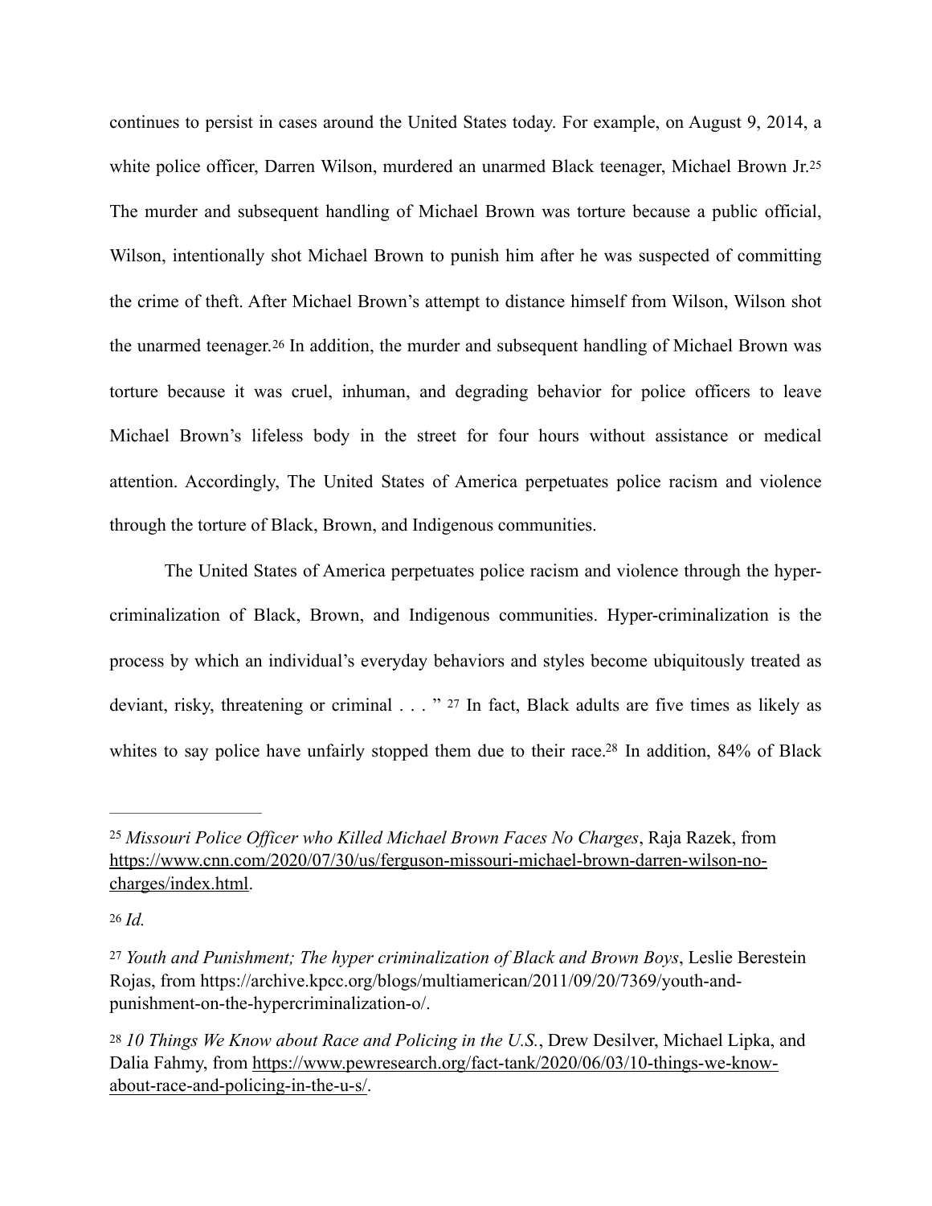continues to persist in cases around the United States today. For example, on August 9, 2014, a white police officer, Darren Wilson, murdered an unarmed Black teenager, Michael Brown Jr.[25] The murder and subsequent handling of Michael Brown was torture because a public official, Wilson, intentionally shot Michael Brown to punish him after he was suspected of committing the crime of theft. After Michael Brown's attempt to distance himself from Wilson, Wilson shot the unarmed teenager.[26] In addition, the murder and subsequent handling of Michael Brown was torture because it was cruel, inhuman, and degrading behavior for police officers to leave Michael Brown's lifeless body in the street for four hours without assistance or medical attention. Accordingly, The United States of America perpetuates police racism and violence through the torture of Black, Brown, and Indigenous communities.

The United States of America perpetuates police racism and violence through the hyper-criminalization of Black, Brown, and Indigenous communities. Hyper-criminalization is the process by which an individual's everyday behaviors and styles become ubiquitously treated as deviant, risky, threatening or criminal . . . "[27] In fact, Black adults are five times as likely as whites to say police have unfairly stopped them due to their race.[28] In addition, 84% of Black

---

[25] *Missouri Police Officer who Killed Michael Brown Faces No Charges*, Raja Razek, from https://www.cnn.com/2020/07/30/us/ferguson-missouri-michael-brown-darren-wilson-no-charges/index.html.

[26] *Id.*

[27] *Youth and Punishment; The hyper criminalization of Black and Brown Boys*, Leslie Berestein Rojas, from https://archive.kpcc.org/blogs/multiamerican/2011/09/20/7369/youth-and-punishment-on-the-hypercriminalization-o/.

[28] *10 Things We Know about Race and Policing in the U.S.*, Drew Desilver, Michael Lipka, and Dalia Fahmy, from https://www.pewresearch.org/fact-tank/2020/06/03/10-things-we-know-about-race-and-policing-in-the-u-s/.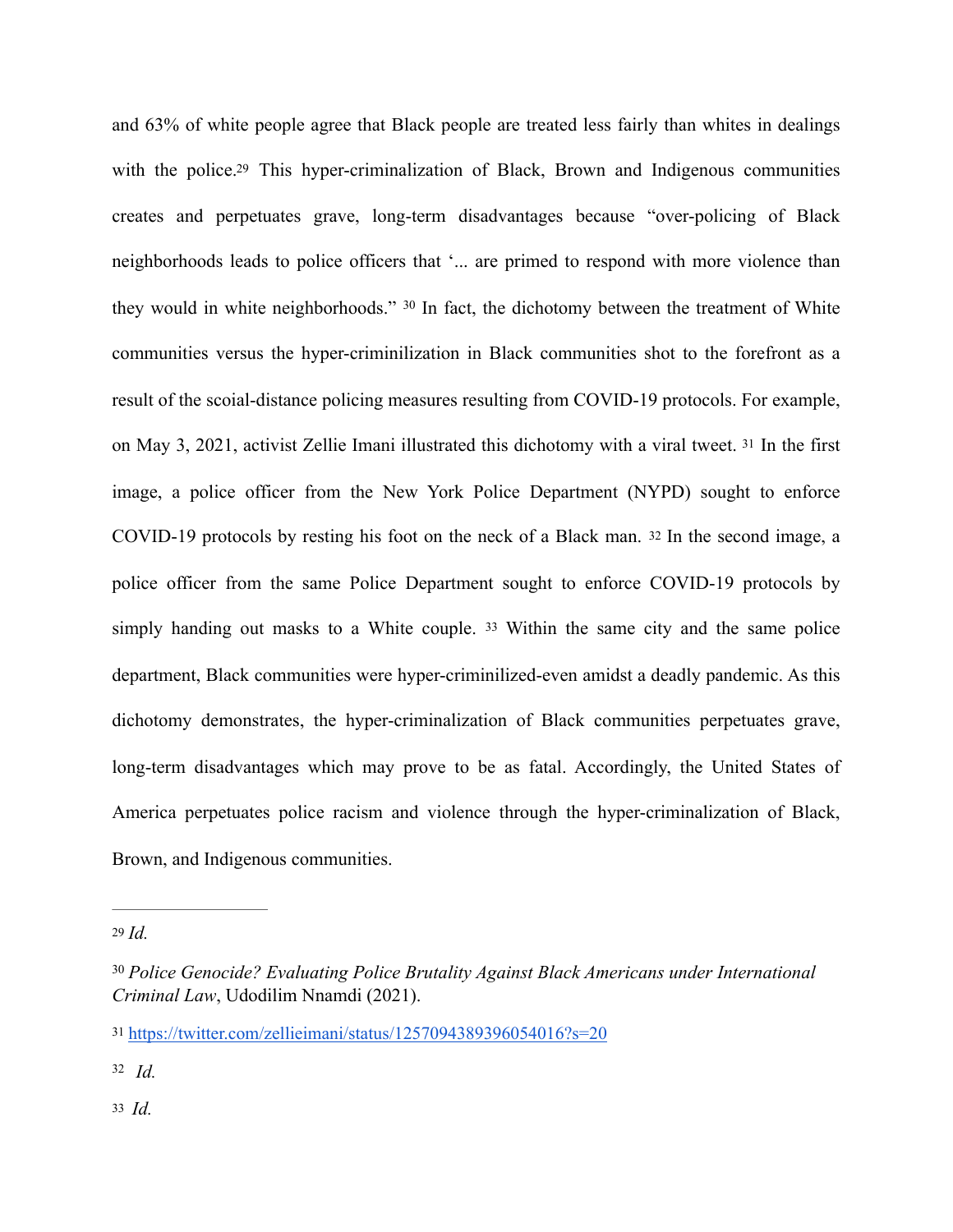and 63% of white people agree that Black people are treated less fairly than whites in dealings with the police.[29] This hyper-criminalization of Black, Brown and Indigenous communities creates and perpetuates grave, long-term disadvantages because "over-policing of Black neighborhoods leads to police officers that '... are primed to respond with more violence than they would in white neighborhoods."[30] In fact, the dichotomy between the treatment of White communities versus the hyper-criminilization in Black communities shot to the forefront as a result of the scoial-distance policing measures resulting from COVID-19 protocols. For example, on May 3, 2021, activist Zellie Imani illustrated this dichotomy with a viral tweet.[31] In the first image, a police officer from the New York Police Department (NYPD) sought to enforce COVID-19 protocols by resting his foot on the neck of a Black man.[32] In the second image, a police officer from the same Police Department sought to enforce COVID-19 protocols by simply handing out masks to a White couple.[33] Within the same city and the same police department, Black communities were hyper-criminilized-even amidst a deadly pandemic. As this dichotomy demonstrates, the hyper-criminalization of Black communities perpetuates grave, long-term disadvantages which may prove to be as fatal. Accordingly, the United States of America perpetuates police racism and violence through the hyper-criminalization of Black, Brown, and Indigenous communities.

---

[29] *Id.*

[30] *Police Genocide? Evaluating Police Brutality Against Black Americans under International Criminal Law*, Udodilim Nnamdi (2021).

[31] https://twitter.com/zellieimani/status/1257094389396054016?s=20

[32] *Id.*

[33] *Id.*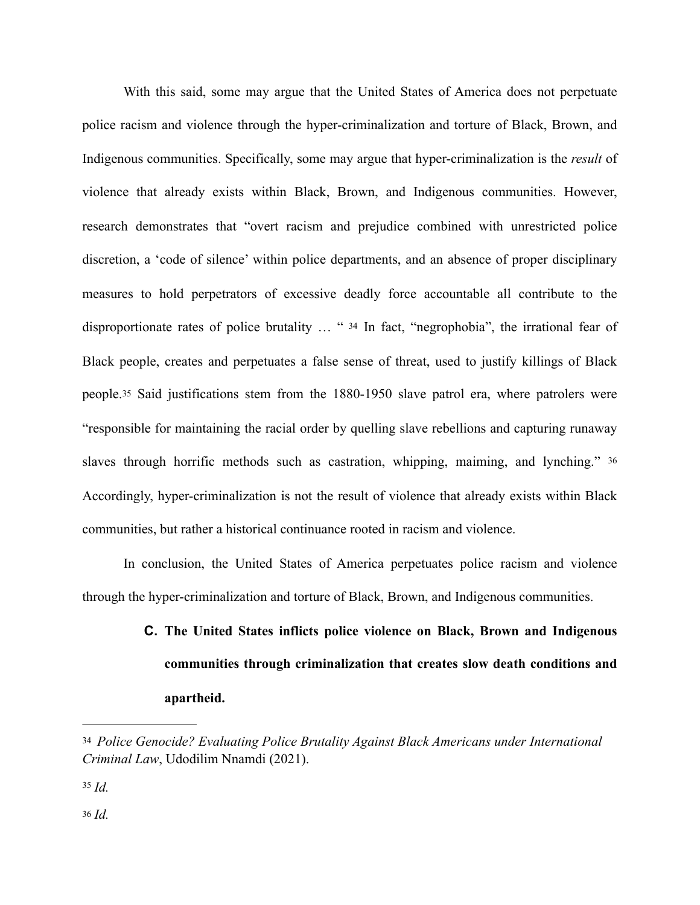With this said, some may argue that the United States of America does not perpetuate police racism and violence through the hyper-criminalization and torture of Black, Brown, and Indigenous communities. Specifically, some may argue that hyper-criminalization is the *result* of violence that already exists within Black, Brown, and Indigenous communities. However, research demonstrates that "overt racism and prejudice combined with unrestricted police discretion, a 'code of silence' within police departments, and an absence of proper disciplinary measures to hold perpetrators of excessive deadly force accountable all contribute to the disproportionate rates of police brutality … "[34] In fact, "negrophobia", the irrational fear of Black people, creates and perpetuates a false sense of threat, used to justify killings of Black people.[35] Said justifications stem from the 1880-1950 slave patrol era, where patrolers were "responsible for maintaining the racial order by quelling slave rebellions and capturing runaway slaves through horrific methods such as castration, whipping, maiming, and lynching."[36] Accordingly, hyper-criminalization is not the result of violence that already exists within Black communities, but rather a historical continuance rooted in racism and violence.

In conclusion, the United States of America perpetuates police racism and violence through the hyper-criminalization and torture of Black, Brown, and Indigenous communities.

### C. The United States inflicts police violence on Black, Brown and Indigenous communities through criminalization that creates slow death conditions and apartheid.

---

[34] *Police Genocide? Evaluating Police Brutality Against Black Americans under International Criminal Law*, Udodilim Nnamdi (2021).

[35] *Id.*

[36] *Id.*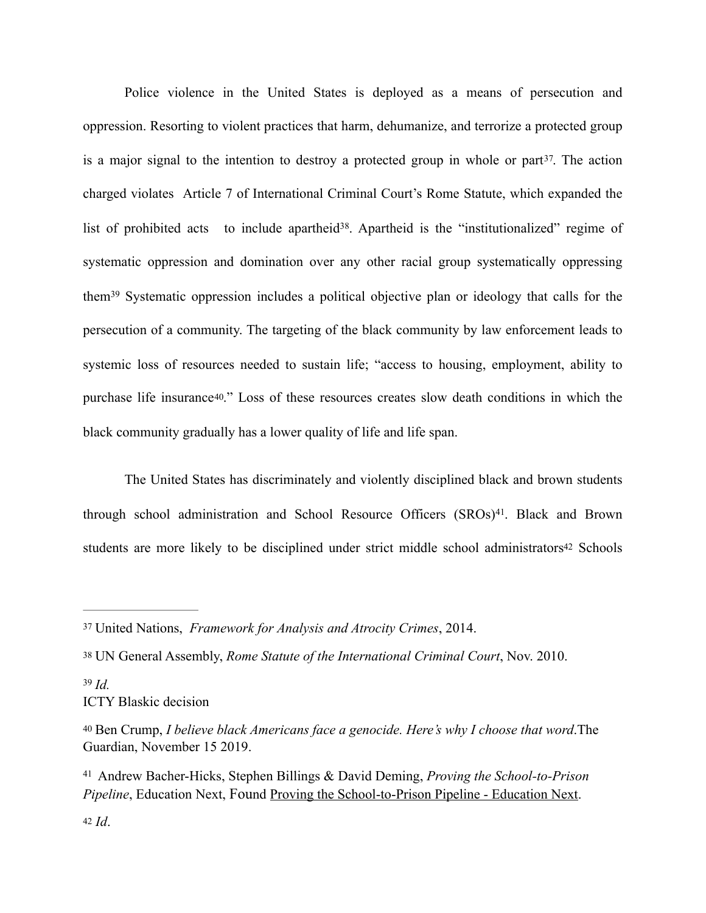Police violence in the United States is deployed as a means of persecution and oppression. Resorting to violent practices that harm, dehumanize, and terrorize a protected group is a major signal to the intention to destroy a protected group in whole or part[37]. The action charged violates  Article 7 of International Criminal Court's Rome Statute, which expanded the list of prohibited acts  to include apartheid[38]. Apartheid is the "institutionalized" regime of systematic oppression and domination over any other racial group systematically oppressing them[39] Systematic oppression includes a political objective plan or ideology that calls for the persecution of a community. The targeting of the black community by law enforcement leads to systemic loss of resources needed to sustain life; "access to housing, employment, ability to purchase life insurance[40]." Loss of these resources creates slow death conditions in which the black community gradually has a lower quality of life and life span.

The United States has discriminately and violently disciplined black and brown students through school administration and School Resource Officers (SROs)[41]. Black and Brown students are more likely to be disciplined under strict middle school administrators[42] Schools

---

[37] United Nations,  *Framework for Analysis and Atrocity Crimes*, 2014.

[38] UN General Assembly, *Rome Statute of the International Criminal Court*, Nov. 2010.

[39] *Id.*
ICTY Blaskic decision

[40] Ben Crump, *I believe black Americans face a genocide. Here's why I choose that word*.The Guardian, November 15 2019.

[41]  Andrew Bacher-Hicks, Stephen Billings & David Deming, *Proving the School-to-Prison Pipeline*, Education Next, Found Proving the School-to-Prison Pipeline - Education Next.

[42] *Id*.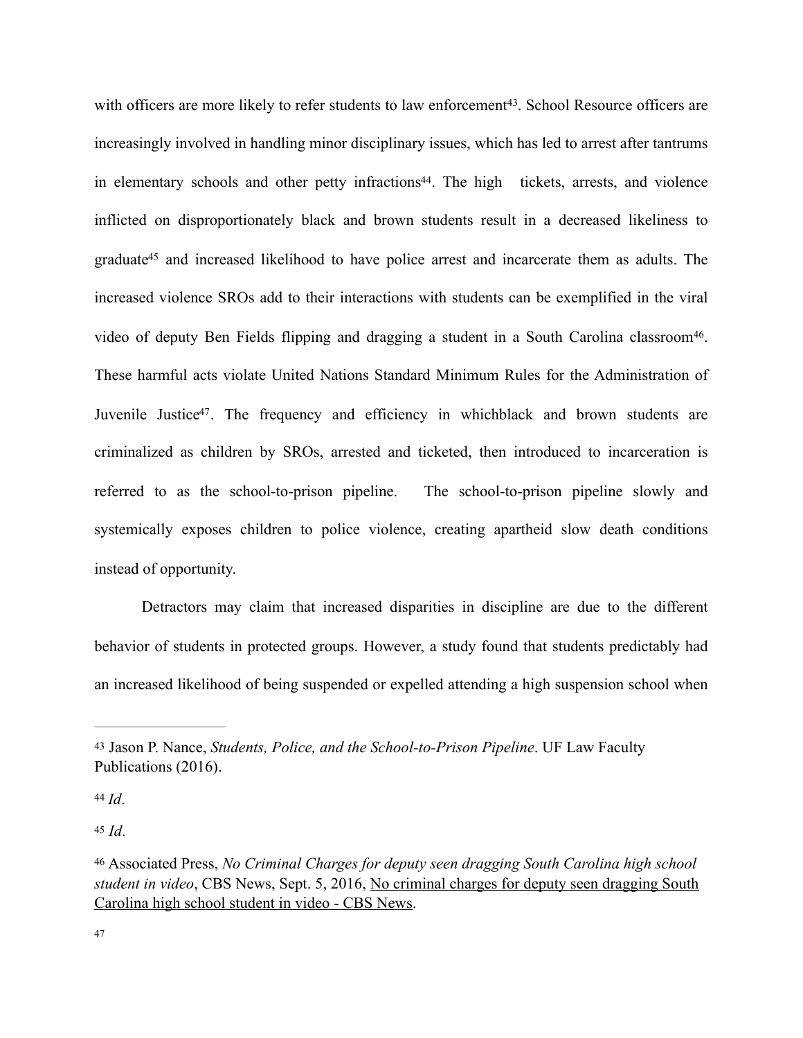with officers are more likely to refer students to law enforcement[43]. School Resource officers are increasingly involved in handling minor disciplinary issues, which has led to arrest after tantrums in elementary schools and other petty infractions[44]. The high tickets, arrests, and violence inflicted on disproportionately black and brown students result in a decreased likeliness to graduate[45] and increased likelihood to have police arrest and incarcerate them as adults. The increased violence SROs add to their interactions with students can be exemplified in the viral video of deputy Ben Fields flipping and dragging a student in a South Carolina classroom[46]. These harmful acts violate United Nations Standard Minimum Rules for the Administration of Juvenile Justice[47]. The frequency and efficiency in whichblack and brown students are criminalized as children by SROs, arrested and ticketed, then introduced to incarceration is referred to as the school-to-prison pipeline. The school-to-prison pipeline slowly and systemically exposes children to police violence, creating apartheid slow death conditions instead of opportunity.

Detractors may claim that increased disparities in discipline are due to the different behavior of students in protected groups. However, a study found that students predictably had an increased likelihood of being suspended or expelled attending a high suspension school when

---

[43] Jason P. Nance, *Students, Police, and the School-to-Prison Pipeline*. UF Law Faculty Publications (2016).

[44] *Id*.

[45] *Id*.

[46] Associated Press, *No Criminal Charges for deputy seen dragging South Carolina high school student in video*, CBS News, Sept. 5, 2016, No criminal charges for deputy seen dragging South Carolina high school student in video - CBS News.

[47]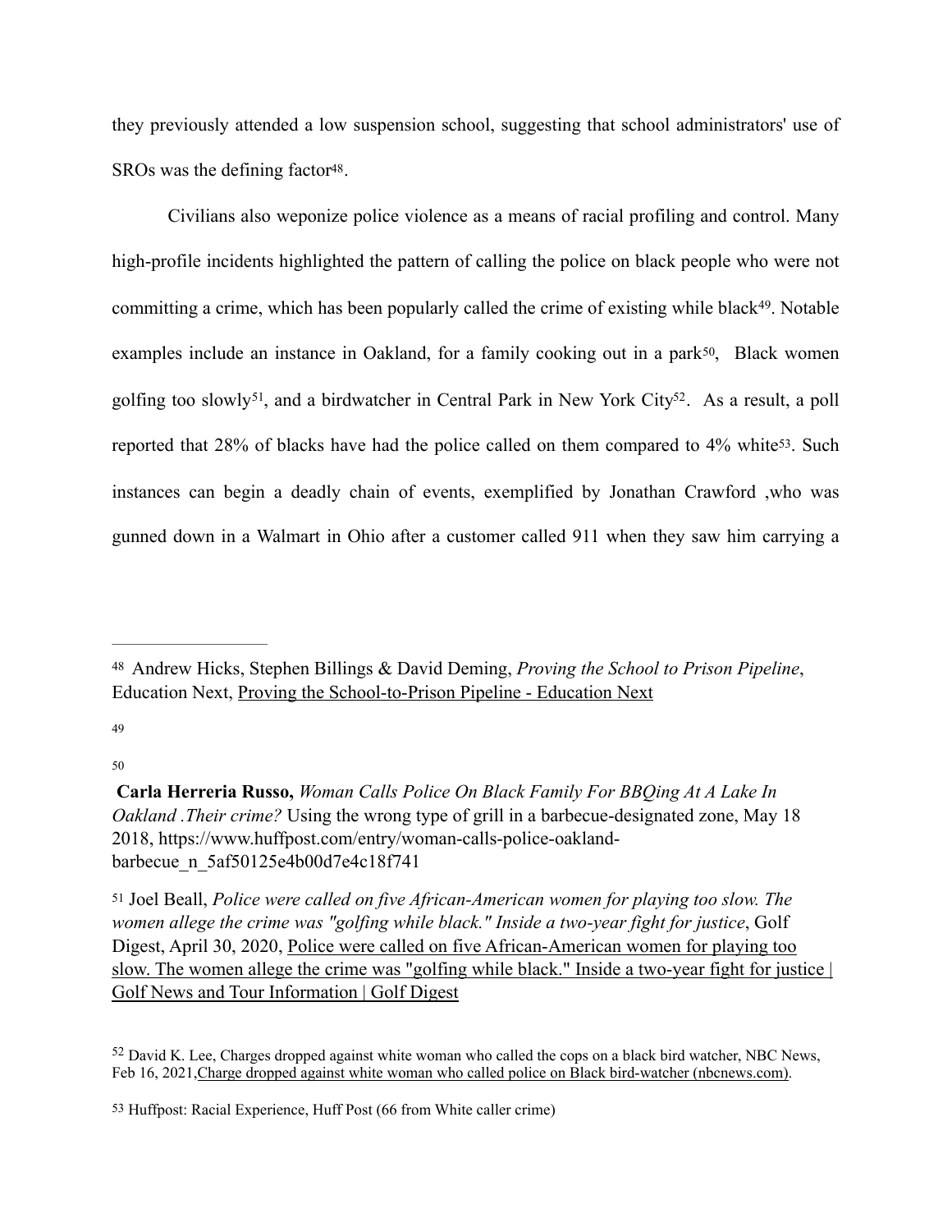they previously attended a low suspension school, suggesting that school administrators' use of SROs was the defining factor[48].

Civilians also weponize police violence as a means of racial profiling and control. Many high-profile incidents highlighted the pattern of calling the police on black people who were not committing a crime, which has been popularly called the crime of existing while black[49]. Notable examples include an instance in Oakland, for a family cooking out in a park[50], Black women golfing too slowly[51], and a birdwatcher in Central Park in New York City[52]. As a result, a poll reported that 28% of blacks have had the police called on them compared to 4% white[53]. Such instances can begin a deadly chain of events, exemplified by Jonathan Crawford ,who was gunned down in a Walmart in Ohio after a customer called 911 when they saw him carrying a

---

[48] Andrew Hicks, Stephen Billings & David Deming, *Proving the School to Prison Pipeline*, Education Next, Proving the School-to-Prison Pipeline - Education Next

[49]

[50]

**Carla Herreria Russo,** *Woman Calls Police On Black Family For BBQing At A Lake In Oakland .Their crime?* Using the wrong type of grill in a barbecue-designated zone, May 18 2018, https://www.huffpost.com/entry/woman-calls-police-oakland-barbecue_n_5af50125e4b00d7e4c18f741

[51] Joel Beall, *Police were called on five African-American women for playing too slow. The women allege the crime was "golfing while black." Inside a two-year fight for justice*, Golf Digest, April 30, 2020, Police were called on five African-American women for playing too slow. The women allege the crime was "golfing while black." Inside a two-year fight for justice | Golf News and Tour Information | Golf Digest

[52] David K. Lee, Charges dropped against white woman who called the cops on a black bird watcher, NBC News, Feb 16, 2021,Charge dropped against white woman who called police on Black bird-watcher (nbcnews.com).

[53] Huffpost: Racial Experience, Huff Post (66 from White caller crime)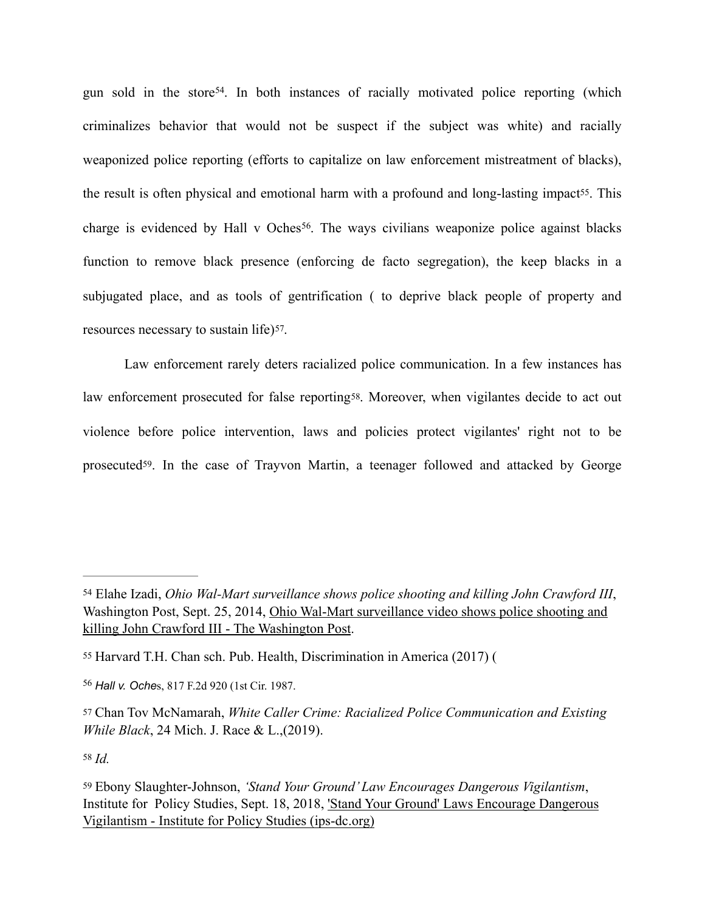gun sold in the store[54]. In both instances of racially motivated police reporting (which criminalizes behavior that would not be suspect if the subject was white) and racially weaponized police reporting (efforts to capitalize on law enforcement mistreatment of blacks), the result is often physical and emotional harm with a profound and long-lasting impact[55]. This charge is evidenced by Hall v Oches[56]. The ways civilians weaponize police against blacks function to remove black presence (enforcing de facto segregation), the keep blacks in a subjugated place, and as tools of gentrification ( to deprive black people of property and resources necessary to sustain life)[57].

Law enforcement rarely deters racialized police communication. In a few instances has law enforcement prosecuted for false reporting[58]. Moreover, when vigilantes decide to act out violence before police intervention, laws and policies protect vigilantes' right not to be prosecuted[59]. In the case of Trayvon Martin, a teenager followed and attacked by George

---

[54] Elahe Izadi, *Ohio Wal-Mart surveillance shows police shooting and killing John Crawford III*, Washington Post, Sept. 25, 2014, Ohio Wal-Mart surveillance video shows police shooting and killing John Crawford III - The Washington Post.

[55] Harvard T.H. Chan sch. Pub. Health, Discrimination in America (2017) (

[56] *Hall v. Oche*s, 817 F.2d 920 (1st Cir. 1987.

[57] Chan Tov McNamarah, *White Caller Crime: Racialized Police Communication and Existing While Black*, 24 Mich. J. Race & L.,(2019).

[58] *Id.*

[59] Ebony Slaughter-Johnson, *'Stand Your Ground' Law Encourages Dangerous Vigilantism*, Institute for Policy Studies, Sept. 18, 2018, 'Stand Your Ground' Laws Encourage Dangerous Vigilantism - Institute for Policy Studies (ips-dc.org)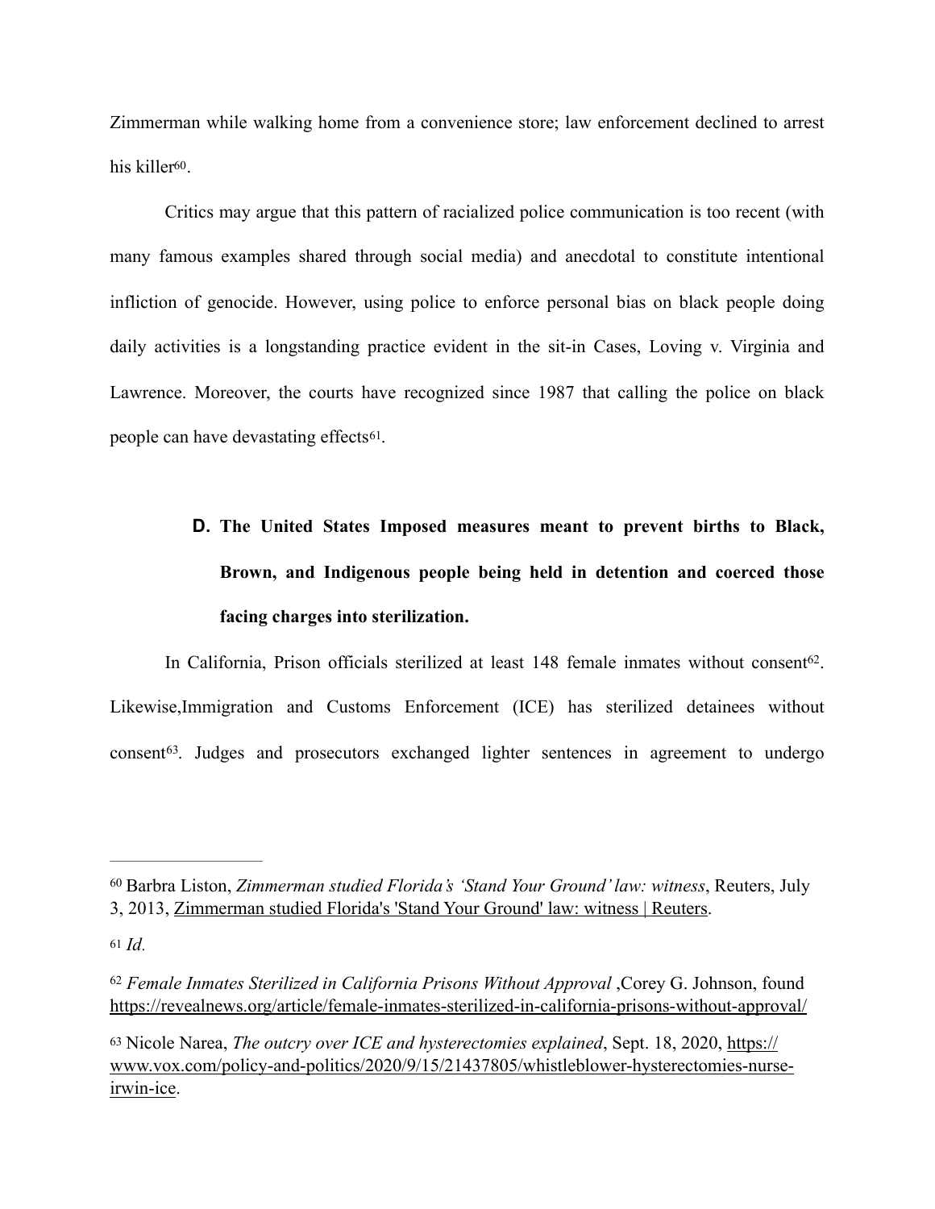Zimmerman while walking home from a convenience store; law enforcement declined to arrest his killer[60].

Critics may argue that this pattern of racialized police communication is too recent (with many famous examples shared through social media) and anecdotal to constitute intentional infliction of genocide. However, using police to enforce personal bias on black people doing daily activities is a longstanding practice evident in the sit-in Cases, Loving v. Virginia and Lawrence. Moreover, the courts have recognized since 1987 that calling the police on black people can have devastating effects[61].

### D. The United States Imposed measures meant to prevent births to Black, Brown, and Indigenous people being held in detention and coerced those facing charges into sterilization.

In California, Prison officials sterilized at least 148 female inmates without consent[62]. Likewise,Immigration and Customs Enforcement (ICE) has sterilized detainees without consent[63]. Judges and prosecutors exchanged lighter sentences in agreement to undergo

---

[60] Barbra Liston, *Zimmerman studied Florida's 'Stand Your Ground' law: witness*, Reuters, July 3, 2013, Zimmerman studied Florida's 'Stand Your Ground' law: witness | Reuters.

[61] *Id.*

[62] *Female Inmates Sterilized in California Prisons Without Approval* ,Corey G. Johnson, found https://revealnews.org/article/female-inmates-sterilized-in-california-prisons-without-approval/

[63] Nicole Narea, *The outcry over ICE and hysterectomies explained*, Sept. 18, 2020, https://www.vox.com/policy-and-politics/2020/9/15/21437805/whistleblower-hysterectomies-nurse-irwin-ice.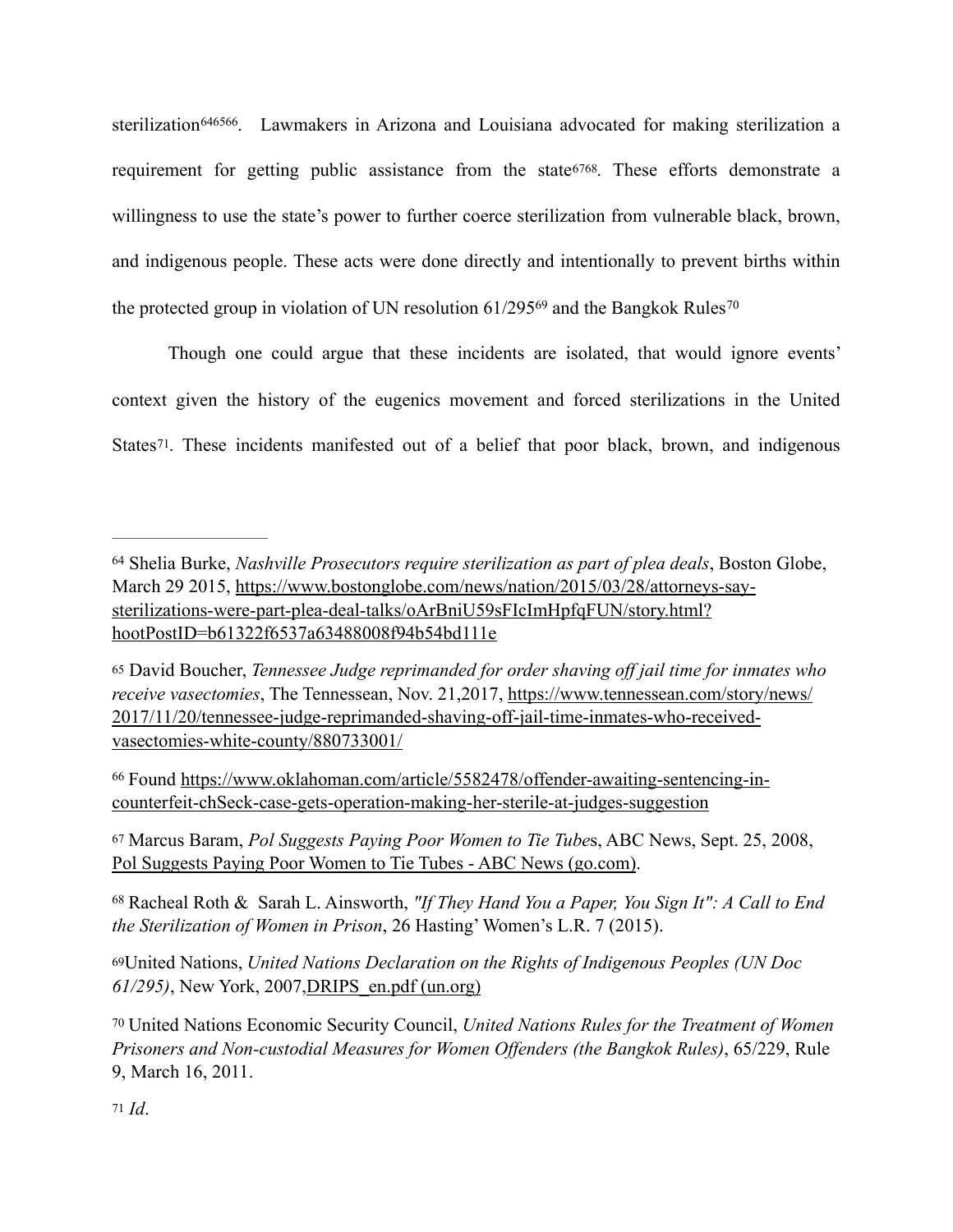sterilization[64][65][66]. Lawmakers in Arizona and Louisiana advocated for making sterilization a requirement for getting public assistance from the state[67][68]. These efforts demonstrate a willingness to use the state's power to further coerce sterilization from vulnerable black, brown, and indigenous people. These acts were done directly and intentionally to prevent births within the protected group in violation of UN resolution 61/295[69] and the Bangkok Rules[70]

Though one could argue that these incidents are isolated, that would ignore events' context given the history of the eugenics movement and forced sterilizations in the United States[71]. These incidents manifested out of a belief that poor black, brown, and indigenous

---

[64] Shelia Burke, *Nashville Prosecutors require sterilization as part of plea deals*, Boston Globe, March 29 2015, https://www.bostonglobe.com/news/nation/2015/03/28/attorneys-say-sterilizations-were-part-plea-deal-talks/oArBniU59sFIcImHpfqFUN/story.html?hootPostID=b61322f6537a63488008f94b54bd111e

[65] David Boucher, *Tennessee Judge reprimanded for order shaving off jail time for inmates who receive vasectomies*, The Tennessean, Nov. 21,2017, https://www.tennessean.com/story/news/2017/11/20/tennessee-judge-reprimanded-shaving-off-jail-time-inmates-who-received-vasectomies-white-county/880733001/

[66] Found https://www.oklahoman.com/article/5582478/offender-awaiting-sentencing-in-counterfeit-chSeck-case-gets-operation-making-her-sterile-at-judges-suggestion

[67] Marcus Baram, *Pol Suggests Paying Poor Women to Tie Tube*s, ABC News, Sept. 25, 2008, Pol Suggests Paying Poor Women to Tie Tubes - ABC News (go.com).

[68] Racheal Roth & Sarah L. Ainsworth, *"If They Hand You a Paper, You Sign It": A Call to End the Sterilization of Women in Prison*, 26 Hasting' Women's L.R. 7 (2015).

[69] United Nations, *United Nations Declaration on the Rights of Indigenous Peoples (UN Doc 61/295)*, New York, 2007,DRIPS_en.pdf (un.org)

[70] United Nations Economic Security Council, *United Nations Rules for the Treatment of Women Prisoners and Non-custodial Measures for Women Offenders (the Bangkok Rules)*, 65/229, Rule 9, March 16, 2011.

[71] *Id*.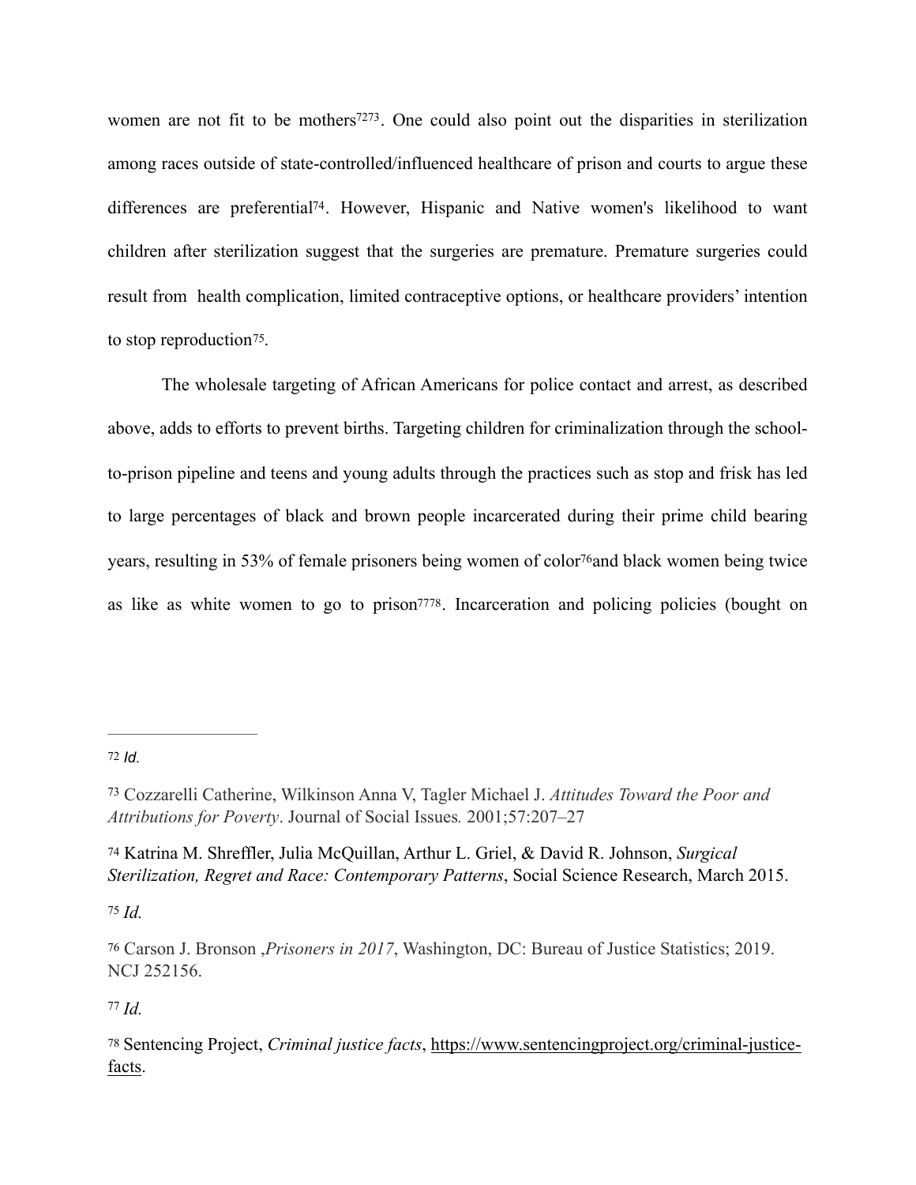women are not fit to be mothers[72][73]. One could also point out the disparities in sterilization among races outside of state-controlled/influenced healthcare of prison and courts to argue these differences are preferential[74]. However, Hispanic and Native women's likelihood to want children after sterilization suggest that the surgeries are premature. Premature surgeries could result from health complication, limited contraceptive options, or healthcare providers' intention to stop reproduction[75].

The wholesale targeting of African Americans for police contact and arrest, as described above, adds to efforts to prevent births. Targeting children for criminalization through the school-to-prison pipeline and teens and young adults through the practices such as stop and frisk has led to large percentages of black and brown people incarcerated during their prime child bearing years, resulting in 53% of female prisoners being women of color[76]and black women being twice as like as white women to go to prison[77][78]. Incarceration and policing policies (bought on

---

[72] *Id.*

[73] Cozzarelli Catherine, Wilkinson Anna V, Tagler Michael J. *Attitudes Toward the Poor and Attributions for Poverty*. Journal of Social Issues*.* 2001;57:207–27

[74] Katrina M. Shreffler, Julia McQuillan, Arthur L. Griel, & David R. Johnson, *Surgical Sterilization, Regret and Race: Contemporary Patterns*, Social Science Research, March 2015.

[75] *Id.*

[76] Carson J. Bronson ,*Prisoners in 2017*, Washington, DC: Bureau of Justice Statistics; 2019. NCJ 252156.

[77] *Id.*

[78] Sentencing Project, *Criminal justice facts*, https://www.sentencingproject.org/criminal-justice-facts.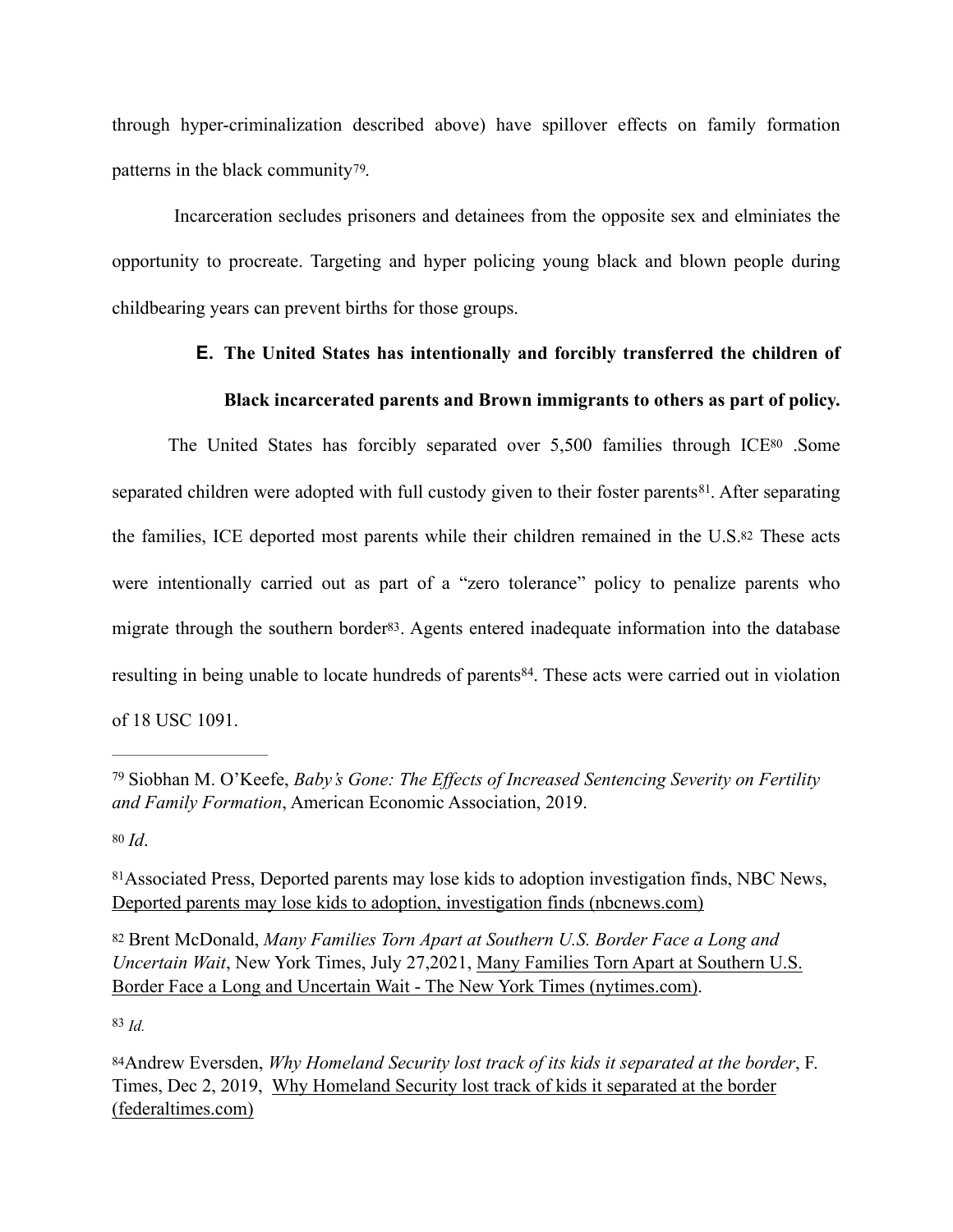through hyper-criminalization described above) have spillover effects on family formation patterns in the black community[79].

Incarceration secludes prisoners and detainees from the opposite sex and elminiates the opportunity to procreate. Targeting and hyper policing young black and blown people during childbearing years can prevent births for those groups.

**E. The United States has intentionally and forcibly transferred the children of Black incarcerated parents and Brown immigrants to others as part of policy.**

The United States has forcibly separated over 5,500 families through ICE[80] .Some separated children were adopted with full custody given to their foster parents[81]. After separating the families, ICE deported most parents while their children remained in the U.S.[82] These acts were intentionally carried out as part of a "zero tolerance" policy to penalize parents who migrate through the southern border[83]. Agents entered inadequate information into the database resulting in being unable to locate hundreds of parents[84]. These acts were carried out in violation of 18 USC 1091.

---

[79] Siobhan M. O'Keefe, *Baby's Gone: The Effects of Increased Sentencing Severity on Fertility and Family Formation*, American Economic Association, 2019.

[80] *Id*.

[81]Associated Press, Deported parents may lose kids to adoption investigation finds, NBC News, Deported parents may lose kids to adoption, investigation finds (nbcnews.com)

[82] Brent McDonald, *Many Families Torn Apart at Southern U.S. Border Face a Long and Uncertain Wait*, New York Times, July 27,2021, Many Families Torn Apart at Southern U.S. Border Face a Long and Uncertain Wait - The New York Times (nytimes.com).

[83] *Id.*

[84]Andrew Eversden, *Why Homeland Security lost track of its kids it separated at the border*, F. Times, Dec 2, 2019, Why Homeland Security lost track of kids it separated at the border (federaltimes.com)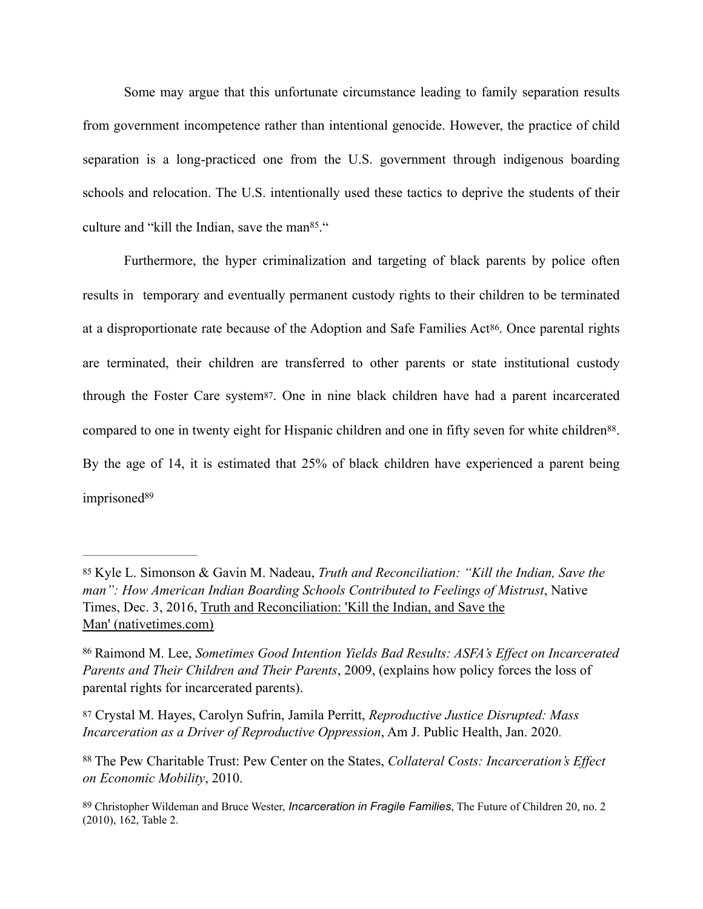Some may argue that this unfortunate circumstance leading to family separation results from government incompetence rather than intentional genocide. However, the practice of child separation is a long-practiced one from the U.S. government through indigenous boarding schools and relocation. The U.S. intentionally used these tactics to deprive the students of their culture and "kill the Indian, save the man[85]."

Furthermore, the hyper criminalization and targeting of black parents by police often results in temporary and eventually permanent custody rights to their children to be terminated at a disproportionate rate because of the Adoption and Safe Families Act[86]. Once parental rights are terminated, their children are transferred to other parents or state institutional custody through the Foster Care system[87]. One in nine black children have had a parent incarcerated compared to one in twenty eight for Hispanic children and one in fifty seven for white children[88]. By the age of 14, it is estimated that 25% of black children have experienced a parent being imprisoned[89]

---

[85] Kyle L. Simonson & Gavin M. Nadeau, *Truth and Reconciliation: "Kill the Indian, Save the man": How American Indian Boarding Schools Contributed to Feelings of Mistrust*, Native Times, Dec. 3, 2016, Truth and Reconciliation: 'Kill the Indian, and Save the Man' (nativetimes.com)

[86] Raimond M. Lee, *Sometimes Good Intention Yields Bad Results: ASFA's Effect on Incarcerated Parents and Their Children and Their Parents*, 2009, (explains how policy forces the loss of parental rights for incarcerated parents).

[87] Crystal M. Hayes, Carolyn Sufrin, Jamila Perritt, *Reproductive Justice Disrupted: Mass Incarceration as a Driver of Reproductive Oppression*, Am J. Public Health, Jan. 2020.

[88] The Pew Charitable Trust: Pew Center on the States, *Collateral Costs: Incarceration's Effect on Economic Mobility*, 2010.

[89] Christopher Wildeman and Bruce Wester, *Incarceration in Fragile Families*, The Future of Children 20, no. 2 (2010), 162, Table 2.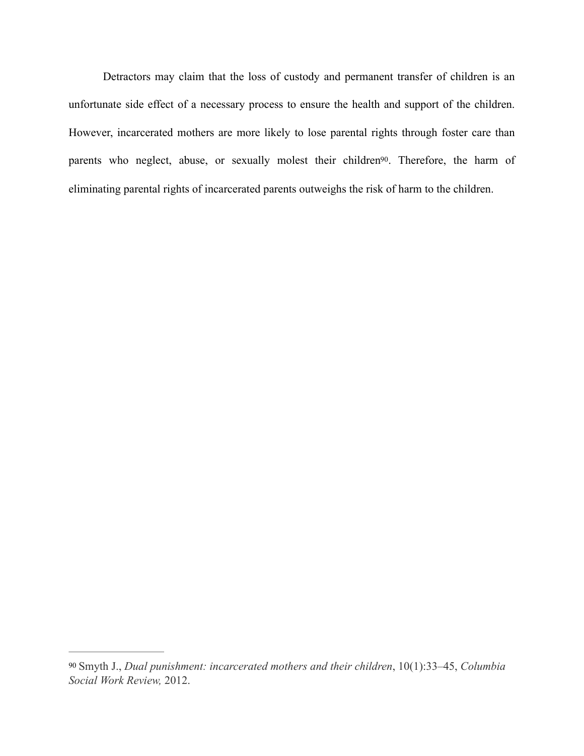Detractors may claim that the loss of custody and permanent transfer of children is an unfortunate side effect of a necessary process to ensure the health and support of the children. However, incarcerated mothers are more likely to lose parental rights through foster care than parents who neglect, abuse, or sexually molest their children[90]. Therefore, the harm of eliminating parental rights of incarcerated parents outweighs the risk of harm to the children.

---

[90] Smyth J., *Dual punishment: incarcerated mothers and their children*, 10(1):33–45, *Columbia Social Work Review,* 2012.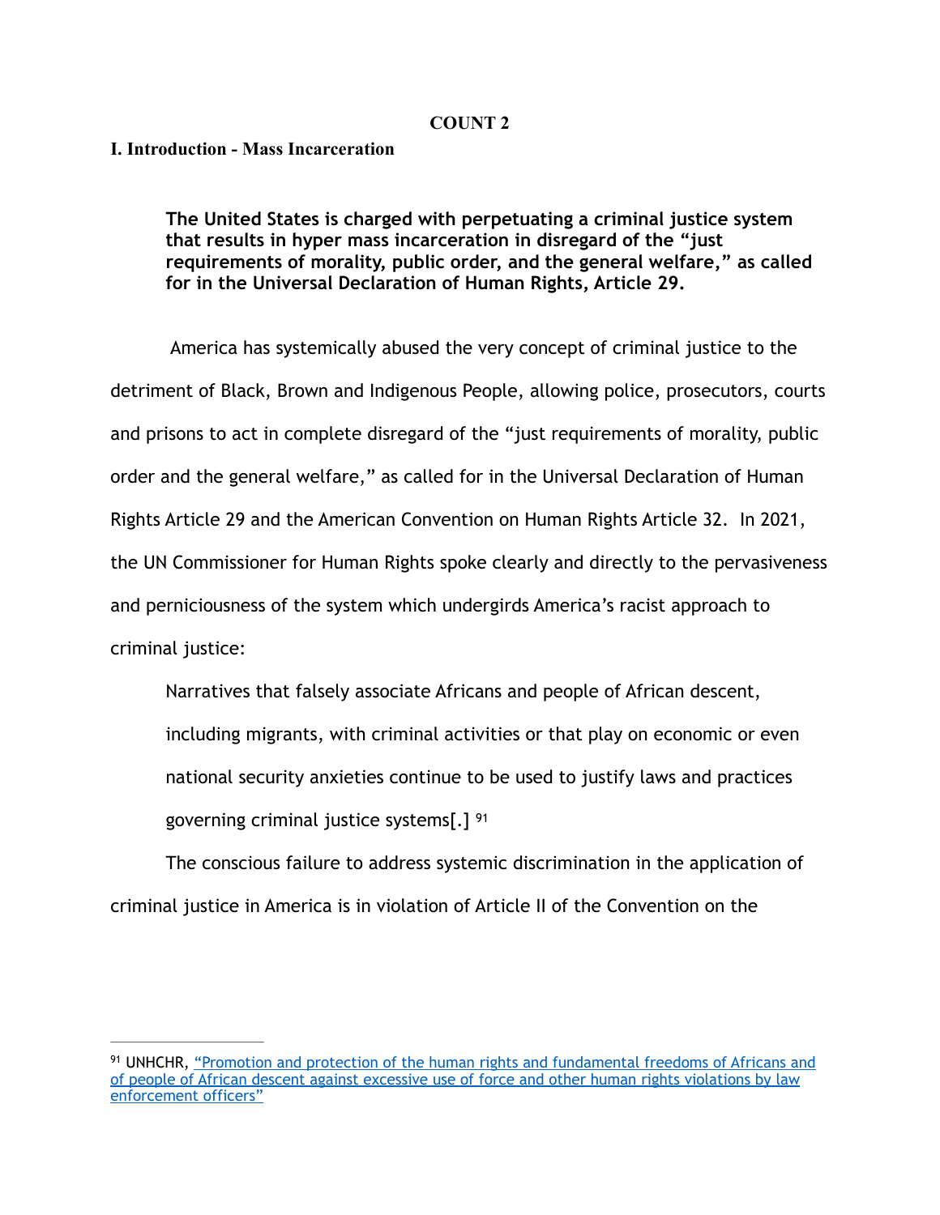**COUNT 2**

**I. Introduction - Mass Incarceration**

> **The United States is charged with perpetuating a criminal justice system that results in hyper mass incarceration in disregard of the "just requirements of morality, public order, and the general welfare," as called for in the Universal Declaration of Human Rights, Article 29.**

America has systemically abused the very concept of criminal justice to the detriment of Black, Brown and Indigenous People, allowing police, prosecutors, courts and prisons to act in complete disregard of the "just requirements of morality, public order and the general welfare," as called for in the Universal Declaration of Human Rights Article 29 and the American Convention on Human Rights Article 32. In 2021, the UN Commissioner for Human Rights spoke clearly and directly to the pervasiveness and perniciousness of the system which undergirds America's racist approach to criminal justice:

> Narratives that falsely associate Africans and people of African descent, including migrants, with criminal activities or that play on economic or even national security anxieties continue to be used to justify laws and practices governing criminal justice systems[.] [91]

The conscious failure to address systemic discrimination in the application of criminal justice in America is in violation of Article II of the Convention on the

---

[91] UNHCHR, "Promotion and protection of the human rights and fundamental freedoms of Africans and of people of African descent against excessive use of force and other human rights violations by law enforcement officers"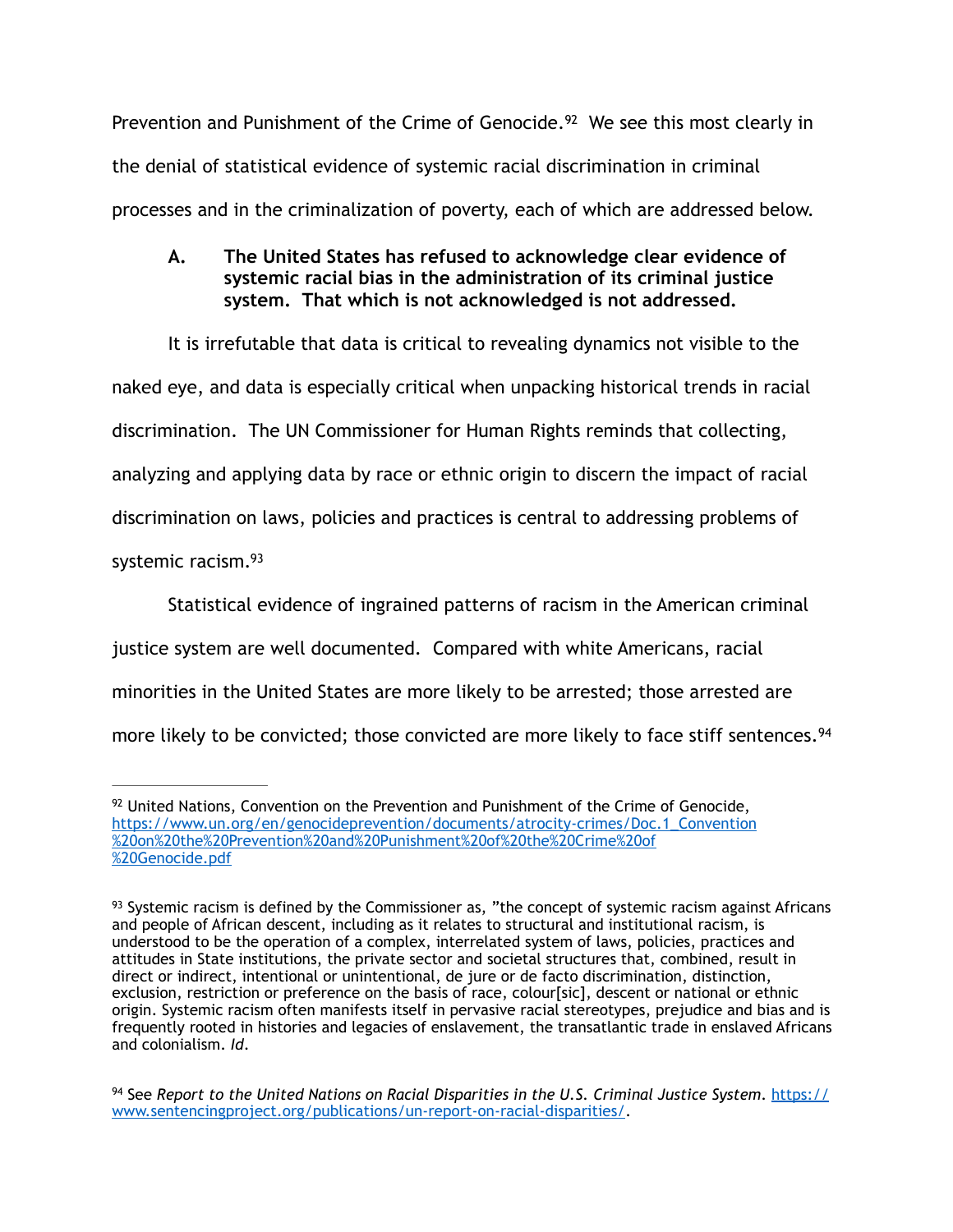Prevention and Punishment of the Crime of Genocide.[92] We see this most clearly in the denial of statistical evidence of systemic racial discrimination in criminal processes and in the criminalization of poverty, each of which are addressed below.

### A. The United States has refused to acknowledge clear evidence of systemic racial bias in the administration of its criminal justice system. That which is not acknowledged is not addressed.

It is irrefutable that data is critical to revealing dynamics not visible to the naked eye, and data is especially critical when unpacking historical trends in racial discrimination. The UN Commissioner for Human Rights reminds that collecting, analyzing and applying data by race or ethnic origin to discern the impact of racial discrimination on laws, policies and practices is central to addressing problems of systemic racism.[93]

Statistical evidence of ingrained patterns of racism in the American criminal justice system are well documented. Compared with white Americans, racial minorities in the United States are more likely to be arrested; those arrested are more likely to be convicted; those convicted are more likely to face stiff sentences.[94]

---

[92] United Nations, Convention on the Prevention and Punishment of the Crime of Genocide, https://www.un.org/en/genocideprevention/documents/atrocity-crimes/Doc.1_Convention%20on%20the%20Prevention%20and%20Punishment%20of%20the%20Crime%20of%20Genocide.pdf

[93] Systemic racism is defined by the Commissioner as, "the concept of systemic racism against Africans and people of African descent, including as it relates to structural and institutional racism, is understood to be the operation of a complex, interrelated system of laws, policies, practices and attitudes in State institutions, the private sector and societal structures that, combined, result in direct or indirect, intentional or unintentional, de jure or de facto discrimination, distinction, exclusion, restriction or preference on the basis of race, colour[sic], descent or national or ethnic origin. Systemic racism often manifests itself in pervasive racial stereotypes, prejudice and bias and is frequently rooted in histories and legacies of enslavement, the transatlantic trade in enslaved Africans and colonialism. *Id*.

[94] See *Report to the United Nations on Racial Disparities in the U.S. Criminal Justice System*. https://www.sentencingproject.org/publications/un-report-on-racial-disparities/.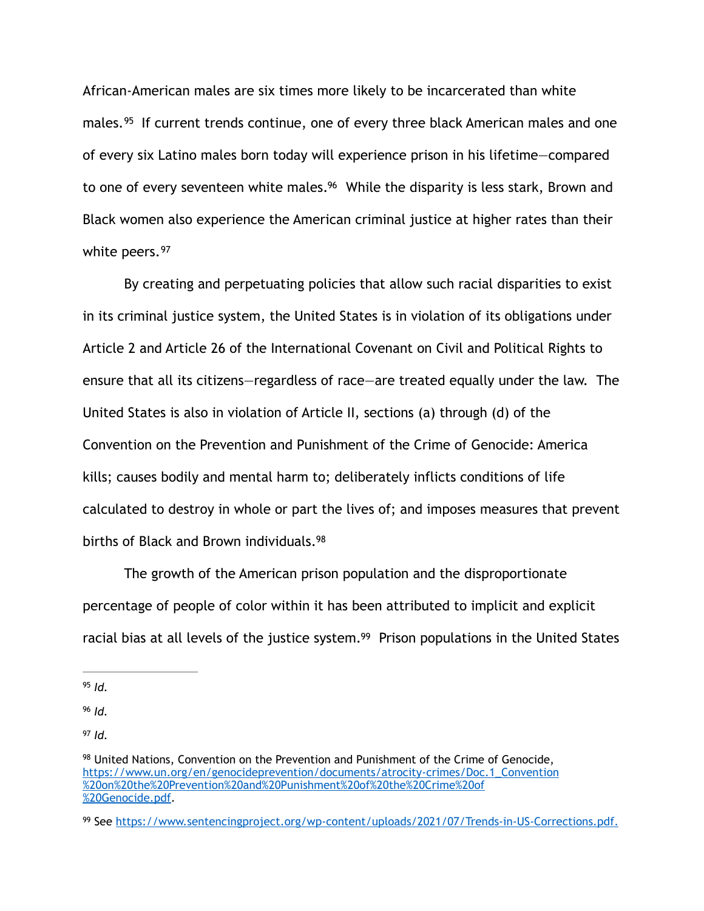African-American males are six times more likely to be incarcerated than white males.[95] If current trends continue, one of every three black American males and one of every six Latino males born today will experience prison in his lifetime—compared to one of every seventeen white males.[96] While the disparity is less stark, Brown and Black women also experience the American criminal justice at higher rates than their white peers.[97]

By creating and perpetuating policies that allow such racial disparities to exist in its criminal justice system, the United States is in violation of its obligations under Article 2 and Article 26 of the International Covenant on Civil and Political Rights to ensure that all its citizens—regardless of race—are treated equally under the law. The United States is also in violation of Article II, sections (a) through (d) of the Convention on the Prevention and Punishment of the Crime of Genocide: America kills; causes bodily and mental harm to; deliberately inflicts conditions of life calculated to destroy in whole or part the lives of; and imposes measures that prevent births of Black and Brown individuals.[98]

The growth of the American prison population and the disproportionate percentage of people of color within it has been attributed to implicit and explicit racial bias at all levels of the justice system.[99] Prison populations in the United States

---

[95] *Id.*

[96] *Id.*

[97] *Id.*

[98] United Nations, Convention on the Prevention and Punishment of the Crime of Genocide, https://www.un.org/en/genocideprevention/documents/atrocity-crimes/Doc.1_Convention%20on%20the%20Prevention%20and%20Punishment%20of%20the%20Crime%20of%20Genocide.pdf.

[99] See https://www.sentencingproject.org/wp-content/uploads/2021/07/Trends-in-US-Corrections.pdf.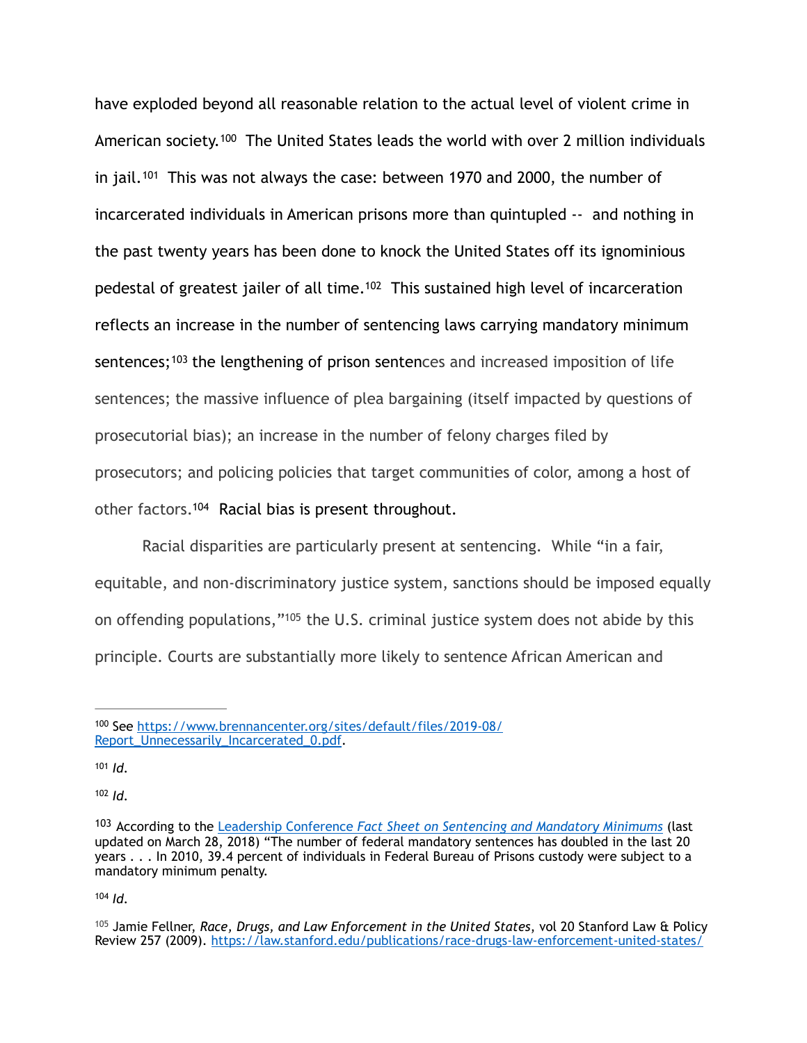have exploded beyond all reasonable relation to the actual level of violent crime in American society.[100] The United States leads the world with over 2 million individuals in jail.[101] This was not always the case: between 1970 and 2000, the number of incarcerated individuals in American prisons more than quintupled -- and nothing in the past twenty years has been done to knock the United States off its ignominious pedestal of greatest jailer of all time.[102] This sustained high level of incarceration reflects an increase in the number of sentencing laws carrying mandatory minimum sentences;[103] the lengthening of prison sentences and increased imposition of life sentences; the massive influence of plea bargaining (itself impacted by questions of prosecutorial bias); an increase in the number of felony charges filed by prosecutors; and policing policies that target communities of color, among a host of other factors.[104] Racial bias is present throughout.

Racial disparities are particularly present at sentencing. While "in a fair, equitable, and non-discriminatory justice system, sanctions should be imposed equally on offending populations,"[105] the U.S. criminal justice system does not abide by this principle. Courts are substantially more likely to sentence African American and

---

[100] See [https://www.brennancenter.org/sites/default/files/2019-08/Report_Unnecessarily_Incarcerated_0.pdf](https://www.brennancenter.org/sites/default/files/2019-08/Report_Unnecessarily_Incarcerated_0.pdf).

[101] *Id.*

[102] *Id.*

[103] According to the [Leadership Conference *Fact Sheet on Sentencing and Mandatory Minimums*](#) (last updated on March 28, 2018) "The number of federal mandatory sentences has doubled in the last 20 years . . . In 2010, 39.4 percent of individuals in Federal Bureau of Prisons custody were subject to a mandatory minimum penalty.

[104] *Id.*

[105] Jamie Fellner, *Race, Drugs, and Law Enforcement in the United States*, vol 20 Stanford Law & Policy Review 257 (2009). [https://law.stanford.edu/publications/race-drugs-law-enforcement-united-states/](https://law.stanford.edu/publications/race-drugs-law-enforcement-united-states/)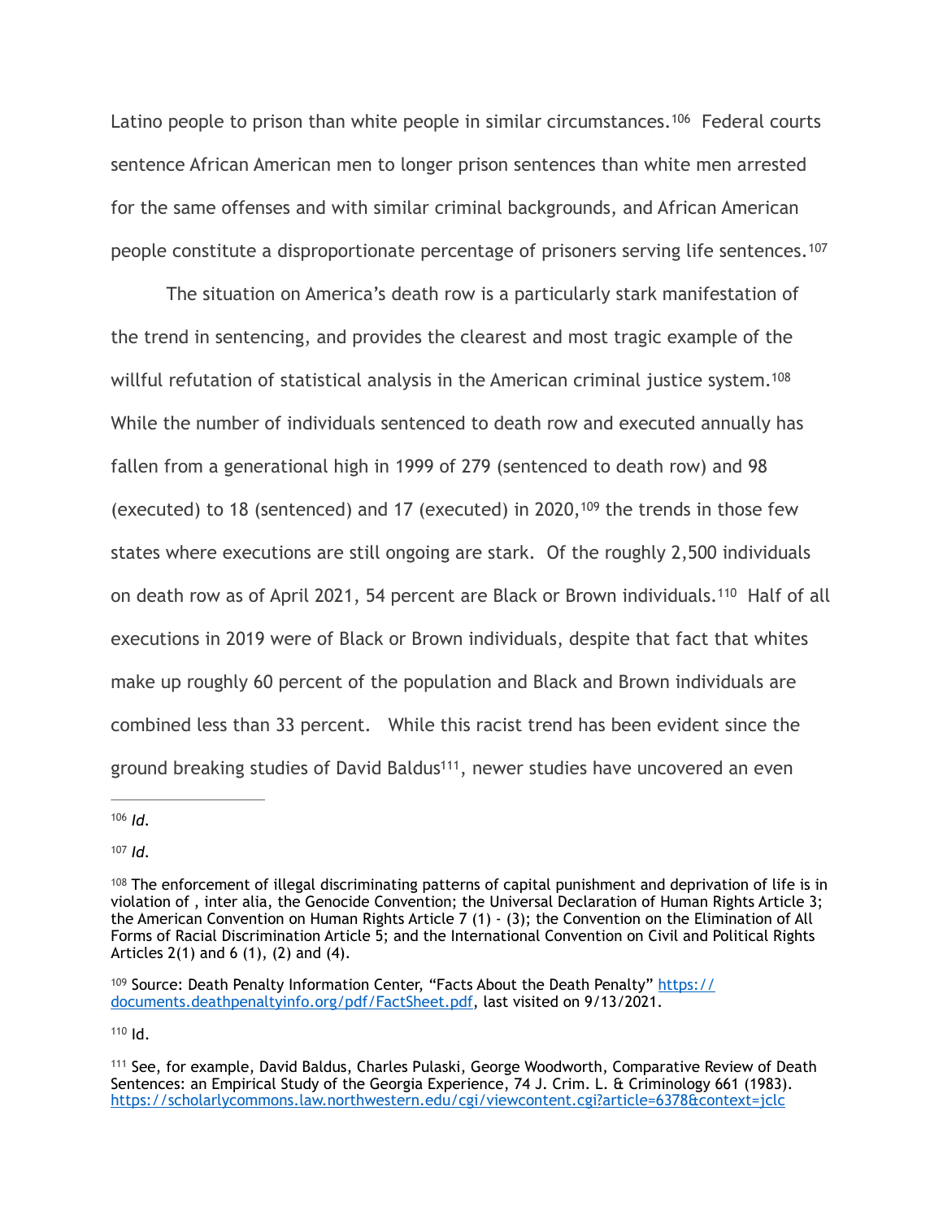Latino people to prison than white people in similar circumstances.[106] Federal courts sentence African American men to longer prison sentences than white men arrested for the same offenses and with similar criminal backgrounds, and African American people constitute a disproportionate percentage of prisoners serving life sentences.[107]

The situation on America's death row is a particularly stark manifestation of the trend in sentencing, and provides the clearest and most tragic example of the willful refutation of statistical analysis in the American criminal justice system.[108] While the number of individuals sentenced to death row and executed annually has fallen from a generational high in 1999 of 279 (sentenced to death row) and 98 (executed) to 18 (sentenced) and 17 (executed) in 2020,[109] the trends in those few states where executions are still ongoing are stark. Of the roughly 2,500 individuals on death row as of April 2021, 54 percent are Black or Brown individuals.[110] Half of all executions in 2019 were of Black or Brown individuals, despite that fact that whites make up roughly 60 percent of the population and Black and Brown individuals are combined less than 33 percent. While this racist trend has been evident since the ground breaking studies of David Baldus[111], newer studies have uncovered an even

---

[106] *Id.*

[107] *Id.*

[108] The enforcement of illegal discriminating patterns of capital punishment and deprivation of life is in violation of , inter alia, the Genocide Convention; the Universal Declaration of Human Rights Article 3; the American Convention on Human Rights Article 7 (1) - (3); the Convention on the Elimination of All Forms of Racial Discrimination Article 5; and the International Convention on Civil and Political Rights Articles 2(1) and 6 (1), (2) and (4).

[109] Source: Death Penalty Information Center, "Facts About the Death Penalty" https://documents.deathpenaltyinfo.org/pdf/FactSheet.pdf, last visited on 9/13/2021.

[110] Id.

[111] See, for example, David Baldus, Charles Pulaski, George Woodworth, Comparative Review of Death Sentences: an Empirical Study of the Georgia Experience, 74 J. Crim. L. & Criminology 661 (1983). https://scholarlycommons.law.northwestern.edu/cgi/viewcontent.cgi?article=6378&context=jclc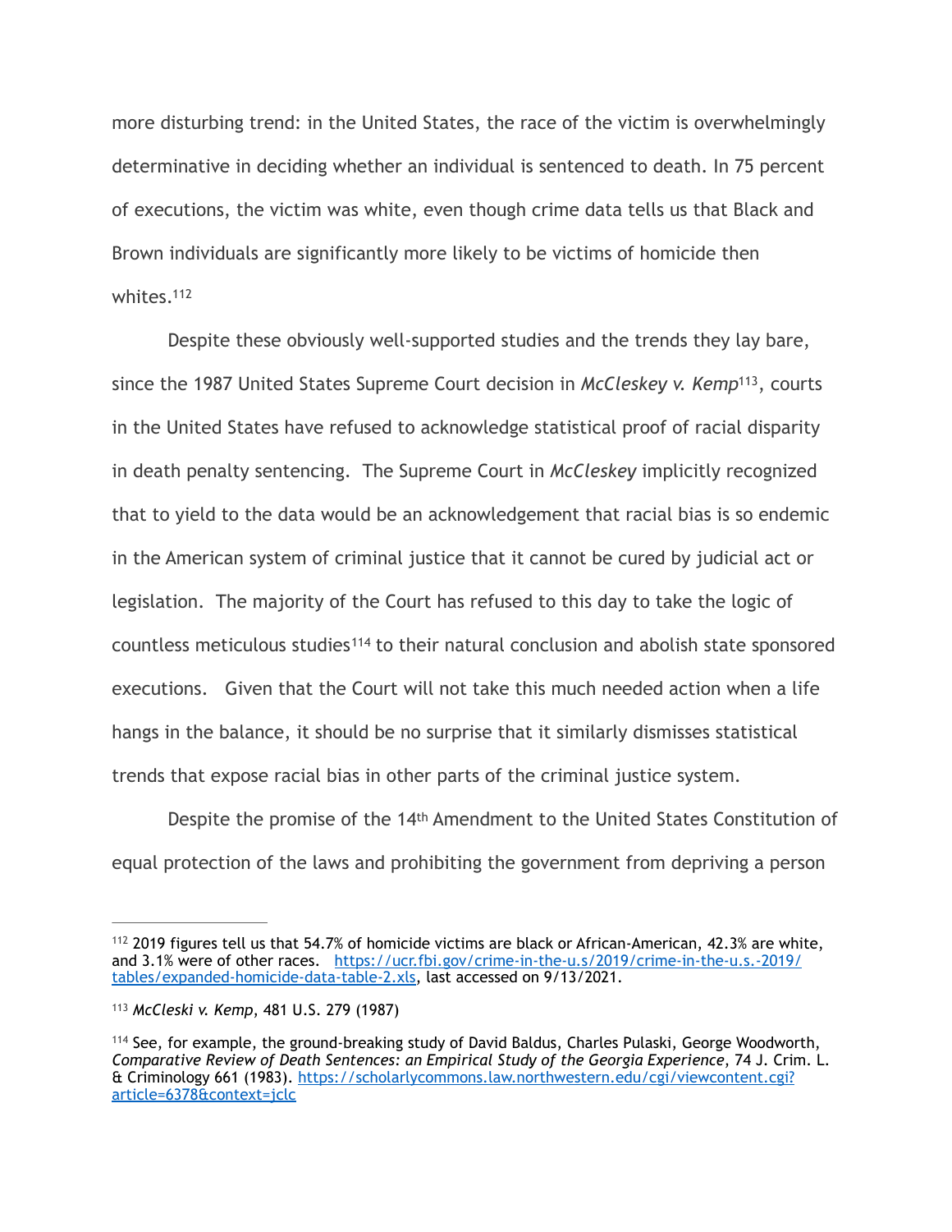more disturbing trend: in the United States, the race of the victim is overwhelmingly determinative in deciding whether an individual is sentenced to death. In 75 percent of executions, the victim was white, even though crime data tells us that Black and Brown individuals are significantly more likely to be victims of homicide then whites.[112]

Despite these obviously well-supported studies and the trends they lay bare, since the 1987 United States Supreme Court decision in *McCleskey v. Kemp*[113], courts in the United States have refused to acknowledge statistical proof of racial disparity in death penalty sentencing. The Supreme Court in *McCleskey* implicitly recognized that to yield to the data would be an acknowledgement that racial bias is so endemic in the American system of criminal justice that it cannot be cured by judicial act or legislation. The majority of the Court has refused to this day to take the logic of countless meticulous studies[114] to their natural conclusion and abolish state sponsored executions. Given that the Court will not take this much needed action when a life hangs in the balance, it should be no surprise that it similarly dismisses statistical trends that expose racial bias in other parts of the criminal justice system.

Despite the promise of the 14th Amendment to the United States Constitution of equal protection of the laws and prohibiting the government from depriving a person

---

[112] 2019 figures tell us that 54.7% of homicide victims are black or African-American, 42.3% are white, and 3.1% were of other races. https://ucr.fbi.gov/crime-in-the-u.s/2019/crime-in-the-u.s.-2019/tables/expanded-homicide-data-table-2.xls, last accessed on 9/13/2021.

[113] *McCleski v. Kemp*, 481 U.S. 279 (1987)

[114] See, for example, the ground-breaking study of David Baldus, Charles Pulaski, George Woodworth, *Comparative Review of Death Sentences: an Empirical Study of the Georgia Experience*, 74 J. Crim. L. & Criminology 661 (1983). https://scholarlycommons.law.northwestern.edu/cgi/viewcontent.cgi?article=6378&context=jclc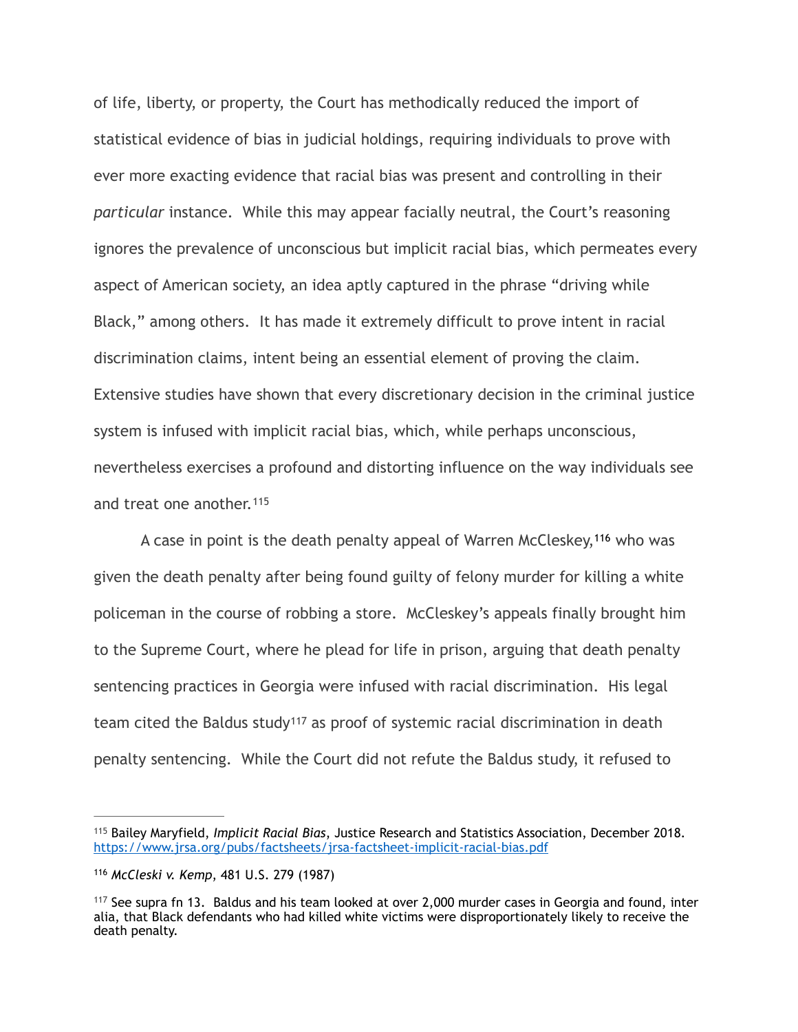of life, liberty, or property, the Court has methodically reduced the import of statistical evidence of bias in judicial holdings, requiring individuals to prove with ever more exacting evidence that racial bias was present and controlling in their *particular* instance. While this may appear facially neutral, the Court's reasoning ignores the prevalence of unconscious but implicit racial bias, which permeates every aspect of American society, an idea aptly captured in the phrase "driving while Black," among others. It has made it extremely difficult to prove intent in racial discrimination claims, intent being an essential element of proving the claim. Extensive studies have shown that every discretionary decision in the criminal justice system is infused with implicit racial bias, which, while perhaps unconscious, nevertheless exercises a profound and distorting influence on the way individuals see and treat one another.[115]

A case in point is the death penalty appeal of Warren McCleskey,[116] who was given the death penalty after being found guilty of felony murder for killing a white policeman in the course of robbing a store. McCleskey's appeals finally brought him to the Supreme Court, where he plead for life in prison, arguing that death penalty sentencing practices in Georgia were infused with racial discrimination. His legal team cited the Baldus study[117] as proof of systemic racial discrimination in death penalty sentencing. While the Court did not refute the Baldus study, it refused to

---

[115] Bailey Maryfield, *Implicit Racial Bias*, Justice Research and Statistics Association, December 2018. https://www.jrsa.org/pubs/factsheets/jrsa-factsheet-implicit-racial-bias.pdf

[116] *McCleski v. Kemp*, 481 U.S. 279 (1987)

[117] See supra fn 13. Baldus and his team looked at over 2,000 murder cases in Georgia and found, inter alia, that Black defendants who had killed white victims were disproportionately likely to receive the death penalty.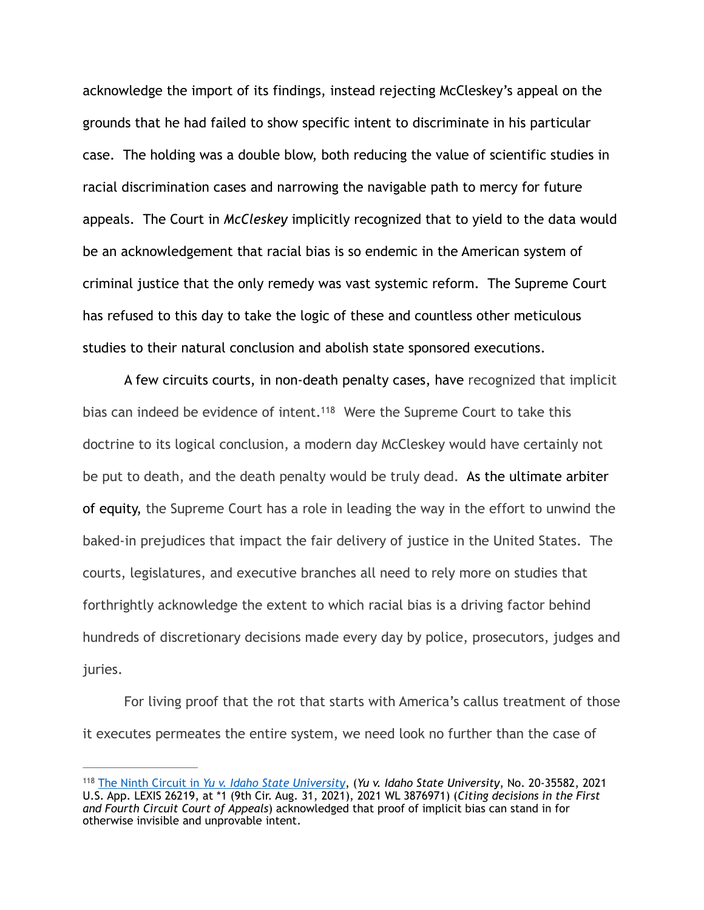acknowledge the import of its findings, instead rejecting McCleskey's appeal on the grounds that he had failed to show specific intent to discriminate in his particular case. The holding was a double blow, both reducing the value of scientific studies in racial discrimination cases and narrowing the navigable path to mercy for future appeals. The Court in *McCleskey* implicitly recognized that to yield to the data would be an acknowledgement that racial bias is so endemic in the American system of criminal justice that the only remedy was vast systemic reform. The Supreme Court has refused to this day to take the logic of these and countless other meticulous studies to their natural conclusion and abolish state sponsored executions.

A few circuits courts, in non-death penalty cases, have recognized that implicit bias can indeed be evidence of intent.[118] Were the Supreme Court to take this doctrine to its logical conclusion, a modern day McCleskey would have certainly not be put to death, and the death penalty would be truly dead. As the ultimate arbiter of equity, the Supreme Court has a role in leading the way in the effort to unwind the baked-in prejudices that impact the fair delivery of justice in the United States. The courts, legislatures, and executive branches all need to rely more on studies that forthrightly acknowledge the extent to which racial bias is a driving factor behind hundreds of discretionary decisions made every day by police, prosecutors, judges and juries.

For living proof that the rot that starts with America's callus treatment of those it executes permeates the entire system, we need look no further than the case of

---

[118] The Ninth Circuit in *Yu v. Idaho State University*, (*Yu v. Idaho State University*, No. 20-35582, 2021 U.S. App. LEXIS 26219, at *1 (9th Cir. Aug. 31, 2021), 2021 WL 3876971) (*Citing decisions in the First and Fourth Circuit Court of Appeals*) acknowledged that proof of implicit bias can stand in for otherwise invisible and unprovable intent.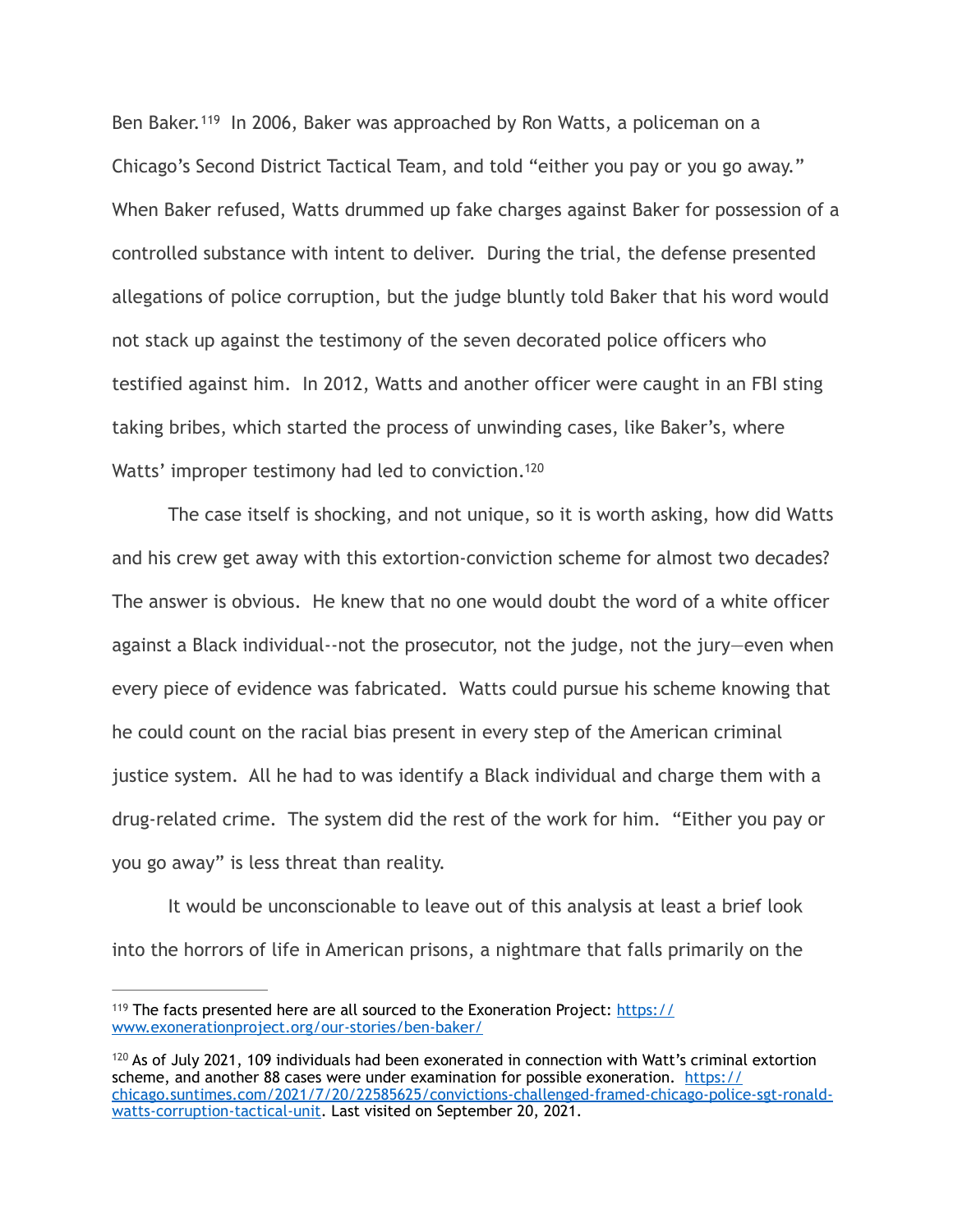Ben Baker.[119] In 2006, Baker was approached by Ron Watts, a policeman on a Chicago's Second District Tactical Team, and told "either you pay or you go away." When Baker refused, Watts drummed up fake charges against Baker for possession of a controlled substance with intent to deliver. During the trial, the defense presented allegations of police corruption, but the judge bluntly told Baker that his word would not stack up against the testimony of the seven decorated police officers who testified against him. In 2012, Watts and another officer were caught in an FBI sting taking bribes, which started the process of unwinding cases, like Baker's, where Watts' improper testimony had led to conviction.[120]

The case itself is shocking, and not unique, so it is worth asking, how did Watts and his crew get away with this extortion-conviction scheme for almost two decades? The answer is obvious. He knew that no one would doubt the word of a white officer against a Black individual--not the prosecutor, not the judge, not the jury—even when every piece of evidence was fabricated. Watts could pursue his scheme knowing that he could count on the racial bias present in every step of the American criminal justice system. All he had to was identify a Black individual and charge them with a drug-related crime. The system did the rest of the work for him. "Either you pay or you go away" is less threat than reality.

It would be unconscionable to leave out of this analysis at least a brief look into the horrors of life in American prisons, a nightmare that falls primarily on the

---

[119] The facts presented here are all sourced to the Exoneration Project: https://www.exonerationproject.org/our-stories/ben-baker/

[120] As of July 2021, 109 individuals had been exonerated in connection with Watt's criminal extortion scheme, and another 88 cases were under examination for possible exoneration. https://chicago.suntimes.com/2021/7/20/22585625/convictions-challenged-framed-chicago-police-sgt-ronald-watts-corruption-tactical-unit. Last visited on September 20, 2021.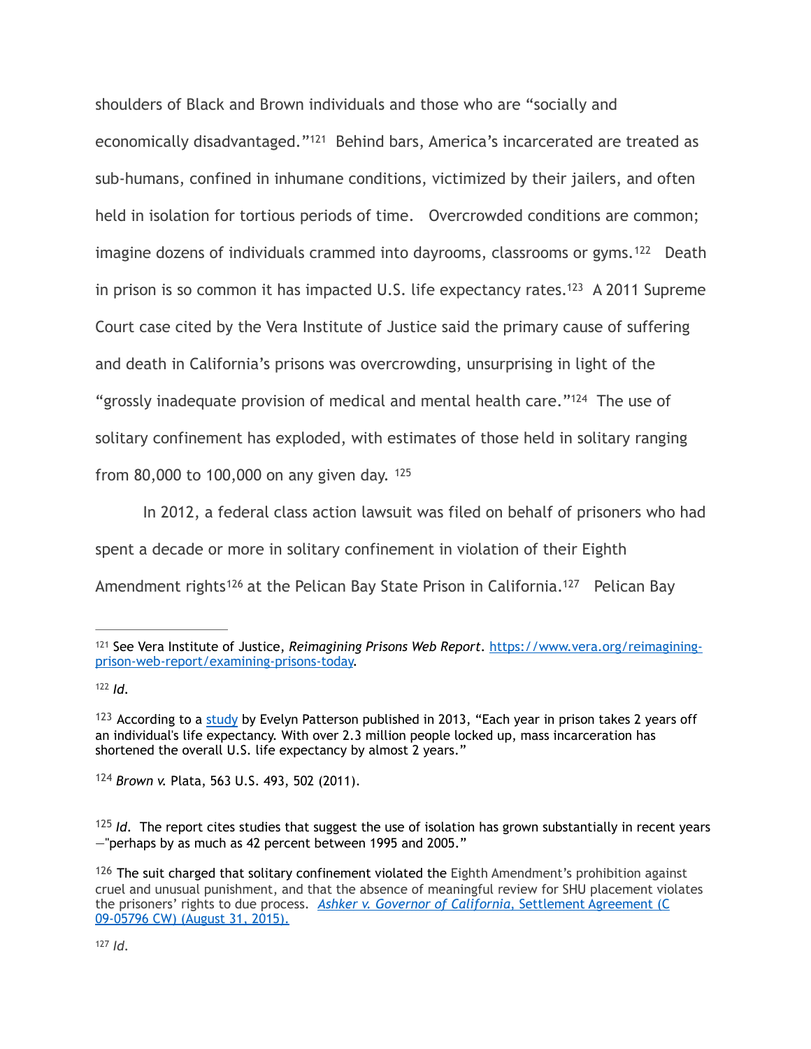shoulders of Black and Brown individuals and those who are "socially and economically disadvantaged."[121] Behind bars, America's incarcerated are treated as sub-humans, confined in inhumane conditions, victimized by their jailers, and often held in isolation for tortious periods of time. Overcrowded conditions are common; imagine dozens of individuals crammed into dayrooms, classrooms or gyms.[122] Death in prison is so common it has impacted U.S. life expectancy rates.[123] A 2011 Supreme Court case cited by the Vera Institute of Justice said the primary cause of suffering and death in California's prisons was overcrowding, unsurprising in light of the "grossly inadequate provision of medical and mental health care."[124] The use of solitary confinement has exploded, with estimates of those held in solitary ranging from 80,000 to 100,000 on any given day. [125]

In 2012, a federal class action lawsuit was filed on behalf of prisoners who had spent a decade or more in solitary confinement in violation of their Eighth Amendment rights[126] at the Pelican Bay State Prison in California.[127] Pelican Bay

---

[121] See Vera Institute of Justice, *Reimagining Prisons Web Report*. [https://www.vera.org/reimagining-prison-web-report/examining-prisons-today](https://www.vera.org/reimagining-prison-web-report/examining-prisons-today).

[122] *Id.*

[123] According to a [study](#) by Evelyn Patterson published in 2013, "Each year in prison takes 2 years off an individual's life expectancy. With over 2.3 million people locked up, mass incarceration has shortened the overall U.S. life expectancy by almost 2 years."

[124] *Brown v.* Plata, 563 U.S. 493, 502 (2011).

[125] *Id.* The report cites studies that suggest the use of isolation has grown substantially in recent years —"perhaps by as much as 42 percent between 1995 and 2005."

[126] The suit charged that solitary confinement violated the Eighth Amendment's prohibition against cruel and unusual punishment, and that the absence of meaningful review for SHU placement violates the prisoners' rights to due process. [*Ashker v. Governor of California*, Settlement Agreement (C 09-05796 CW) (August 31, 2015).](#)

[127] *Id.*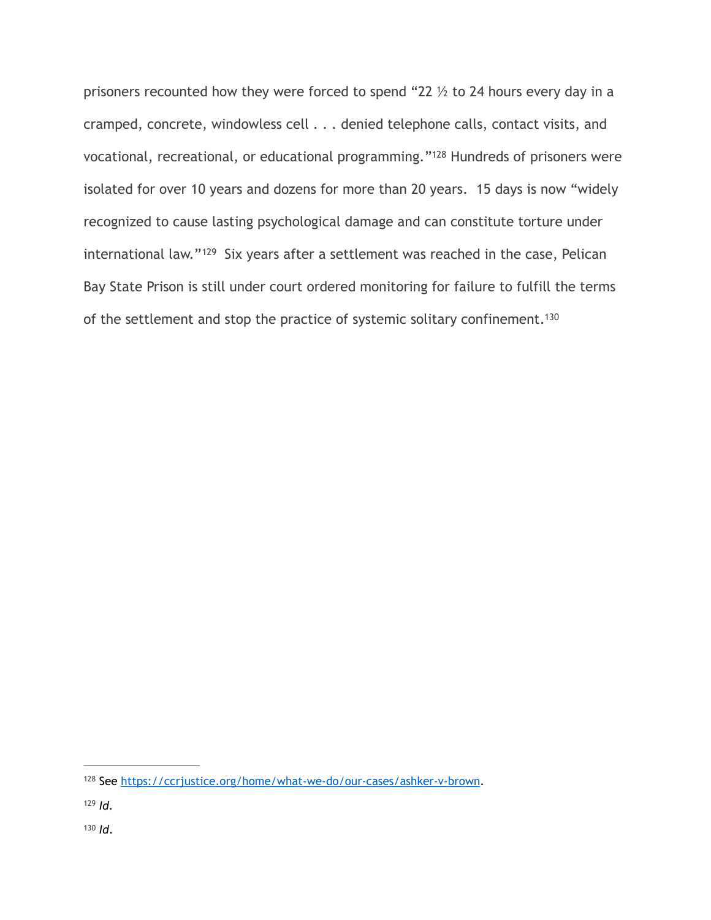prisoners recounted how they were forced to spend "22 ½ to 24 hours every day in a cramped, concrete, windowless cell . . . denied telephone calls, contact visits, and vocational, recreational, or educational programming."[128] Hundreds of prisoners were isolated for over 10 years and dozens for more than 20 years. 15 days is now "widely recognized to cause lasting psychological damage and can constitute torture under international law."[129] Six years after a settlement was reached in the case, Pelican Bay State Prison is still under court ordered monitoring for failure to fulfill the terms of the settlement and stop the practice of systemic solitary confinement.[130]

---

[128] See https://ccrjustice.org/home/what-we-do/our-cases/ashker-v-brown.

[129] *Id.*

[130] *Id.*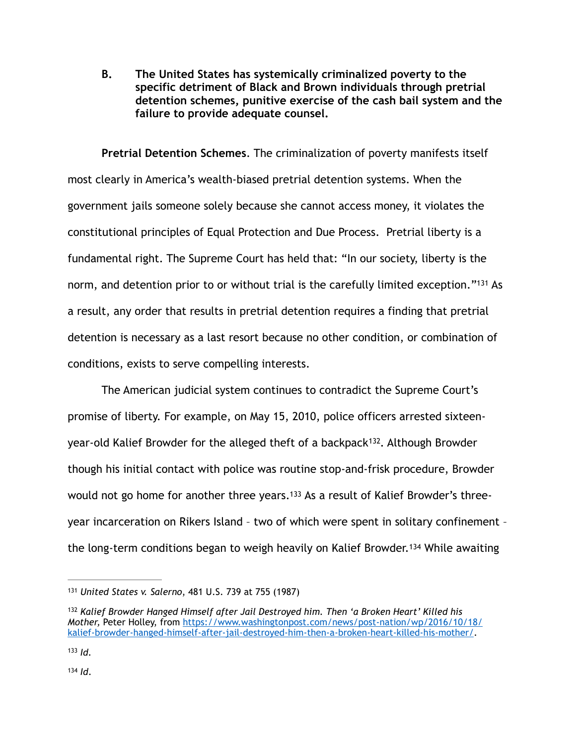**B. The United States has systemically criminalized poverty to the specific detriment of Black and Brown individuals through pretrial detention schemes, punitive exercise of the cash bail system and the failure to provide adequate counsel.**

**Pretrial Detention Schemes**. The criminalization of poverty manifests itself most clearly in America's wealth-biased pretrial detention systems. When the government jails someone solely because she cannot access money, it violates the constitutional principles of Equal Protection and Due Process. Pretrial liberty is a fundamental right. The Supreme Court has held that: "In our society, liberty is the norm, and detention prior to or without trial is the carefully limited exception."[131] As a result, any order that results in pretrial detention requires a finding that pretrial detention is necessary as a last resort because no other condition, or combination of conditions, exists to serve compelling interests.

The American judicial system continues to contradict the Supreme Court's promise of liberty. For example, on May 15, 2010, police officers arrested sixteen-year-old Kalief Browder for the alleged theft of a backpack[132]. Although Browder though his initial contact with police was routine stop-and-frisk procedure, Browder would not go home for another three years.[133] As a result of Kalief Browder's three-year incarceration on Rikers Island – two of which were spent in solitary confinement – the long-term conditions began to weigh heavily on Kalief Browder.[134] While awaiting

---

[131] *United States v. Salerno*, 481 U.S. 739 at 755 (1987)

[132] *Kalief Browder Hanged Himself after Jail Destroyed him. Then 'a Broken Heart' Killed his Mother,* Peter Holley, from https://www.washingtonpost.com/news/post-nation/wp/2016/10/18/kalief-browder-hanged-himself-after-jail-destroyed-him-then-a-broken-heart-killed-his-mother/.

[133] *Id*.

[134] *Id*.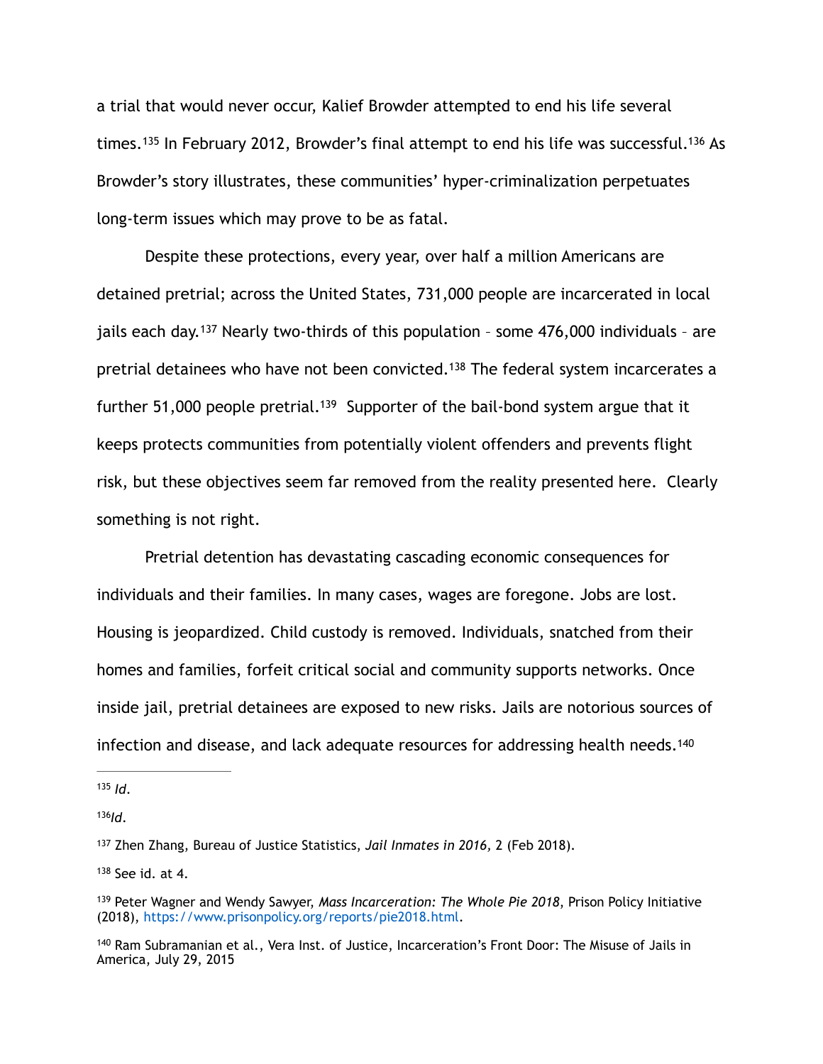a trial that would never occur, Kalief Browder attempted to end his life several times.[135] In February 2012, Browder's final attempt to end his life was successful.[136] As Browder's story illustrates, these communities' hyper-criminalization perpetuates long-term issues which may prove to be as fatal.

Despite these protections, every year, over half a million Americans are detained pretrial; across the United States, 731,000 people are incarcerated in local jails each day.[137] Nearly two-thirds of this population – some 476,000 individuals – are pretrial detainees who have not been convicted.[138] The federal system incarcerates a further 51,000 people pretrial.[139] Supporter of the bail-bond system argue that it keeps protects communities from potentially violent offenders and prevents flight risk, but these objectives seem far removed from the reality presented here. Clearly something is not right.

Pretrial detention has devastating cascading economic consequences for individuals and their families. In many cases, wages are foregone. Jobs are lost. Housing is jeopardized. Child custody is removed. Individuals, snatched from their homes and families, forfeit critical social and community supports networks. Once inside jail, pretrial detainees are exposed to new risks. Jails are notorious sources of infection and disease, and lack adequate resources for addressing health needs.[140]

---

[135] *Id*.

[136] *Id*.

[137] Zhen Zhang, Bureau of Justice Statistics, *Jail Inmates in 2016*, 2 (Feb 2018).

[138] See id. at 4.

[139] Peter Wagner and Wendy Sawyer, *Mass Incarceration: The Whole Pie 2018*, Prison Policy Initiative (2018), https://www.prisonpolicy.org/reports/pie2018.html.

[140] Ram Subramanian et al., Vera Inst. of Justice, Incarceration's Front Door: The Misuse of Jails in America, July 29, 2015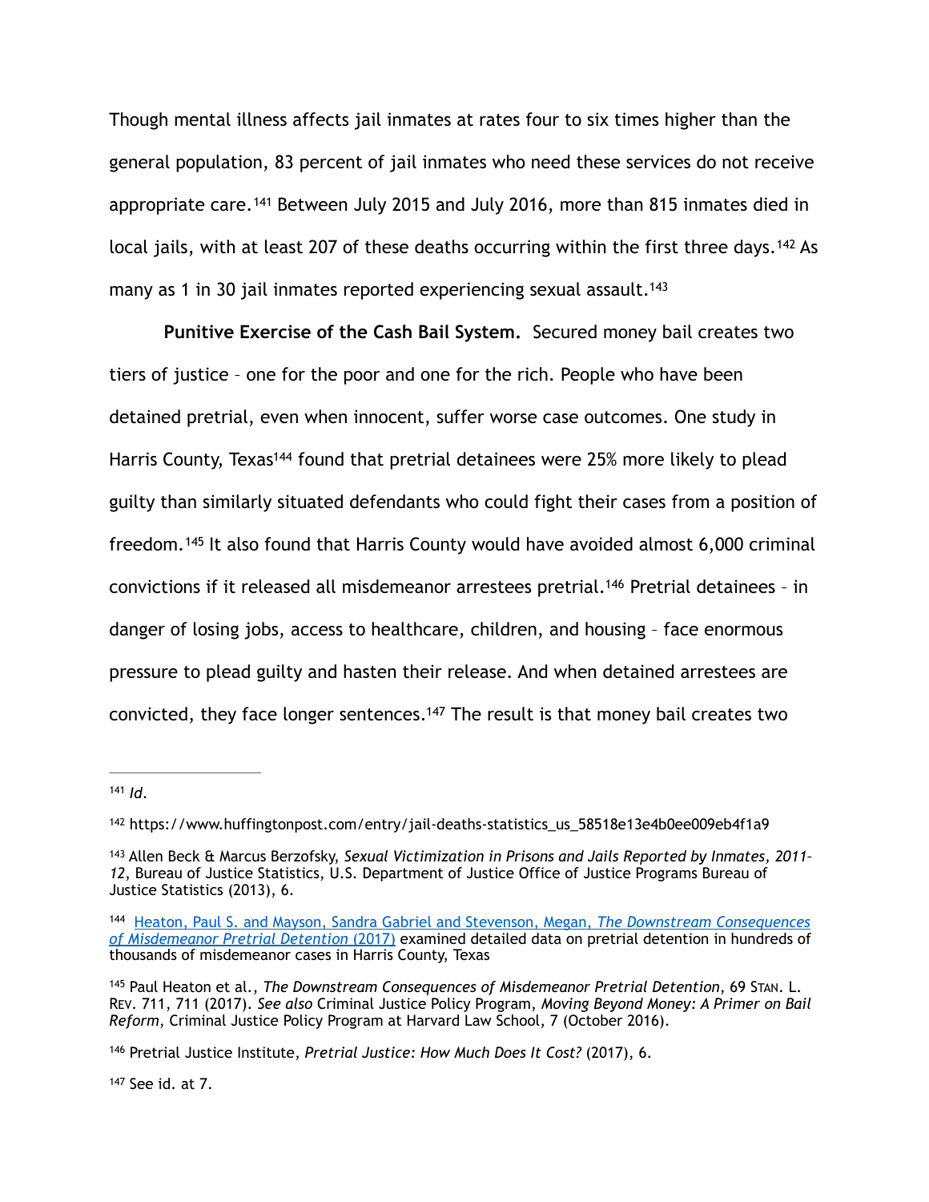Though mental illness affects jail inmates at rates four to six times higher than the general population, 83 percent of jail inmates who need these services do not receive appropriate care.[141] Between July 2015 and July 2016, more than 815 inmates died in local jails, with at least 207 of these deaths occurring within the first three days.[142] As many as 1 in 30 jail inmates reported experiencing sexual assault.[143]

**Punitive Exercise of the Cash Bail System.** Secured money bail creates two tiers of justice – one for the poor and one for the rich. People who have been detained pretrial, even when innocent, suffer worse case outcomes. One study in Harris County, Texas[144] found that pretrial detainees were 25% more likely to plead guilty than similarly situated defendants who could fight their cases from a position of freedom.[145] It also found that Harris County would have avoided almost 6,000 criminal convictions if it released all misdemeanor arrestees pretrial.[146] Pretrial detainees – in danger of losing jobs, access to healthcare, children, and housing – face enormous pressure to plead guilty and hasten their release. And when detained arrestees are convicted, they face longer sentences.[147] The result is that money bail creates two

---

[141] *Id.*

[142] https://www.huffingtonpost.com/entry/jail-deaths-statistics_us_58518e13e4b0ee009eb4f1a9

[143] Allen Beck & Marcus Berzofsky, *Sexual Victimization in Prisons and Jails Reported by Inmates, 2011–12*, Bureau of Justice Statistics, U.S. Department of Justice Office of Justice Programs Bureau of Justice Statistics (2013), 6.

[144] Heaton, Paul S. and Mayson, Sandra Gabriel and Stevenson, Megan, *The Downstream Consequences of Misdemeanor Pretrial Detention* (2017) examined detailed data on pretrial detention in hundreds of thousands of misdemeanor cases in Harris County, Texas

[145] Paul Heaton et al., *The Downstream Consequences of Misdemeanor Pretrial Detention*, 69 STAN. L. REV. 711, 711 (2017). *See also* Criminal Justice Policy Program, *Moving Beyond Money: A Primer on Bail Reform*, Criminal Justice Policy Program at Harvard Law School, 7 (October 2016).

[146] Pretrial Justice Institute, *Pretrial Justice: How Much Does It Cost?* (2017), 6.

[147] See id. at 7.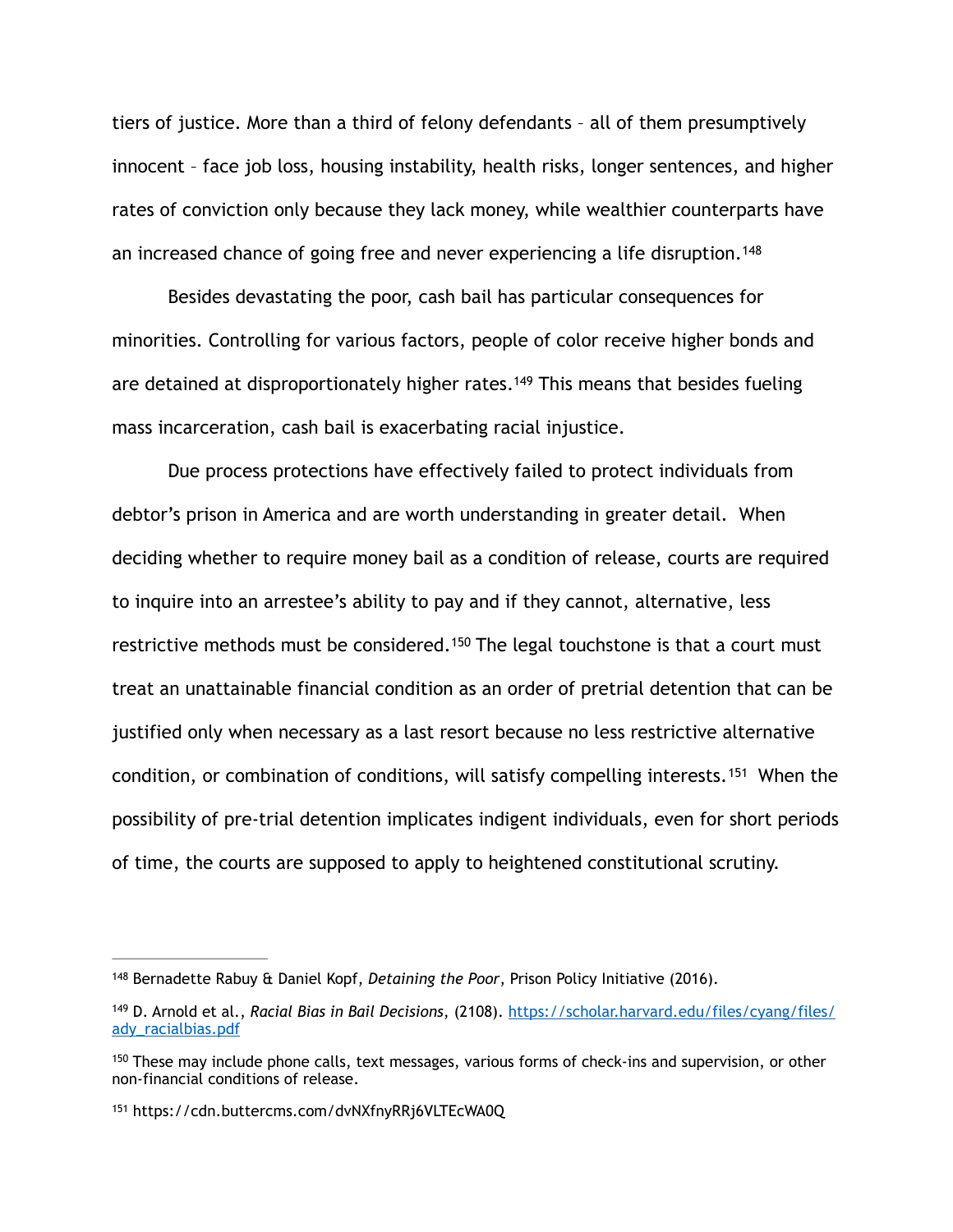tiers of justice. More than a third of felony defendants – all of them presumptively innocent – face job loss, housing instability, health risks, longer sentences, and higher rates of conviction only because they lack money, while wealthier counterparts have an increased chance of going free and never experiencing a life disruption.[148]

Besides devastating the poor, cash bail has particular consequences for minorities. Controlling for various factors, people of color receive higher bonds and are detained at disproportionately higher rates.[149] This means that besides fueling mass incarceration, cash bail is exacerbating racial injustice.

Due process protections have effectively failed to protect individuals from debtor's prison in America and are worth understanding in greater detail. When deciding whether to require money bail as a condition of release, courts are required to inquire into an arrestee's ability to pay and if they cannot, alternative, less restrictive methods must be considered.[150] The legal touchstone is that a court must treat an unattainable financial condition as an order of pretrial detention that can be justified only when necessary as a last resort because no less restrictive alternative condition, or combination of conditions, will satisfy compelling interests.[151] When the possibility of pre-trial detention implicates indigent individuals, even for short periods of time, the courts are supposed to apply to heightened constitutional scrutiny.

---

[148] Bernadette Rabuy & Daniel Kopf, *Detaining the Poor*, Prison Policy Initiative (2016).

[149] D. Arnold et al., *Racial Bias in Bail Decisions*, (2108). https://scholar.harvard.edu/files/cyang/files/ady_racialbias.pdf

[150] These may include phone calls, text messages, various forms of check-ins and supervision, or other non-financial conditions of release.

[151] https://cdn.buttercms.com/dvNXfnyRRj6VLTEcWA0Q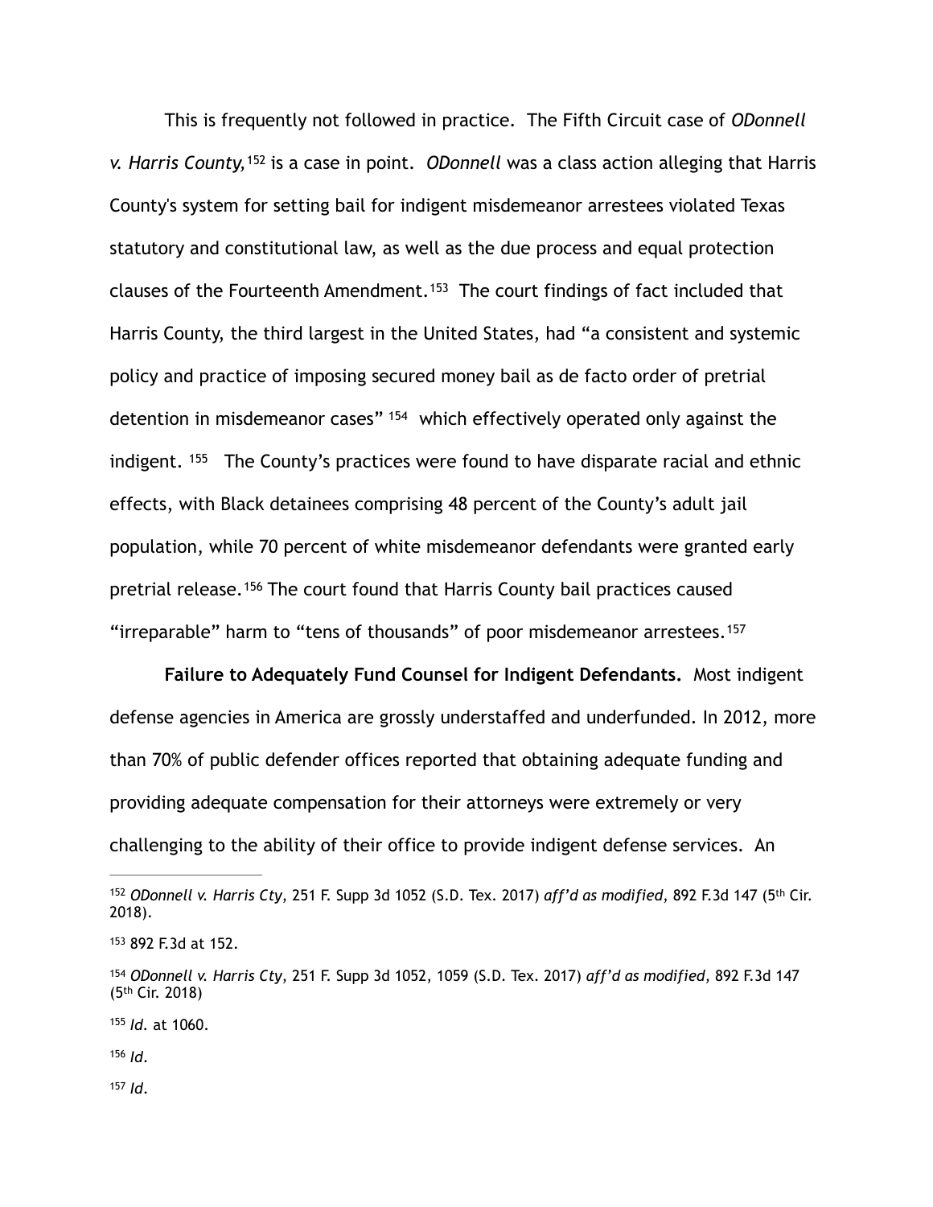This is frequently not followed in practice. The Fifth Circuit case of *ODonnell v. Harris County,*[152] is a case in point. *ODonnell* was a class action alleging that Harris County's system for setting bail for indigent misdemeanor arrestees violated Texas statutory and constitutional law, as well as the due process and equal protection clauses of the Fourteenth Amendment.[153] The court findings of fact included that Harris County, the third largest in the United States, had "a consistent and systemic policy and practice of imposing secured money bail as de facto order of pretrial detention in misdemeanor cases" [154] which effectively operated only against the indigent. [155] The County's practices were found to have disparate racial and ethnic effects, with Black detainees comprising 48 percent of the County's adult jail population, while 70 percent of white misdemeanor defendants were granted early pretrial release.[156] The court found that Harris County bail practices caused "irreparable" harm to "tens of thousands" of poor misdemeanor arrestees.[157]

**Failure to Adequately Fund Counsel for Indigent Defendants.** Most indigent defense agencies in America are grossly understaffed and underfunded. In 2012, more than 70% of public defender offices reported that obtaining adequate funding and providing adequate compensation for their attorneys were extremely or very challenging to the ability of their office to provide indigent defense services. An

---

[152] *ODonnell v. Harris Cty*, 251 F. Supp 3d 1052 (S.D. Tex. 2017) *aff'd as modified*, 892 F.3d 147 (5th Cir. 2018).

[153] 892 F.3d at 152.

[154] *ODonnell v. Harris Cty*, 251 F. Supp 3d 1052, 1059 (S.D. Tex. 2017) *aff'd as modified*, 892 F.3d 147 (5th Cir. 2018)

[155] *Id.* at 1060.

[156] *Id.*

[157] *Id.*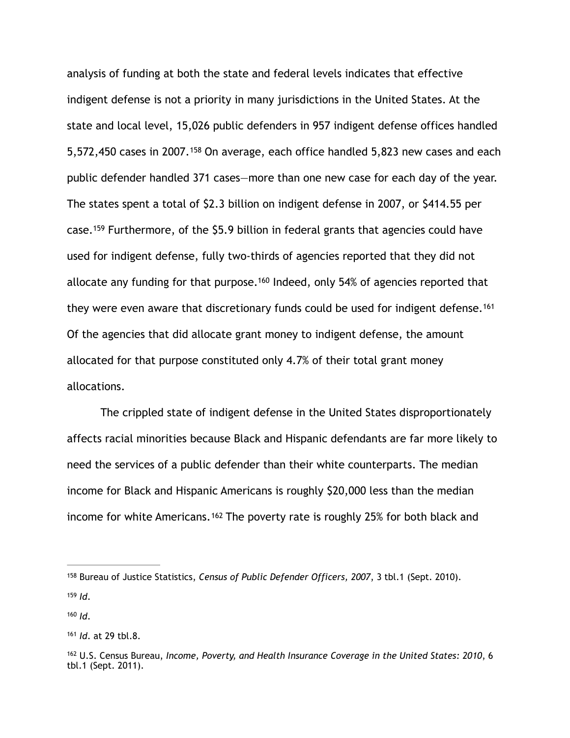analysis of funding at both the state and federal levels indicates that effective indigent defense is not a priority in many jurisdictions in the United States. At the state and local level, 15,026 public defenders in 957 indigent defense offices handled 5,572,450 cases in 2007.[158] On average, each office handled 5,823 new cases and each public defender handled 371 cases—more than one new case for each day of the year. The states spent a total of $2.3 billion on indigent defense in 2007, or $414.55 per case.[159] Furthermore, of the $5.9 billion in federal grants that agencies could have used for indigent defense, fully two-thirds of agencies reported that they did not allocate any funding for that purpose.[160] Indeed, only 54% of agencies reported that they were even aware that discretionary funds could be used for indigent defense.[161] Of the agencies that did allocate grant money to indigent defense, the amount allocated for that purpose constituted only 4.7% of their total grant money allocations.

The crippled state of indigent defense in the United States disproportionately affects racial minorities because Black and Hispanic defendants are far more likely to need the services of a public defender than their white counterparts. The median income for Black and Hispanic Americans is roughly $20,000 less than the median income for white Americans.[162] The poverty rate is roughly 25% for both black and

---

[158] Bureau of Justice Statistics, *Census of Public Defender Officers, 2007*, 3 tbl.1 (Sept. 2010).

[159] *Id.*

[160] *Id.*

[161] *Id.* at 29 tbl.8.

[162] U.S. Census Bureau, *Income, Poverty, and Health Insurance Coverage in the United States: 2010*, 6 tbl.1 (Sept. 2011).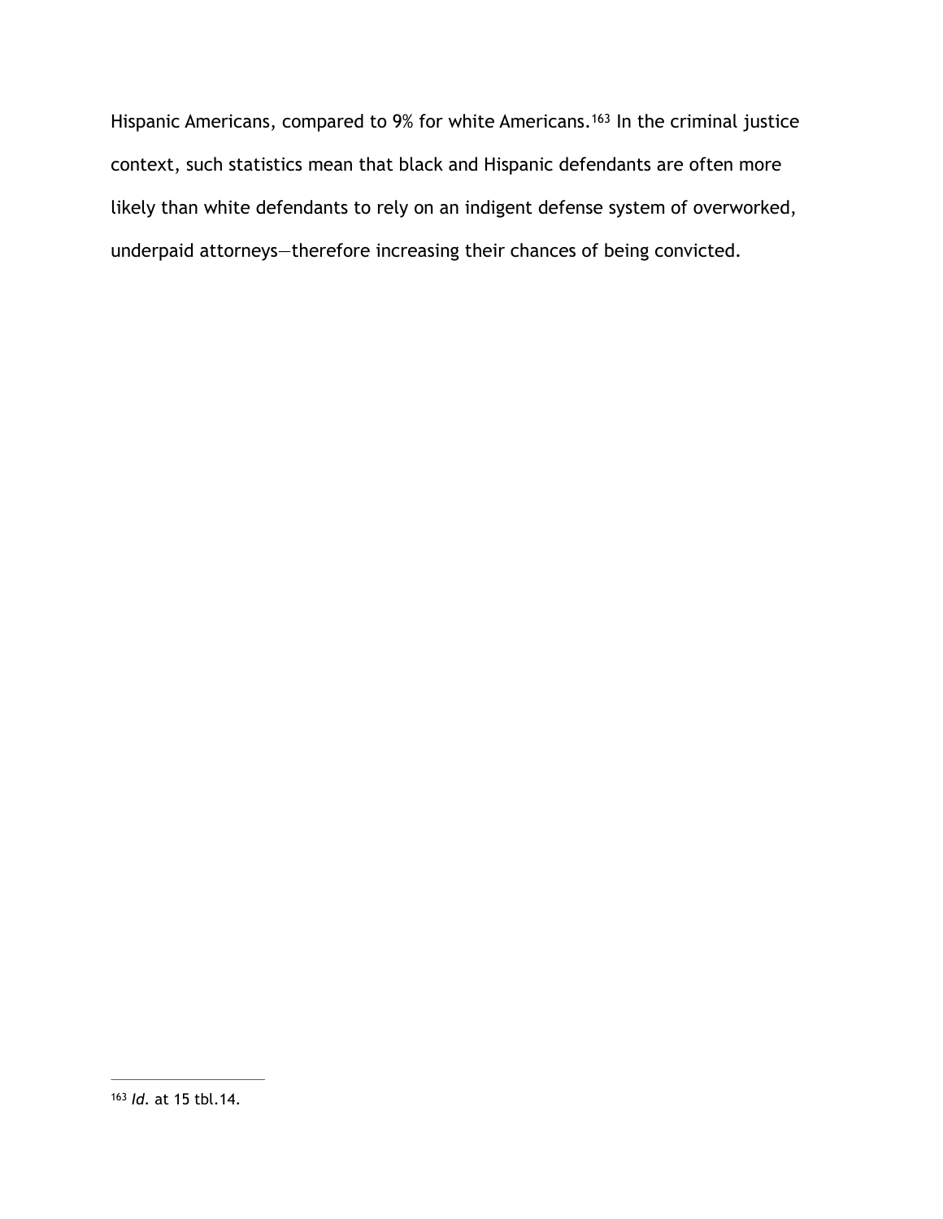Hispanic Americans, compared to 9% for white Americans.[163] In the criminal justice context, such statistics mean that black and Hispanic defendants are often more likely than white defendants to rely on an indigent defense system of overworked, underpaid attorneys—therefore increasing their chances of being convicted.

---

[163] *Id.* at 15 tbl.14.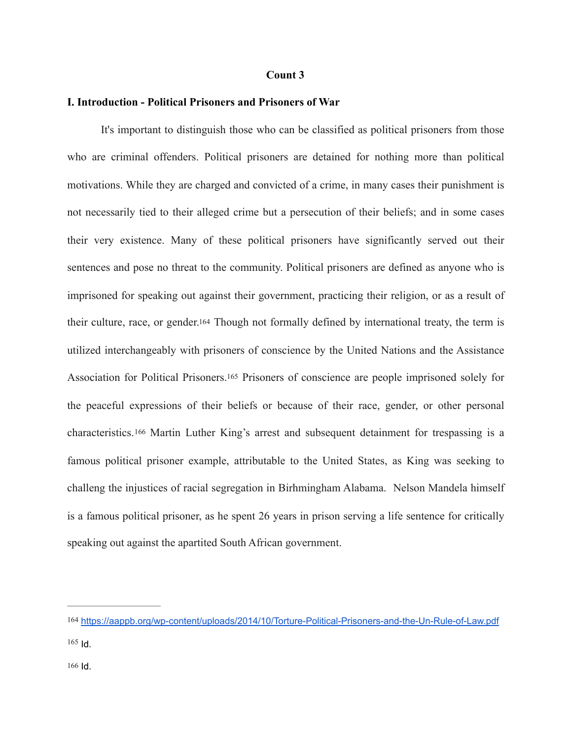**Count 3**

## I. Introduction - Political Prisoners and Prisoners of War

It's important to distinguish those who can be classified as political prisoners from those who are criminal offenders. Political prisoners are detained for nothing more than political motivations. While they are charged and convicted of a crime, in many cases their punishment is not necessarily tied to their alleged crime but a persecution of their beliefs; and in some cases their very existence. Many of these political prisoners have significantly served out their sentences and pose no threat to the community. Political prisoners are defined as anyone who is imprisoned for speaking out against their government, practicing their religion, or as a result of their culture, race, or gender.[164] Though not formally defined by international treaty, the term is utilized interchangeably with prisoners of conscience by the United Nations and the Assistance Association for Political Prisoners.[165] Prisoners of conscience are people imprisoned solely for the peaceful expressions of their beliefs or because of their race, gender, or other personal characteristics.[166] Martin Luther King's arrest and subsequent detainment for trespassing is a famous political prisoner example, attributable to the United States, as King was seeking to challeng the injustices of racial segregation in Birhmingham Alabama.  Nelson Mandela himself is a famous political prisoner, as he spent 26 years in prison serving a life sentence for critically speaking out against the apartited South African government.

---

[164] https://aappb.org/wp-content/uploads/2014/10/Torture-Political-Prisoners-and-the-Un-Rule-of-Law.pdf

[165] Id.

[166] Id.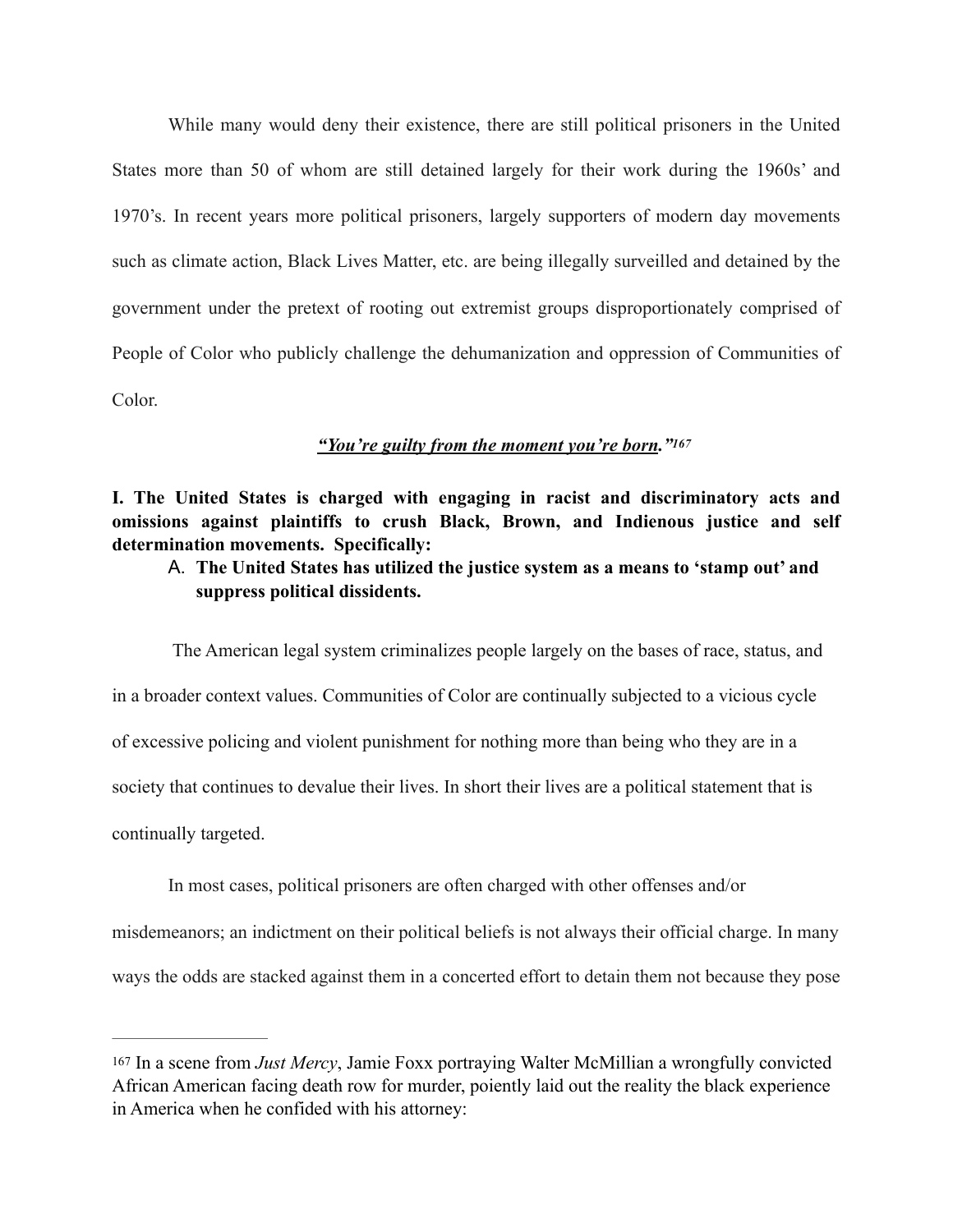While many would deny their existence, there are still political prisoners in the United States more than 50 of whom are still detained largely for their work during the 1960s' and 1970's. In recent years more political prisoners, largely supporters of modern day movements such as climate action, Black Lives Matter, etc. are being illegally surveilled and detained by the government under the pretext of rooting out extremist groups disproportionately comprised of People of Color who publicly challenge the dehumanization and oppression of Communities of Color.

***<u>"You're guilty from the moment you're born</u>."***[167]

**I. The United States is charged with engaging in racist and discriminatory acts and omissions against plaintiffs to crush Black, Brown, and Indienous justice and self determination movements. Specifically:**

A. **The United States has utilized the justice system as a means to 'stamp out' and suppress political dissidents.**

The American legal system criminalizes people largely on the bases of race, status, and in a broader context values. Communities of Color are continually subjected to a vicious cycle of excessive policing and violent punishment for nothing more than being who they are in a society that continues to devalue their lives. In short their lives are a political statement that is continually targeted.

In most cases, political prisoners are often charged with other offenses and/or misdemeanors; an indictment on their political beliefs is not always their official charge. In many ways the odds are stacked against them in a concerted effort to detain them not because they pose

---

[167] In a scene from *Just Mercy*, Jamie Foxx portraying Walter McMillian a wrongfully convicted African American facing death row for murder, poiently laid out the reality the black experience in America when he confided with his attorney: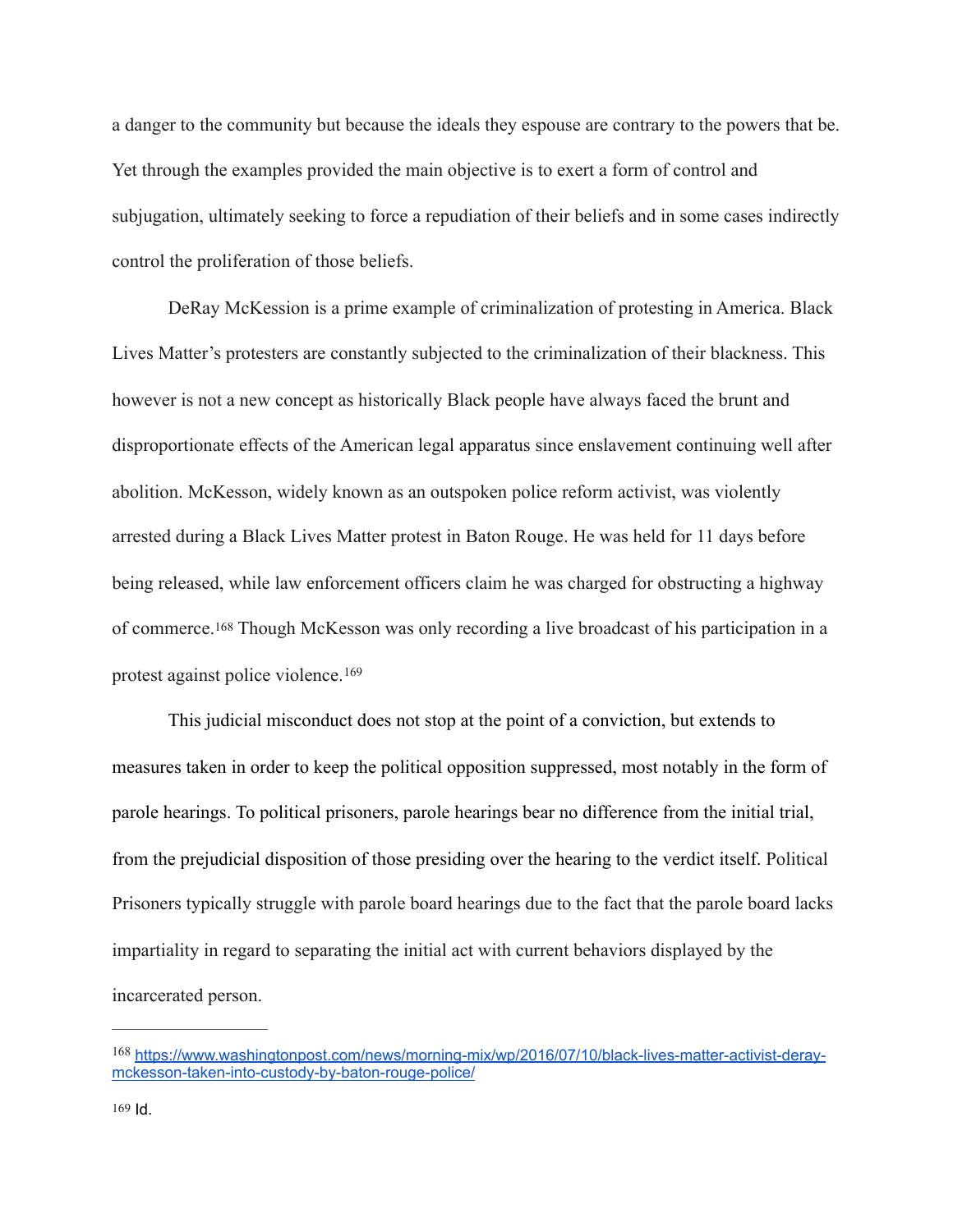a danger to the community but because the ideals they espouse are contrary to the powers that be. Yet through the examples provided the main objective is to exert a form of control and subjugation, ultimately seeking to force a repudiation of their beliefs and in some cases indirectly control the proliferation of those beliefs.

DeRay McKession is a prime example of criminalization of protesting in America. Black Lives Matter's protesters are constantly subjected to the criminalization of their blackness. This however is not a new concept as historically Black people have always faced the brunt and disproportionate effects of the American legal apparatus since enslavement continuing well after abolition. McKesson, widely known as an outspoken police reform activist, was violently arrested during a Black Lives Matter protest in Baton Rouge. He was held for 11 days before being released, while law enforcement officers claim he was charged for obstructing a highway of commerce.[168] Though McKesson was only recording a live broadcast of his participation in a protest against police violence.[169]

This judicial misconduct does not stop at the point of a conviction, but extends to measures taken in order to keep the political opposition suppressed, most notably in the form of parole hearings. To political prisoners, parole hearings bear no difference from the initial trial, from the prejudicial disposition of those presiding over the hearing to the verdict itself. Political Prisoners typically struggle with parole board hearings due to the fact that the parole board lacks impartiality in regard to separating the initial act with current behaviors displayed by the incarcerated person.

---

[168] https://www.washingtonpost.com/news/morning-mix/wp/2016/07/10/black-lives-matter-activist-deray-mckesson-taken-into-custody-by-baton-rouge-police/

[169] Id.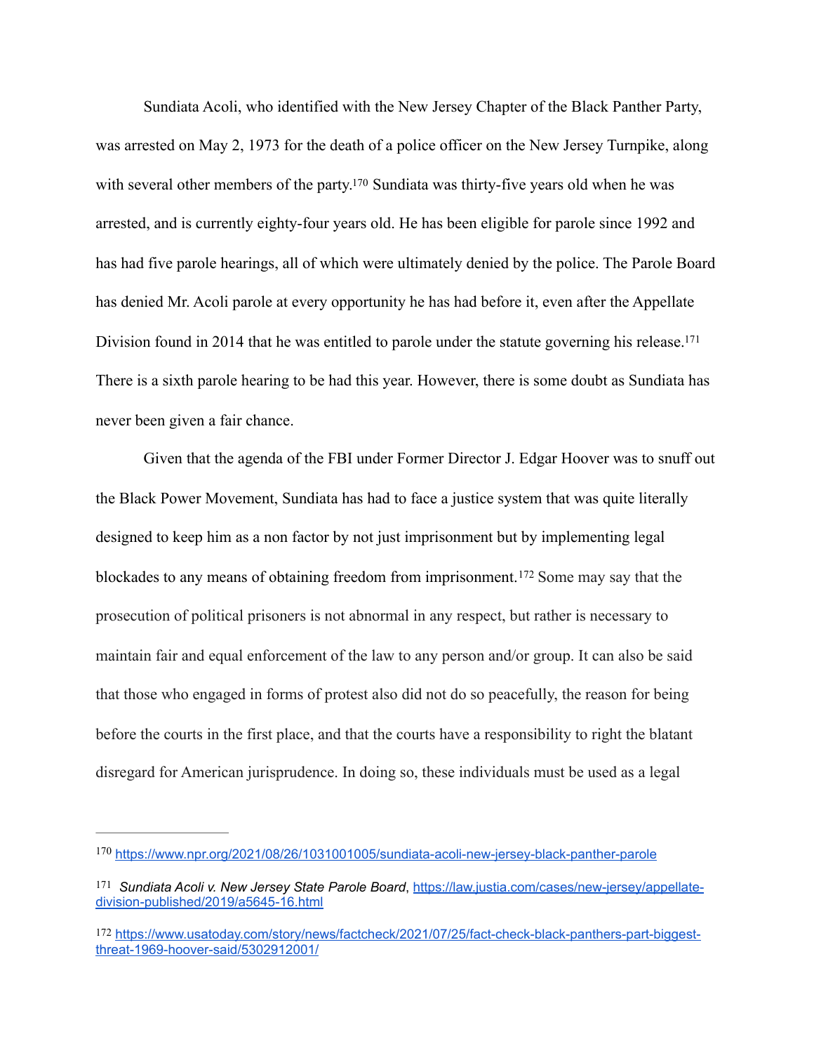Sundiata Acoli, who identified with the New Jersey Chapter of the Black Panther Party, was arrested on May 2, 1973 for the death of a police officer on the New Jersey Turnpike, along with several other members of the party.[170] Sundiata was thirty-five years old when he was arrested, and is currently eighty-four years old. He has been eligible for parole since 1992 and has had five parole hearings, all of which were ultimately denied by the police. The Parole Board has denied Mr. Acoli parole at every opportunity he has had before it, even after the Appellate Division found in 2014 that he was entitled to parole under the statute governing his release.[171] There is a sixth parole hearing to be had this year. However, there is some doubt as Sundiata has never been given a fair chance.

Given that the agenda of the FBI under Former Director J. Edgar Hoover was to snuff out the Black Power Movement, Sundiata has had to face a justice system that was quite literally designed to keep him as a non factor by not just imprisonment but by implementing legal blockades to any means of obtaining freedom from imprisonment.[172] Some may say that the prosecution of political prisoners is not abnormal in any respect, but rather is necessary to maintain fair and equal enforcement of the law to any person and/or group. It can also be said that those who engaged in forms of protest also did not do so peacefully, the reason for being before the courts in the first place, and that the courts have a responsibility to right the blatant disregard for American jurisprudence. In doing so, these individuals must be used as a legal

---

[170] https://www.npr.org/2021/08/26/1031001005/sundiata-acoli-new-jersey-black-panther-parole

[171] *Sundiata Acoli v. New Jersey State Parole Board*, https://law.justia.com/cases/new-jersey/appellate-division-published/2019/a5645-16.html

[172] https://www.usatoday.com/story/news/factcheck/2021/07/25/fact-check-black-panthers-part-biggest-threat-1969-hoover-said/5302912001/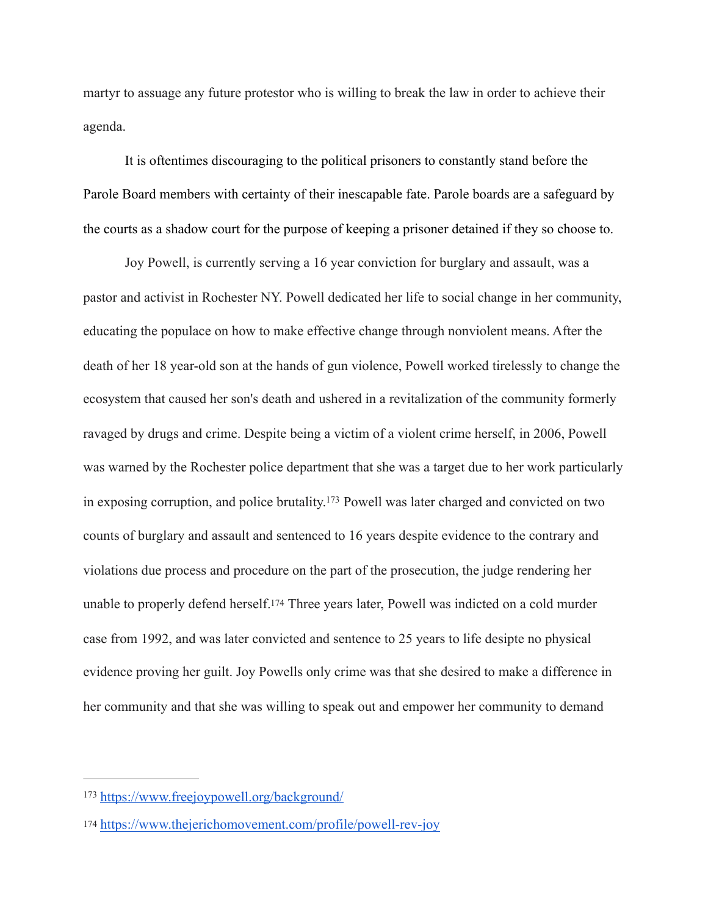martyr to assuage any future protestor who is willing to break the law in order to achieve their agenda.

It is oftentimes discouraging to the political prisoners to constantly stand before the Parole Board members with certainty of their inescapable fate. Parole boards are a safeguard by the courts as a shadow court for the purpose of keeping a prisoner detained if they so choose to.

Joy Powell, is currently serving a 16 year conviction for burglary and assault, was a pastor and activist in Rochester NY. Powell dedicated her life to social change in her community, educating the populace on how to make effective change through nonviolent means. After the death of her 18 year-old son at the hands of gun violence, Powell worked tirelessly to change the ecosystem that caused her son's death and ushered in a revitalization of the community formerly ravaged by drugs and crime. Despite being a victim of a violent crime herself, in 2006, Powell was warned by the Rochester police department that she was a target due to her work particularly in exposing corruption, and police brutality.[173] Powell was later charged and convicted on two counts of burglary and assault and sentenced to 16 years despite evidence to the contrary and violations due process and procedure on the part of the prosecution, the judge rendering her unable to properly defend herself.[174] Three years later, Powell was indicted on a cold murder case from 1992, and was later convicted and sentence to 25 years to life desipte no physical evidence proving her guilt. Joy Powells only crime was that she desired to make a difference in her community and that she was willing to speak out and empower her community to demand

---

[173] https://www.freejoypowell.org/background/

[174] https://www.thejerichomovement.com/profile/powell-rev-joy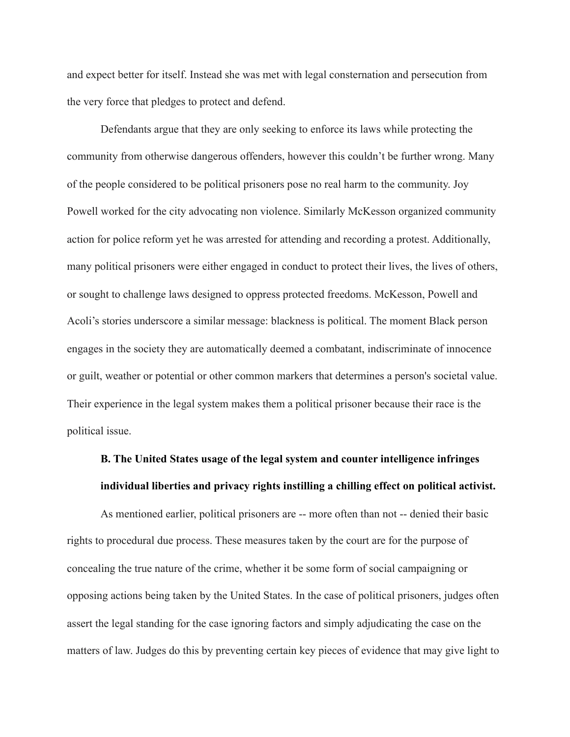and expect better for itself. Instead she was met with legal consternation and persecution from the very force that pledges to protect and defend.

Defendants argue that they are only seeking to enforce its laws while protecting the community from otherwise dangerous offenders, however this couldn't be further wrong. Many of the people considered to be political prisoners pose no real harm to the community. Joy Powell worked for the city advocating non violence. Similarly McKesson organized community action for police reform yet he was arrested for attending and recording a protest. Additionally, many political prisoners were either engaged in conduct to protect their lives, the lives of others, or sought to challenge laws designed to oppress protected freedoms. McKesson, Powell and Acoli's stories underscore a similar message: blackness is political. The moment Black person engages in the society they are automatically deemed a combatant, indiscriminate of innocence or guilt, weather or potential or other common markers that determines a person's societal value. Their experience in the legal system makes them a political prisoner because their race is the political issue.

**B. The United States usage of the legal system and counter intelligence infringes individual liberties and privacy rights instilling a chilling effect on political activist.**

As mentioned earlier, political prisoners are -- more often than not -- denied their basic rights to procedural due process. These measures taken by the court are for the purpose of concealing the true nature of the crime, whether it be some form of social campaigning or opposing actions being taken by the United States. In the case of political prisoners, judges often assert the legal standing for the case ignoring factors and simply adjudicating the case on the matters of law. Judges do this by preventing certain key pieces of evidence that may give light to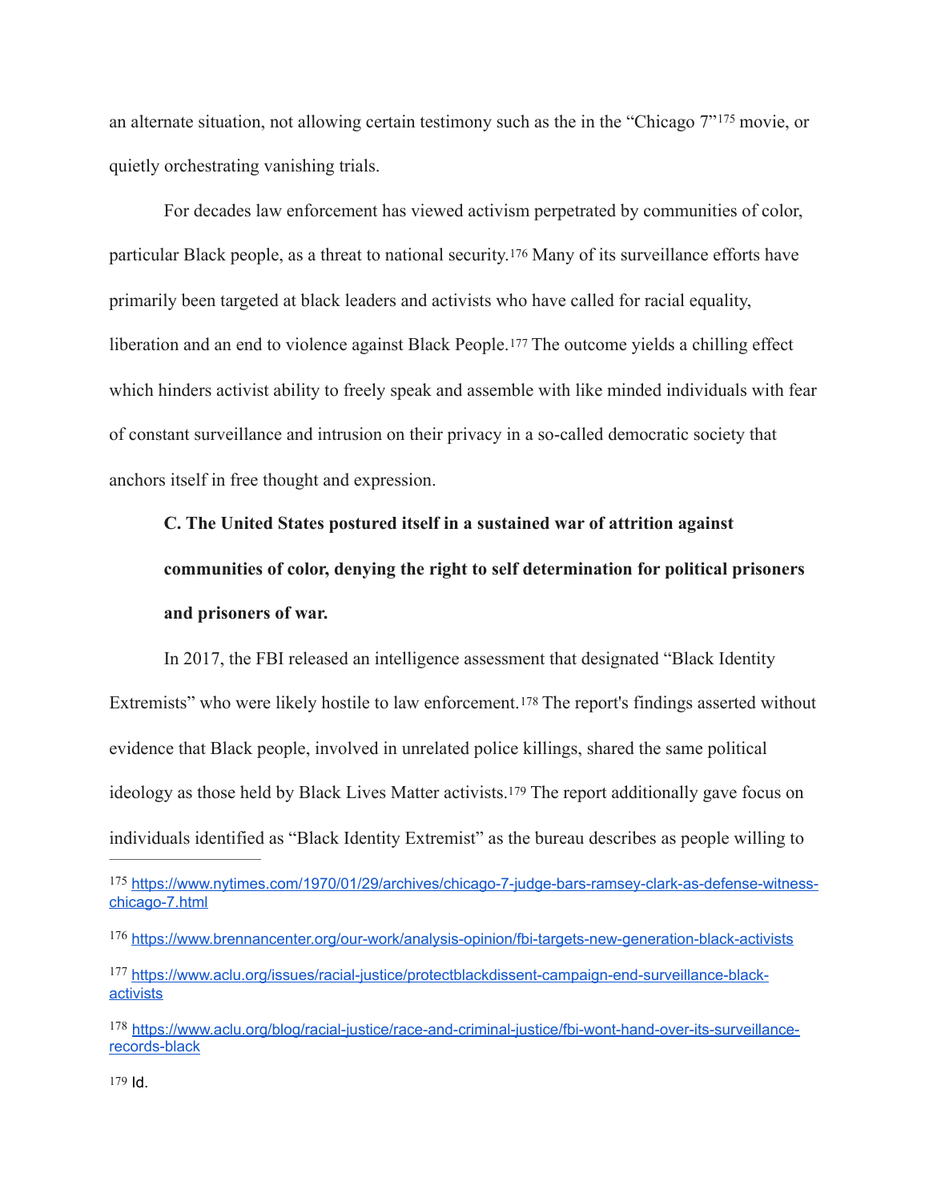an alternate situation, not allowing certain testimony such as the in the "Chicago 7"[175] movie, or quietly orchestrating vanishing trials.

For decades law enforcement has viewed activism perpetrated by communities of color, particular Black people, as a threat to national security.[176] Many of its surveillance efforts have primarily been targeted at black leaders and activists who have called for racial equality, liberation and an end to violence against Black People.[177] The outcome yields a chilling effect which hinders activist ability to freely speak and assemble with like minded individuals with fear of constant surveillance and intrusion on their privacy in a so-called democratic society that anchors itself in free thought and expression.

**C. The United States postured itself in a sustained war of attrition against communities of color, denying the right to self determination for political prisoners and prisoners of war.**

In 2017, the FBI released an intelligence assessment that designated "Black Identity Extremists" who were likely hostile to law enforcement.[178] The report's findings asserted without evidence that Black people, involved in unrelated police killings, shared the same political ideology as those held by Black Lives Matter activists.[179] The report additionally gave focus on individuals identified as "Black Identity Extremist" as the bureau describes as people willing to

---

[175] https://www.nytimes.com/1970/01/29/archives/chicago-7-judge-bars-ramsey-clark-as-defense-witness-chicago-7.html

[176] https://www.brennancenter.org/our-work/analysis-opinion/fbi-targets-new-generation-black-activists

[177] https://www.aclu.org/issues/racial-justice/protectblackdissent-campaign-end-surveillance-black-activists

[178] https://www.aclu.org/blog/racial-justice/race-and-criminal-justice/fbi-wont-hand-over-its-surveillance-records-black

[179] Id.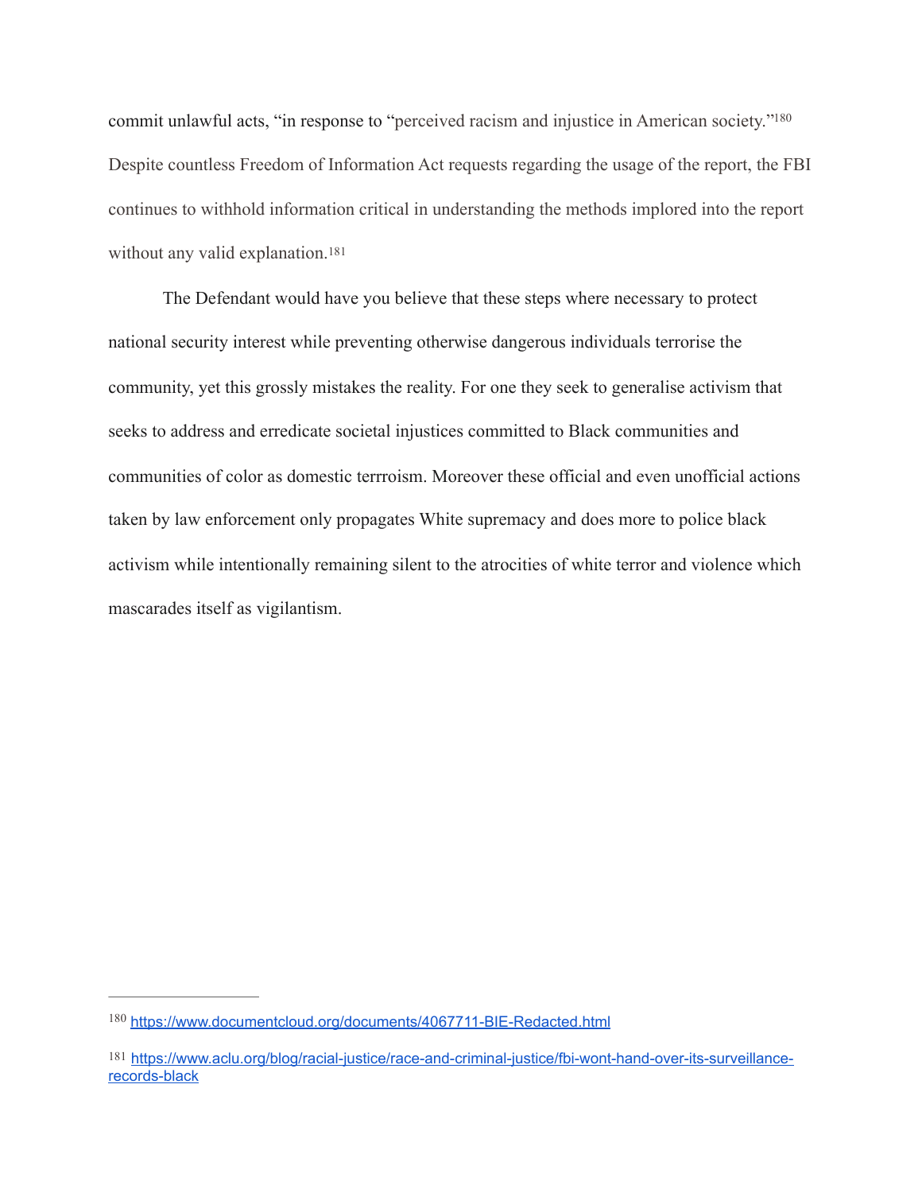commit unlawful acts, "in response to "perceived racism and injustice in American society."[180] Despite countless Freedom of Information Act requests regarding the usage of the report, the FBI continues to withhold information critical in understanding the methods implored into the report without any valid explanation.[181]

The Defendant would have you believe that these steps where necessary to protect national security interest while preventing otherwise dangerous individuals terrorise the community, yet this grossly mistakes the reality. For one they seek to generalise activism that seeks to address and erredicate societal injustices committed to Black communities and communities of color as domestic terrroism. Moreover these official and even unofficial actions taken by law enforcement only propagates White supremacy and does more to police black activism while intentionally remaining silent to the atrocities of white terror and violence which mascarades itself as vigilantism.

---

[180] https://www.documentcloud.org/documents/4067711-BIE-Redacted.html

[181] https://www.aclu.org/blog/racial-justice/race-and-criminal-justice/fbi-wont-hand-over-its-surveillance-records-black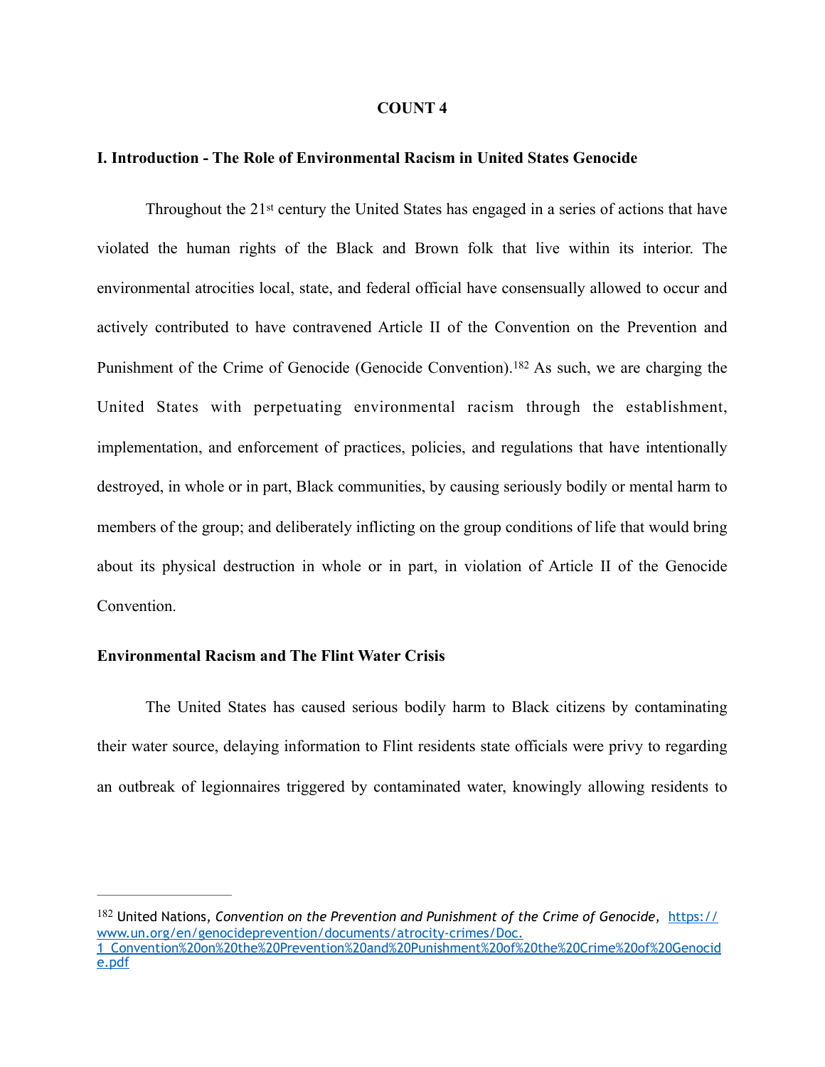**COUNT 4**

**I. Introduction - The Role of Environmental Racism in United States Genocide**

Throughout the 21st century the United States has engaged in a series of actions that have violated the human rights of the Black and Brown folk that live within its interior. The environmental atrocities local, state, and federal official have consensually allowed to occur and actively contributed to have contravened Article II of the Convention on the Prevention and Punishment of the Crime of Genocide (Genocide Convention).[182] As such, we are charging the United States with perpetuating environmental racism through the establishment, implementation, and enforcement of practices, policies, and regulations that have intentionally destroyed, in whole or in part, Black communities, by causing seriously bodily or mental harm to members of the group; and deliberately inflicting on the group conditions of life that would bring about its physical destruction in whole or in part, in violation of Article II of the Genocide Convention.

**Environmental Racism and The Flint Water Crisis**

The United States has caused serious bodily harm to Black citizens by contaminating their water source, delaying information to Flint residents state officials were privy to regarding an outbreak of legionnaires triggered by contaminated water, knowingly allowing residents to

---

[182] United Nations, *Convention on the Prevention and Punishment of the Crime of Genocide,* https://www.un.org/en/genocideprevention/documents/atrocity-crimes/Doc.1_Convention%20on%20the%20Prevention%20and%20Punishment%20of%20the%20Crime%20of%20Genocide.pdf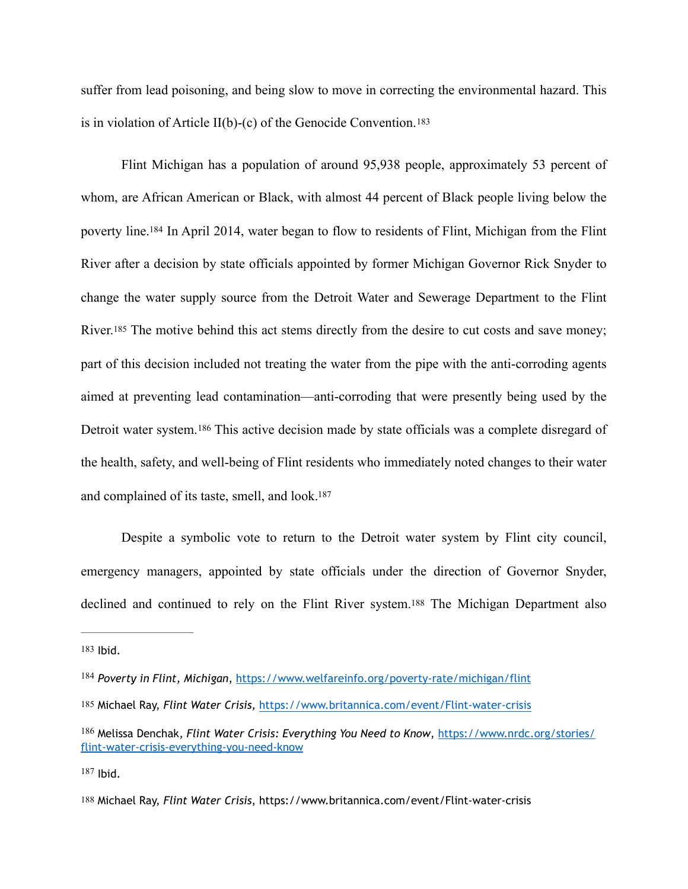suffer from lead poisoning, and being slow to move in correcting the environmental hazard. This is in violation of Article II(b)-(c) of the Genocide Convention.[183]

Flint Michigan has a population of around 95,938 people, approximately 53 percent of whom, are African American or Black, with almost 44 percent of Black people living below the poverty line.[184] In April 2014, water began to flow to residents of Flint, Michigan from the Flint River after a decision by state officials appointed by former Michigan Governor Rick Snyder to change the water supply source from the Detroit Water and Sewerage Department to the Flint River.[185] The motive behind this act stems directly from the desire to cut costs and save money; part of this decision included not treating the water from the pipe with the anti-corroding agents aimed at preventing lead contamination—anti-corroding that were presently being used by the Detroit water system.[186] This active decision made by state officials was a complete disregard of the health, safety, and well-being of Flint residents who immediately noted changes to their water and complained of its taste, smell, and look.[187]

Despite a symbolic vote to return to the Detroit water system by Flint city council, emergency managers, appointed by state officials under the direction of Governor Snyder, declined and continued to rely on the Flint River system.[188] The Michigan Department also

---

[183] Ibid.

[184] *Poverty in Flint, Michigan*, https://www.welfareinfo.org/poverty-rate/michigan/flint

[185] Michael Ray, *Flint Water Crisis,* https://www.britannica.com/event/Flint-water-crisis

[186] Melissa Denchak, *Flint Water Crisis: Everything You Need to Know*, https://www.nrdc.org/stories/flint-water-crisis-everything-you-need-know

[187] Ibid.

[188] Michael Ray, *Flint Water Crisis*, https://www.britannica.com/event/Flint-water-crisis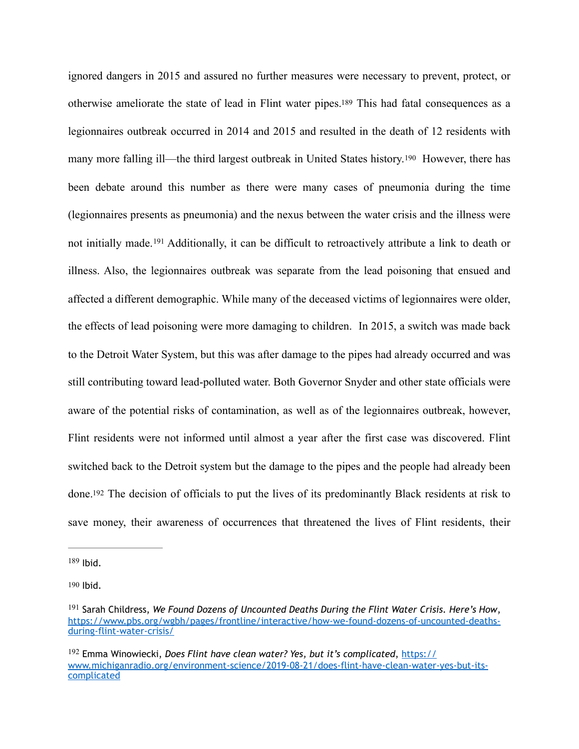ignored dangers in 2015 and assured no further measures were necessary to prevent, protect, or otherwise ameliorate the state of lead in Flint water pipes.[189] This had fatal consequences as a legionnaires outbreak occurred in 2014 and 2015 and resulted in the death of 12 residents with many more falling ill—the third largest outbreak in United States history.[190] However, there has been debate around this number as there were many cases of pneumonia during the time (legionnaires presents as pneumonia) and the nexus between the water crisis and the illness were not initially made.[191] Additionally, it can be difficult to retroactively attribute a link to death or illness. Also, the legionnaires outbreak was separate from the lead poisoning that ensued and affected a different demographic. While many of the deceased victims of legionnaires were older, the effects of lead poisoning were more damaging to children. In 2015, a switch was made back to the Detroit Water System, but this was after damage to the pipes had already occurred and was still contributing toward lead-polluted water. Both Governor Snyder and other state officials were aware of the potential risks of contamination, as well as of the legionnaires outbreak, however, Flint residents were not informed until almost a year after the first case was discovered. Flint switched back to the Detroit system but the damage to the pipes and the people had already been done.[192] The decision of officials to put the lives of its predominantly Black residents at risk to save money, their awareness of occurrences that threatened the lives of Flint residents, their

---

[189] Ibid.

[190] Ibid.

[191] Sarah Childress, *We Found Dozens of Uncounted Deaths During the Flint Water Crisis. Here's How*, https://www.pbs.org/wgbh/pages/frontline/interactive/how-we-found-dozens-of-uncounted-deaths-during-flint-water-crisis/

[192] Emma Winowiecki, *Does Flint have clean water? Yes, but it's complicated*, https://www.michiganradio.org/environment-science/2019-08-21/does-flint-have-clean-water-yes-but-its-complicated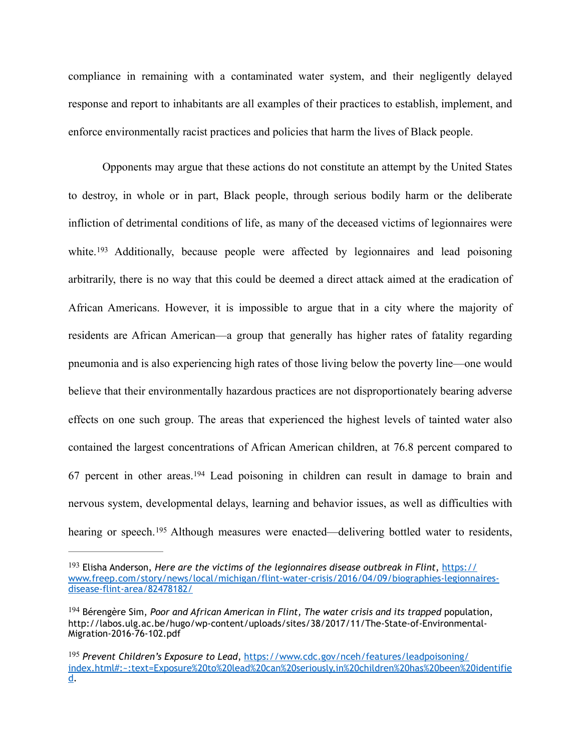compliance in remaining with a contaminated water system, and their negligently delayed response and report to inhabitants are all examples of their practices to establish, implement, and enforce environmentally racist practices and policies that harm the lives of Black people.

Opponents may argue that these actions do not constitute an attempt by the United States to destroy, in whole or in part, Black people, through serious bodily harm or the deliberate infliction of detrimental conditions of life, as many of the deceased victims of legionnaires were white.[193] Additionally, because people were affected by legionnaires and lead poisoning arbitrarily, there is no way that this could be deemed a direct attack aimed at the eradication of African Americans. However, it is impossible to argue that in a city where the majority of residents are African American—a group that generally has higher rates of fatality regarding pneumonia and is also experiencing high rates of those living below the poverty line—one would believe that their environmentally hazardous practices are not disproportionately bearing adverse effects on one such group. The areas that experienced the highest levels of tainted water also contained the largest concentrations of African American children, at 76.8 percent compared to 67 percent in other areas.[194] Lead poisoning in children can result in damage to brain and nervous system, developmental delays, learning and behavior issues, as well as difficulties with hearing or speech.[195] Although measures were enacted—delivering bottled water to residents,

---

[193] Elisha Anderson, *Here are the victims of the legionnaires disease outbreak in Flint*, https://www.freep.com/story/news/local/michigan/flint-water-crisis/2016/04/09/biographies-legionnaires-disease-flint-area/82478182/

[194] Bérengère Sim, *Poor and African American in Flint, The water crisis and its trapped* population, http://labos.ulg.ac.be/hugo/wp-content/uploads/sites/38/2017/11/The-State-of-Environmental-Migration-2016-76-102.pdf

[195] *Prevent Children's Exposure to Lead*, https://www.cdc.gov/nceh/features/leadpoisoning/index.html#:~:text=Exposure%20to%20lead%20can%20seriously,in%20children%20has%20been%20identified.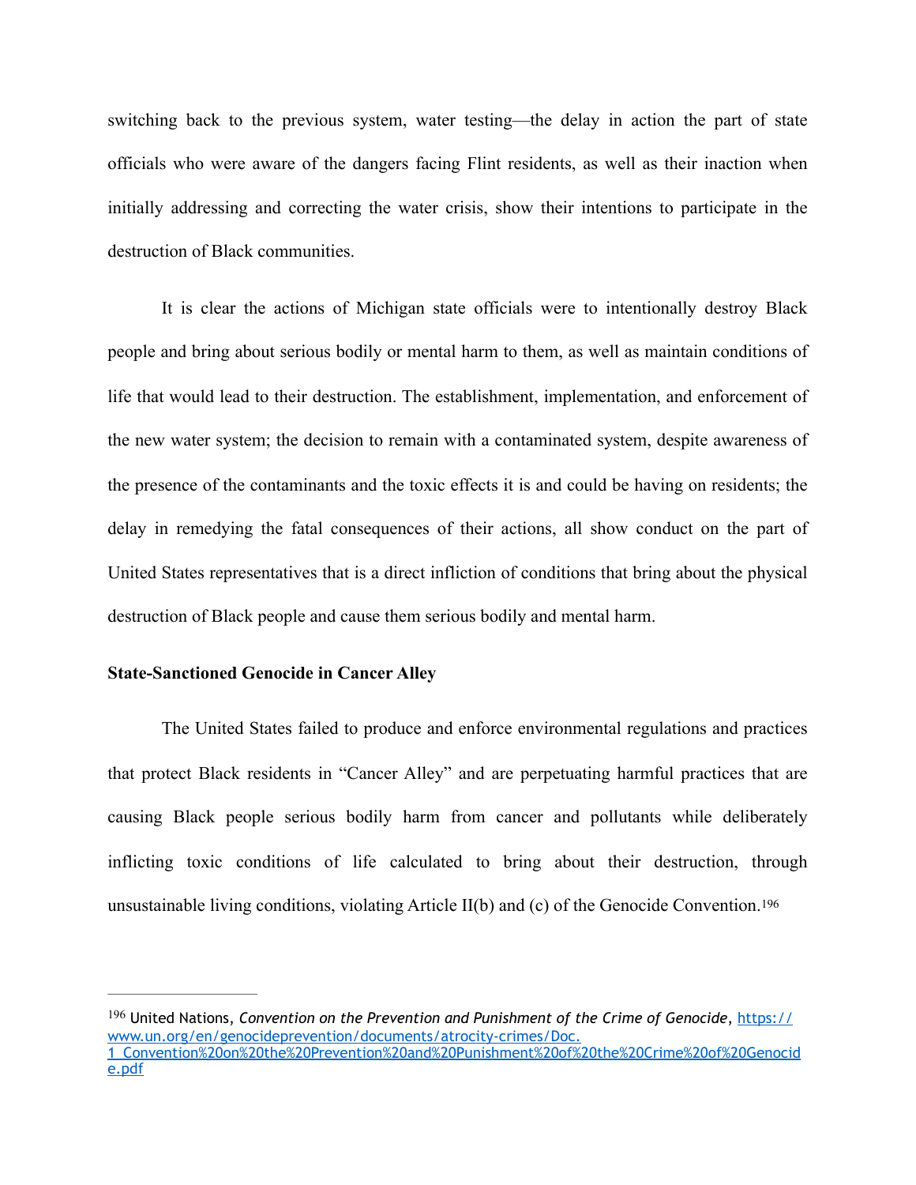switching back to the previous system, water testing—the delay in action the part of state officials who were aware of the dangers facing Flint residents, as well as their inaction when initially addressing and correcting the water crisis, show their intentions to participate in the destruction of Black communities.

It is clear the actions of Michigan state officials were to intentionally destroy Black people and bring about serious bodily or mental harm to them, as well as maintain conditions of life that would lead to their destruction. The establishment, implementation, and enforcement of the new water system; the decision to remain with a contaminated system, despite awareness of the presence of the contaminants and the toxic effects it is and could be having on residents; the delay in remedying the fatal consequences of their actions, all show conduct on the part of United States representatives that is a direct infliction of conditions that bring about the physical destruction of Black people and cause them serious bodily and mental harm.

**State-Sanctioned Genocide in Cancer Alley**

The United States failed to produce and enforce environmental regulations and practices that protect Black residents in "Cancer Alley" and are perpetuating harmful practices that are causing Black people serious bodily harm from cancer and pollutants while deliberately inflicting toxic conditions of life calculated to bring about their destruction, through unsustainable living conditions, violating Article II(b) and (c) of the Genocide Convention.[196]

---

[196] United Nations, *Convention on the Prevention and Punishment of the Crime of Genocide*, https://www.un.org/en/genocideprevention/documents/atrocity-crimes/Doc.1_Convention%20on%20the%20Prevention%20and%20Punishment%20of%20the%20Crime%20of%20Genocide.pdf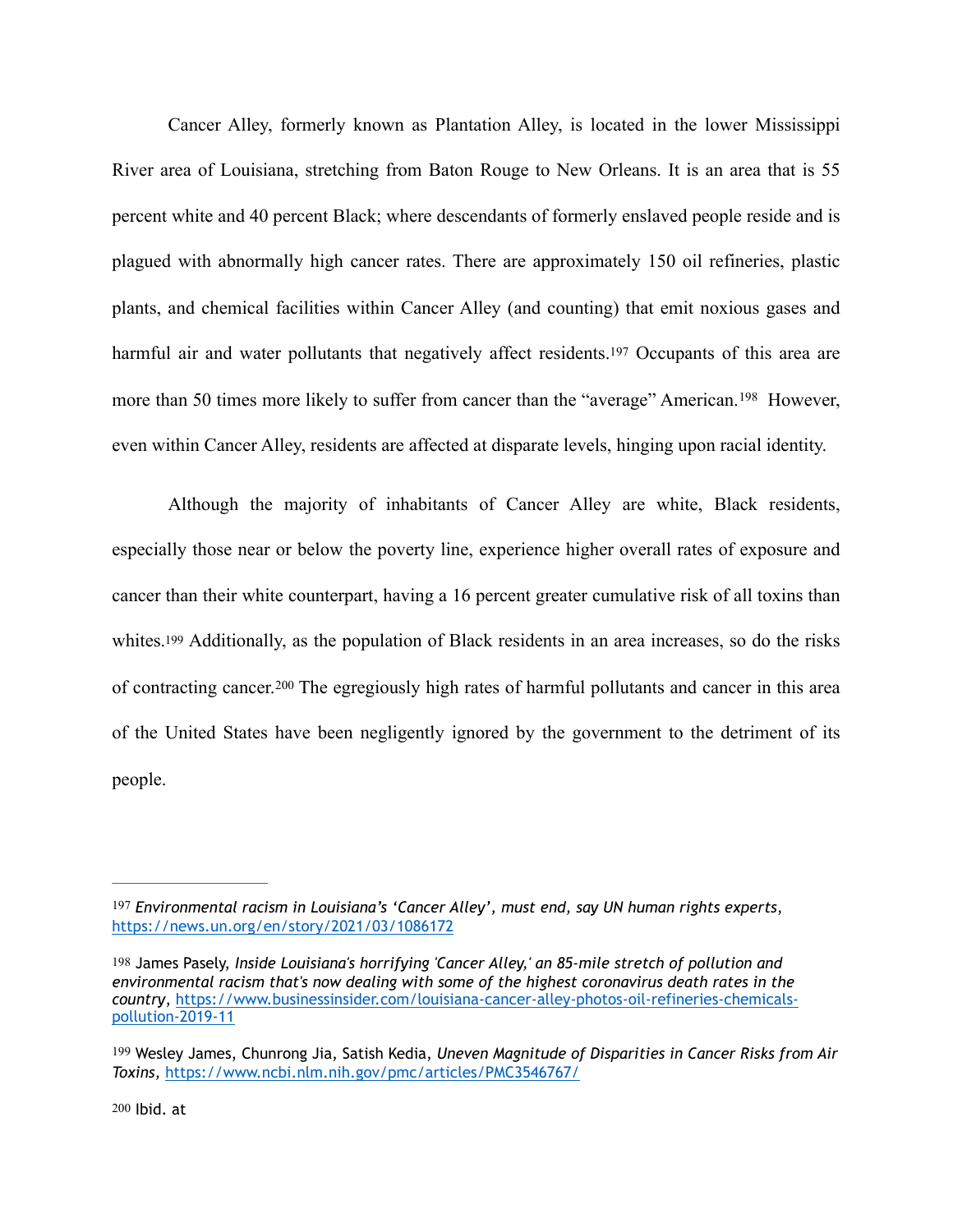Cancer Alley, formerly known as Plantation Alley, is located in the lower Mississippi River area of Louisiana, stretching from Baton Rouge to New Orleans. It is an area that is 55 percent white and 40 percent Black; where descendants of formerly enslaved people reside and is plagued with abnormally high cancer rates. There are approximately 150 oil refineries, plastic plants, and chemical facilities within Cancer Alley (and counting) that emit noxious gases and harmful air and water pollutants that negatively affect residents.[197] Occupants of this area are more than 50 times more likely to suffer from cancer than the "average" American.[198] However, even within Cancer Alley, residents are affected at disparate levels, hinging upon racial identity.

Although the majority of inhabitants of Cancer Alley are white, Black residents, especially those near or below the poverty line, experience higher overall rates of exposure and cancer than their white counterpart, having a 16 percent greater cumulative risk of all toxins than whites.[199] Additionally, as the population of Black residents in an area increases, so do the risks of contracting cancer.[200] The egregiously high rates of harmful pollutants and cancer in this area of the United States have been negligently ignored by the government to the detriment of its people.

---

[197] *Environmental racism in Louisiana's 'Cancer Alley', must end, say UN human rights experts*, https://news.un.org/en/story/2021/03/1086172

[198] James Pasely, *Inside Louisiana's horrifying 'Cancer Alley,' an 85-mile stretch of pollution and environmental racism that's now dealing with some of the highest coronavirus death rates in the country*, https://www.businessinsider.com/louisiana-cancer-alley-photos-oil-refineries-chemicals-pollution-2019-11

[199] Wesley James, Chunrong Jia, Satish Kedia, *Uneven Magnitude of Disparities in Cancer Risks from Air Toxins*, https://www.ncbi.nlm.nih.gov/pmc/articles/PMC3546767/

[200] Ibid. at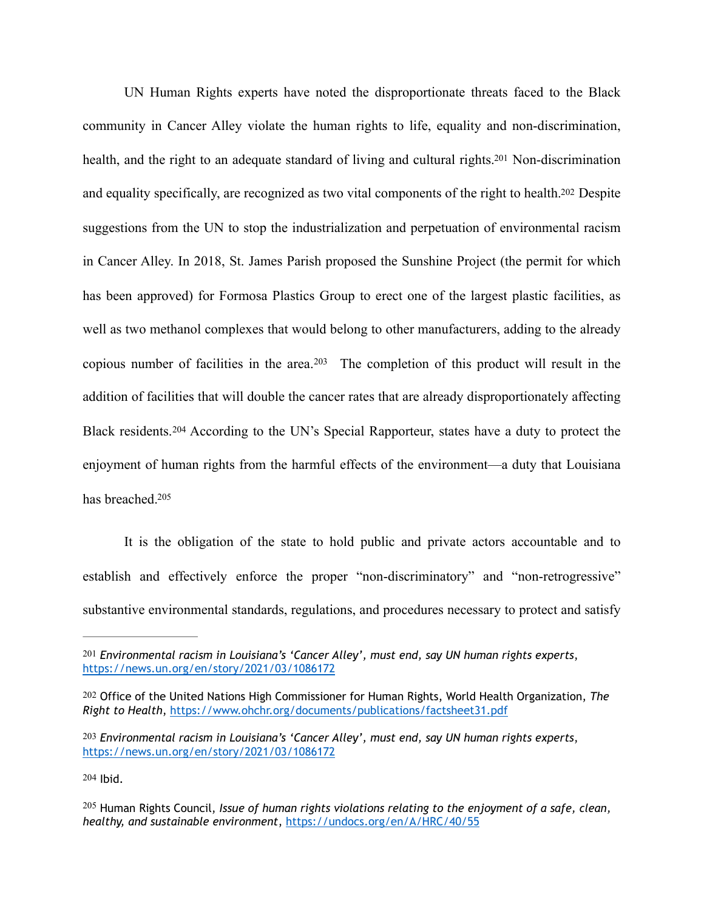UN Human Rights experts have noted the disproportionate threats faced to the Black community in Cancer Alley violate the human rights to life, equality and non-discrimination, health, and the right to an adequate standard of living and cultural rights.[201] Non-discrimination and equality specifically, are recognized as two vital components of the right to health.[202] Despite suggestions from the UN to stop the industrialization and perpetuation of environmental racism in Cancer Alley. In 2018, St. James Parish proposed the Sunshine Project (the permit for which has been approved) for Formosa Plastics Group to erect one of the largest plastic facilities, as well as two methanol complexes that would belong to other manufacturers, adding to the already copious number of facilities in the area.[203] The completion of this product will result in the addition of facilities that will double the cancer rates that are already disproportionately affecting Black residents.[204] According to the UN's Special Rapporteur, states have a duty to protect the enjoyment of human rights from the harmful effects of the environment—a duty that Louisiana has breached.[205]

It is the obligation of the state to hold public and private actors accountable and to establish and effectively enforce the proper "non-discriminatory" and "non-retrogressive" substantive environmental standards, regulations, and procedures necessary to protect and satisfy

---

[201] *Environmental racism in Louisiana's 'Cancer Alley', must end, say UN human rights experts*, https://news.un.org/en/story/2021/03/1086172

[202] Office of the United Nations High Commissioner for Human Rights, World Health Organization, *The Right to Health*, https://www.ohchr.org/documents/publications/factsheet31.pdf

[203] *Environmental racism in Louisiana's 'Cancer Alley', must end, say UN human rights experts*, https://news.un.org/en/story/2021/03/1086172

[204] Ibid.

[205] Human Rights Council, *Issue of human rights violations relating to the enjoyment of a safe, clean, healthy, and sustainable environment*, https://undocs.org/en/A/HRC/40/55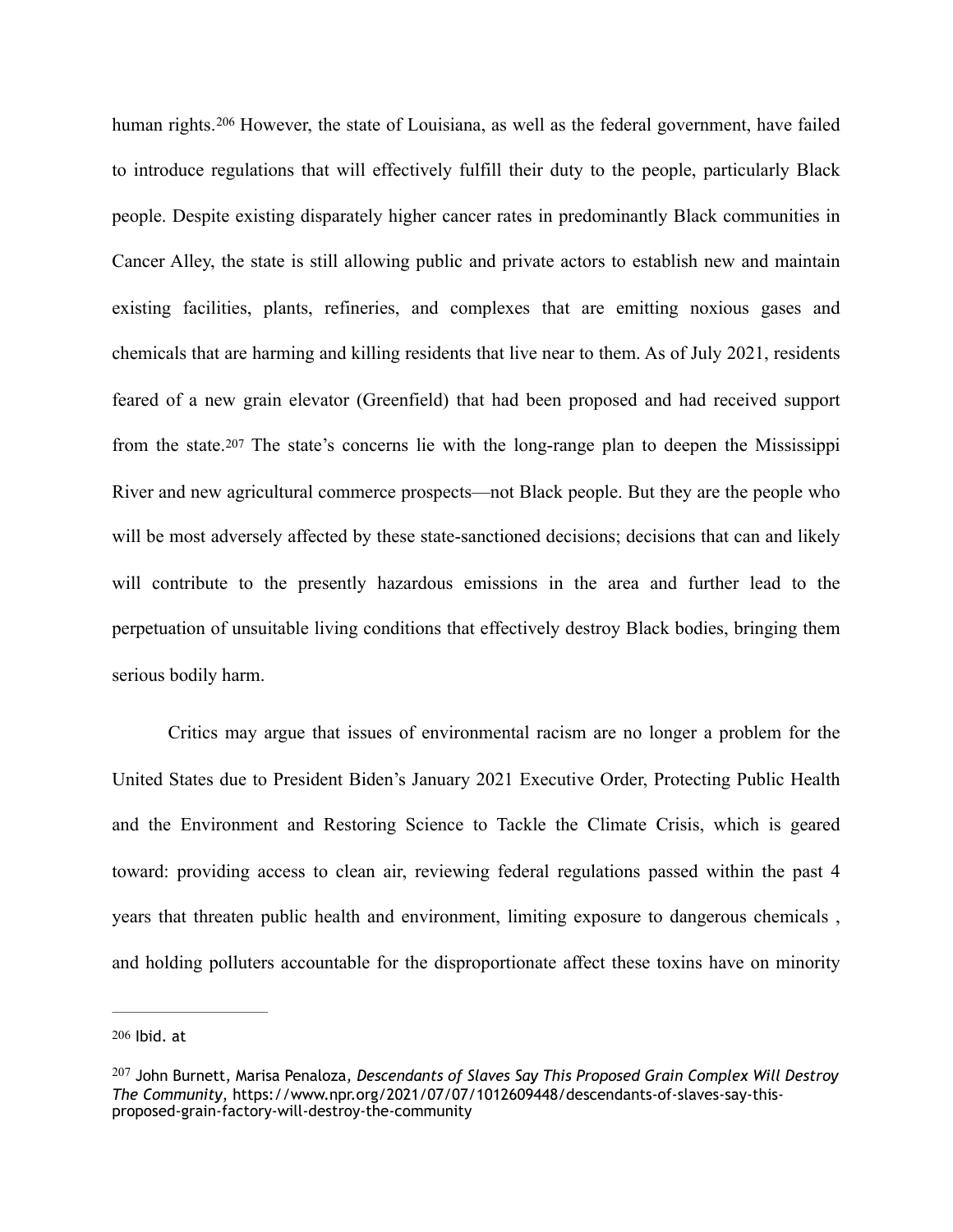human rights.[206] However, the state of Louisiana, as well as the federal government, have failed to introduce regulations that will effectively fulfill their duty to the people, particularly Black people. Despite existing disparately higher cancer rates in predominantly Black communities in Cancer Alley, the state is still allowing public and private actors to establish new and maintain existing facilities, plants, refineries, and complexes that are emitting noxious gases and chemicals that are harming and killing residents that live near to them. As of July 2021, residents feared of a new grain elevator (Greenfield) that had been proposed and had received support from the state.[207] The state's concerns lie with the long-range plan to deepen the Mississippi River and new agricultural commerce prospects—not Black people. But they are the people who will be most adversely affected by these state-sanctioned decisions; decisions that can and likely will contribute to the presently hazardous emissions in the area and further lead to the perpetuation of unsuitable living conditions that effectively destroy Black bodies, bringing them serious bodily harm.

Critics may argue that issues of environmental racism are no longer a problem for the United States due to President Biden's January 2021 Executive Order, Protecting Public Health and the Environment and Restoring Science to Tackle the Climate Crisis, which is geared toward: providing access to clean air, reviewing federal regulations passed within the past 4 years that threaten public health and environment, limiting exposure to dangerous chemicals , and holding polluters accountable for the disproportionate affect these toxins have on minority

---

[206] Ibid. at

[207] John Burnett, Marisa Penaloza, *Descendants of Slaves Say This Proposed Grain Complex Will Destroy The Community*, https://www.npr.org/2021/07/07/1012609448/descendants-of-slaves-say-this-proposed-grain-factory-will-destroy-the-community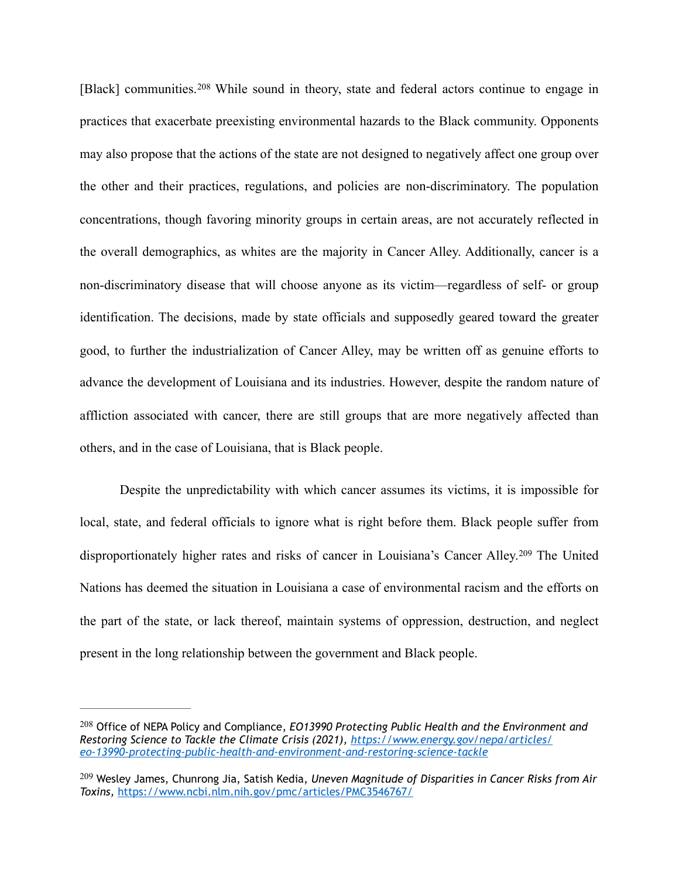[Black] communities.[208] While sound in theory, state and federal actors continue to engage in practices that exacerbate preexisting environmental hazards to the Black community. Opponents may also propose that the actions of the state are not designed to negatively affect one group over the other and their practices, regulations, and policies are non-discriminatory. The population concentrations, though favoring minority groups in certain areas, are not accurately reflected in the overall demographics, as whites are the majority in Cancer Alley. Additionally, cancer is a non-discriminatory disease that will choose anyone as its victim—regardless of self- or group identification. The decisions, made by state officials and supposedly geared toward the greater good, to further the industrialization of Cancer Alley, may be written off as genuine efforts to advance the development of Louisiana and its industries. However, despite the random nature of affliction associated with cancer, there are still groups that are more negatively affected than others, and in the case of Louisiana, that is Black people.

Despite the unpredictability with which cancer assumes its victims, it is impossible for local, state, and federal officials to ignore what is right before them. Black people suffer from disproportionately higher rates and risks of cancer in Louisiana's Cancer Alley.[209] The United Nations has deemed the situation in Louisiana a case of environmental racism and the efforts on the part of the state, or lack thereof, maintain systems of oppression, destruction, and neglect present in the long relationship between the government and Black people.

---

[208] Office of NEPA Policy and Compliance, *EO13990 Protecting Public Health and the Environment and Restoring Science to Tackle the Climate Crisis (2021), https://www.energy.gov/nepa/articles/eo-13990-protecting-public-health-and-environment-and-restoring-science-tackle*

[209] Wesley James, Chunrong Jia, Satish Kedia, *Uneven Magnitude of Disparities in Cancer Risks from Air Toxins*, https://www.ncbi.nlm.nih.gov/pmc/articles/PMC3546767/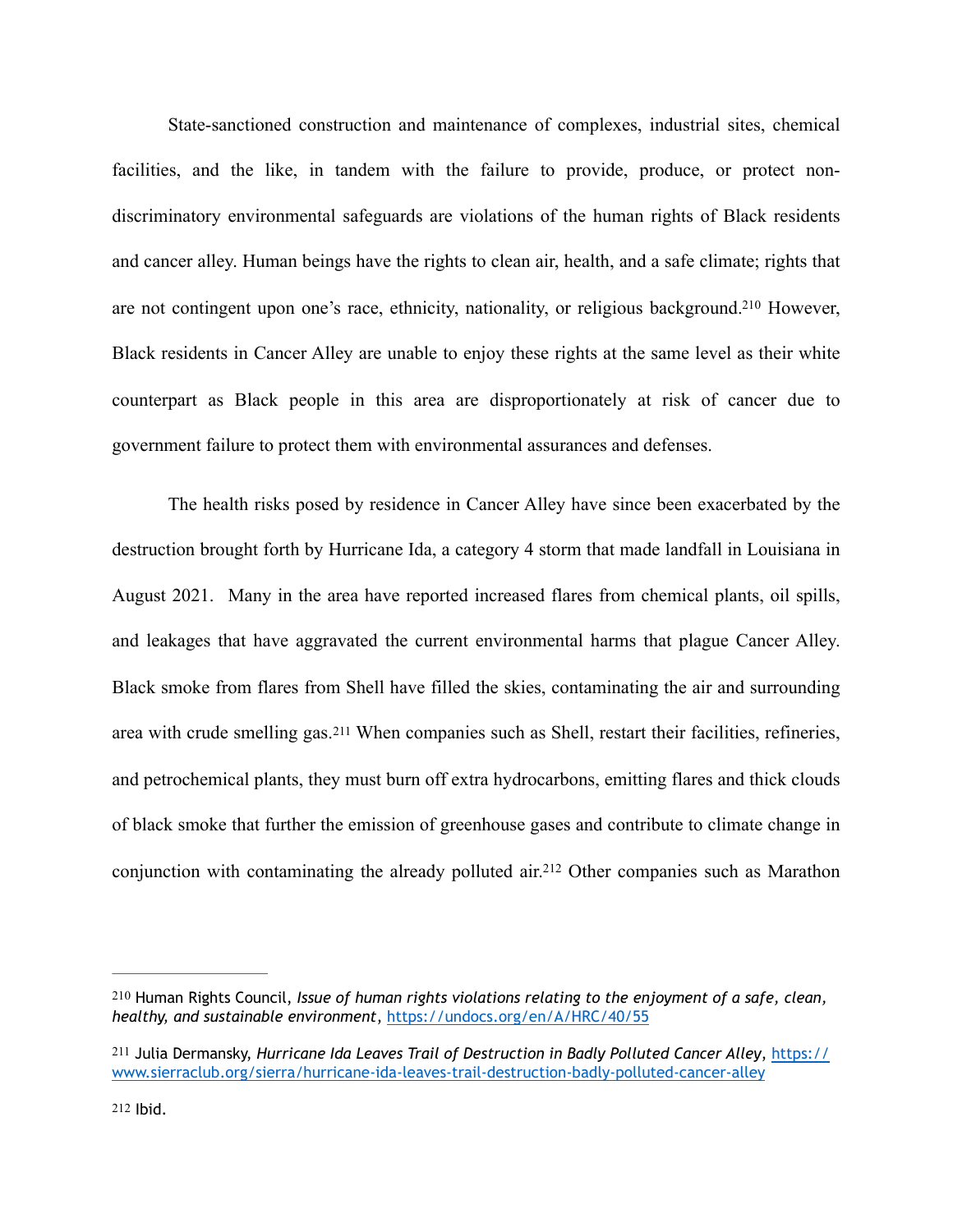State-sanctioned construction and maintenance of complexes, industrial sites, chemical facilities, and the like, in tandem with the failure to provide, produce, or protect non-discriminatory environmental safeguards are violations of the human rights of Black residents and cancer alley. Human beings have the rights to clean air, health, and a safe climate; rights that are not contingent upon one's race, ethnicity, nationality, or religious background.[210] However, Black residents in Cancer Alley are unable to enjoy these rights at the same level as their white counterpart as Black people in this area are disproportionately at risk of cancer due to government failure to protect them with environmental assurances and defenses.

The health risks posed by residence in Cancer Alley have since been exacerbated by the destruction brought forth by Hurricane Ida, a category 4 storm that made landfall in Louisiana in August 2021. Many in the area have reported increased flares from chemical plants, oil spills, and leakages that have aggravated the current environmental harms that plague Cancer Alley. Black smoke from flares from Shell have filled the skies, contaminating the air and surrounding area with crude smelling gas.[211] When companies such as Shell, restart their facilities, refineries, and petrochemical plants, they must burn off extra hydrocarbons, emitting flares and thick clouds of black smoke that further the emission of greenhouse gases and contribute to climate change in conjunction with contaminating the already polluted air.[212] Other companies such as Marathon

---

[210] Human Rights Council, *Issue of human rights violations relating to the enjoyment of a safe, clean, healthy, and sustainable environment*, https://undocs.org/en/A/HRC/40/55

[211] Julia Dermansky, *Hurricane Ida Leaves Trail of Destruction in Badly Polluted Cancer Alley*, https://www.sierraclub.org/sierra/hurricane-ida-leaves-trail-destruction-badly-polluted-cancer-alley

[212] Ibid.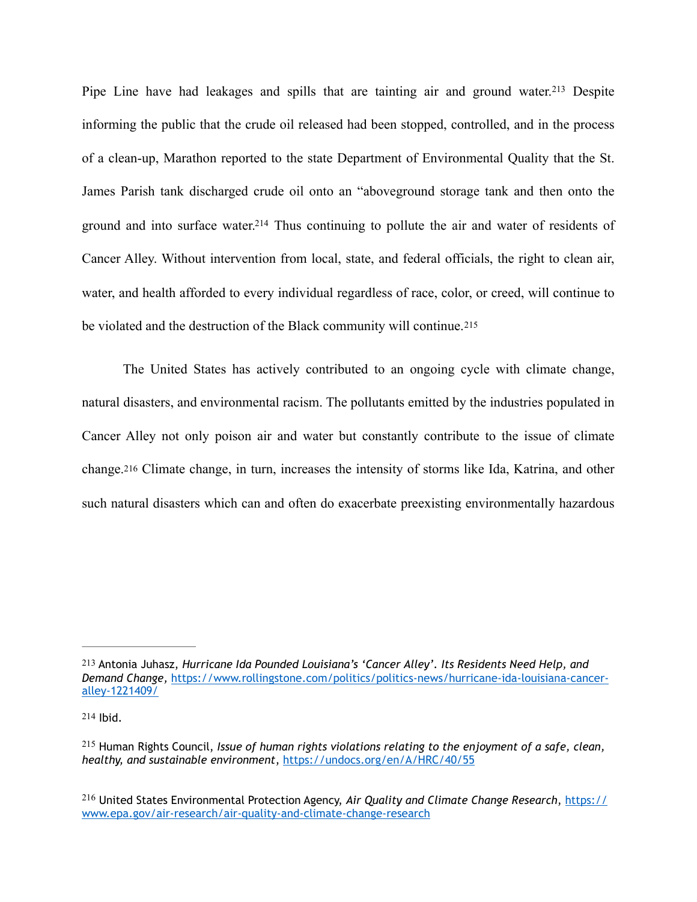Pipe Line have had leakages and spills that are tainting air and ground water.[213] Despite informing the public that the crude oil released had been stopped, controlled, and in the process of a clean-up, Marathon reported to the state Department of Environmental Quality that the St. James Parish tank discharged crude oil onto an "aboveground storage tank and then onto the ground and into surface water.[214] Thus continuing to pollute the air and water of residents of Cancer Alley. Without intervention from local, state, and federal officials, the right to clean air, water, and health afforded to every individual regardless of race, color, or creed, will continue to be violated and the destruction of the Black community will continue.[215]

The United States has actively contributed to an ongoing cycle with climate change, natural disasters, and environmental racism. The pollutants emitted by the industries populated in Cancer Alley not only poison air and water but constantly contribute to the issue of climate change.[216] Climate change, in turn, increases the intensity of storms like Ida, Katrina, and other such natural disasters which can and often do exacerbate preexisting environmentally hazardous

---

[213] Antonia Juhasz, *Hurricane Ida Pounded Louisiana's 'Cancer Alley'. Its Residents Need Help, and Demand Change*, https://www.rollingstone.com/politics/politics-news/hurricane-ida-louisiana-cancer-alley-1221409/

[214] Ibid.

[215] Human Rights Council, *Issue of human rights violations relating to the enjoyment of a safe, clean, healthy, and sustainable environment*, https://undocs.org/en/A/HRC/40/55

[216] United States Environmental Protection Agency, *Air Quality and Climate Change Research*, https://www.epa.gov/air-research/air-quality-and-climate-change-research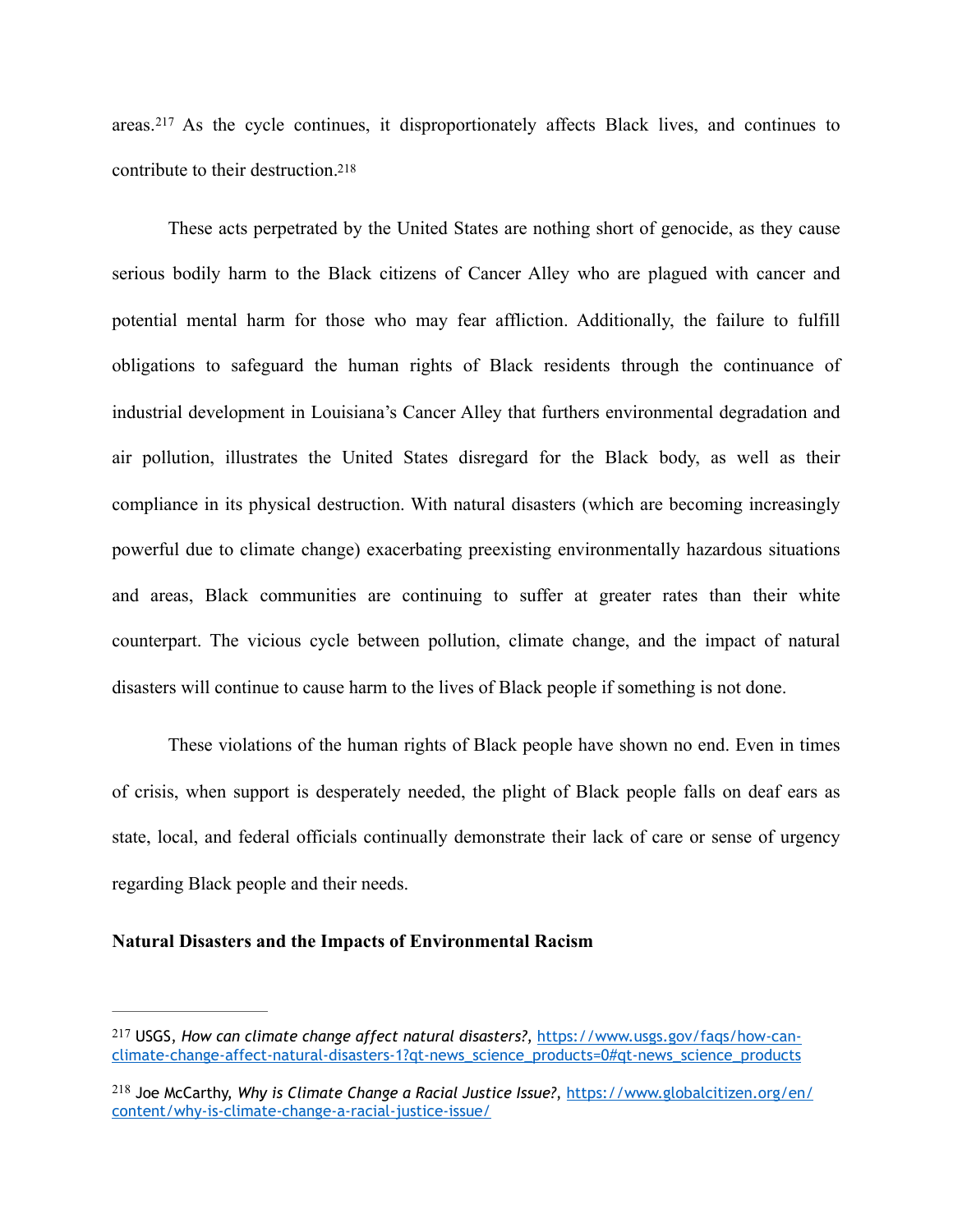areas.[217] As the cycle continues, it disproportionately affects Black lives, and continues to contribute to their destruction.[218]

These acts perpetrated by the United States are nothing short of genocide, as they cause serious bodily harm to the Black citizens of Cancer Alley who are plagued with cancer and potential mental harm for those who may fear affliction. Additionally, the failure to fulfill obligations to safeguard the human rights of Black residents through the continuance of industrial development in Louisiana's Cancer Alley that furthers environmental degradation and air pollution, illustrates the United States disregard for the Black body, as well as their compliance in its physical destruction. With natural disasters (which are becoming increasingly powerful due to climate change) exacerbating preexisting environmentally hazardous situations and areas, Black communities are continuing to suffer at greater rates than their white counterpart. The vicious cycle between pollution, climate change, and the impact of natural disasters will continue to cause harm to the lives of Black people if something is not done.

These violations of the human rights of Black people have shown no end. Even in times of crisis, when support is desperately needed, the plight of Black people falls on deaf ears as state, local, and federal officials continually demonstrate their lack of care or sense of urgency regarding Black people and their needs.

**Natural Disasters and the Impacts of Environmental Racism**

---

[217] USGS, *How can climate change affect natural disasters?*, https://www.usgs.gov/faqs/how-can-climate-change-affect-natural-disasters-1?qt-news_science_products=0#qt-news_science_products

[218] Joe McCarthy, *Why is Climate Change a Racial Justice Issue?*, https://www.globalcitizen.org/en/content/why-is-climate-change-a-racial-justice-issue/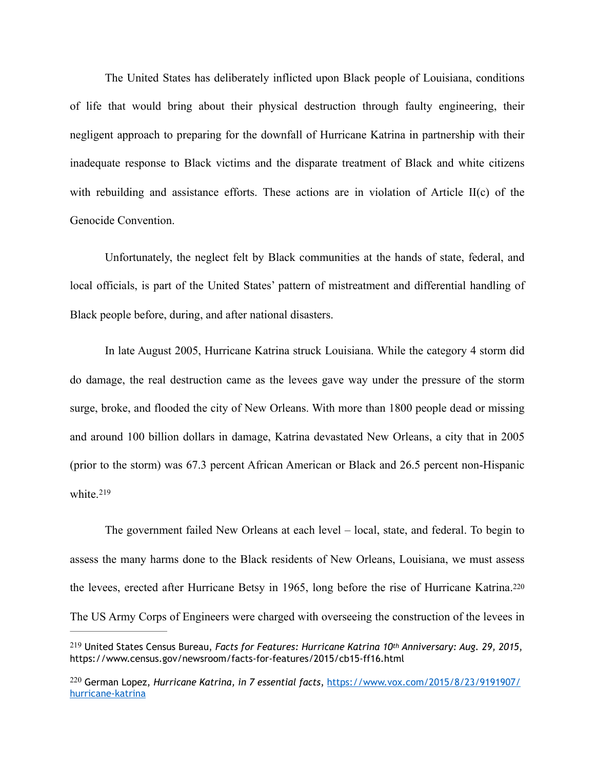The United States has deliberately inflicted upon Black people of Louisiana, conditions of life that would bring about their physical destruction through faulty engineering, their negligent approach to preparing for the downfall of Hurricane Katrina in partnership with their inadequate response to Black victims and the disparate treatment of Black and white citizens with rebuilding and assistance efforts. These actions are in violation of Article II(c) of the Genocide Convention.

Unfortunately, the neglect felt by Black communities at the hands of state, federal, and local officials, is part of the United States' pattern of mistreatment and differential handling of Black people before, during, and after national disasters.

In late August 2005, Hurricane Katrina struck Louisiana. While the category 4 storm did do damage, the real destruction came as the levees gave way under the pressure of the storm surge, broke, and flooded the city of New Orleans. With more than 1800 people dead or missing and around 100 billion dollars in damage, Katrina devastated New Orleans, a city that in 2005 (prior to the storm) was 67.3 percent African American or Black and 26.5 percent non-Hispanic white.[219]

The government failed New Orleans at each level – local, state, and federal. To begin to assess the many harms done to the Black residents of New Orleans, Louisiana, we must assess the levees, erected after Hurricane Betsy in 1965, long before the rise of Hurricane Katrina.[220] The US Army Corps of Engineers were charged with overseeing the construction of the levees in

---

[219] United States Census Bureau, *Facts for Features: Hurricane Katrina 10th Anniversary: Aug. 29, 2015*, https://www.census.gov/newsroom/facts-for-features/2015/cb15-ff16.html

[220] German Lopez, *Hurricane Katrina, in 7 essential facts*, https://www.vox.com/2015/8/23/9191907/hurricane-katrina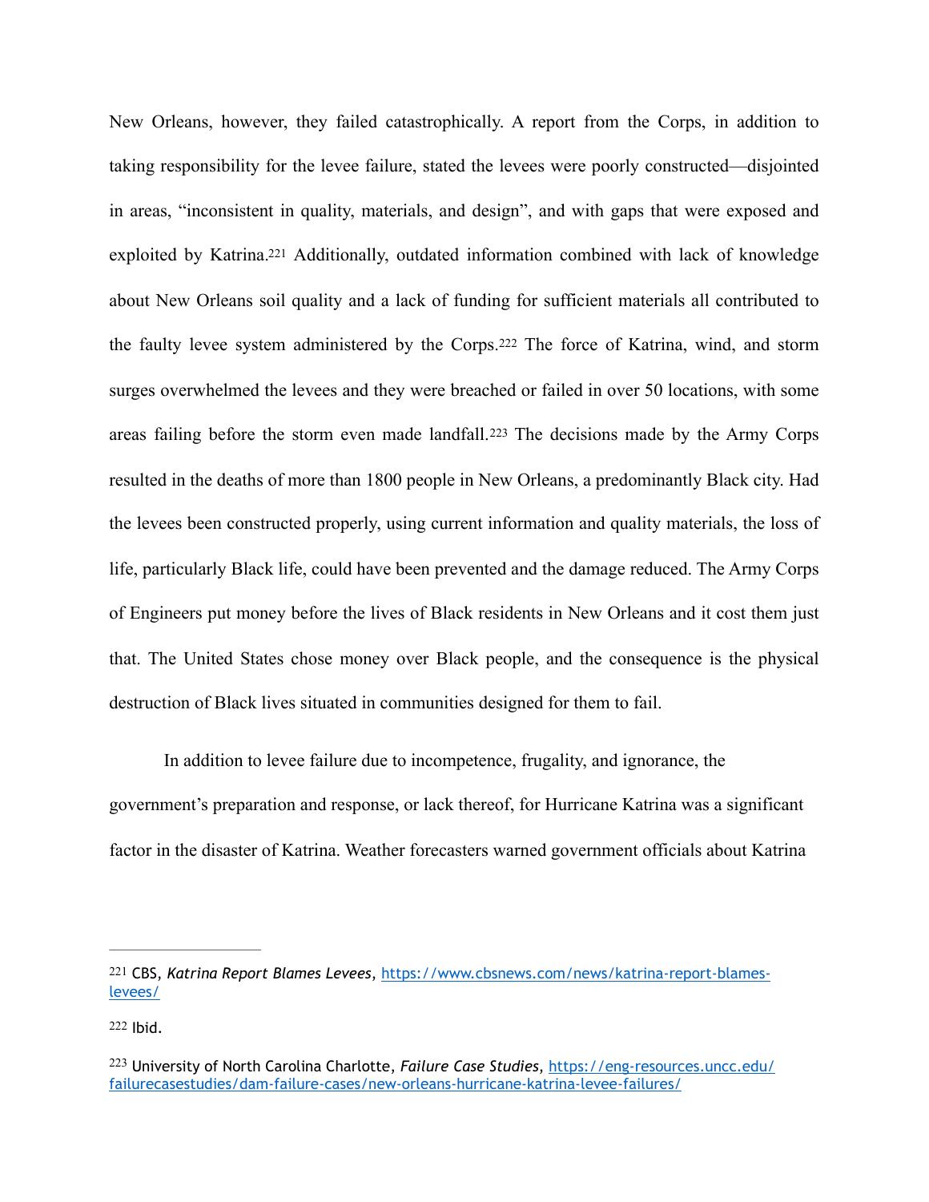New Orleans, however, they failed catastrophically. A report from the Corps, in addition to taking responsibility for the levee failure, stated the levees were poorly constructed—disjointed in areas, "inconsistent in quality, materials, and design", and with gaps that were exposed and exploited by Katrina.[221] Additionally, outdated information combined with lack of knowledge about New Orleans soil quality and a lack of funding for sufficient materials all contributed to the faulty levee system administered by the Corps.[222] The force of Katrina, wind, and storm surges overwhelmed the levees and they were breached or failed in over 50 locations, with some areas failing before the storm even made landfall.[223] The decisions made by the Army Corps resulted in the deaths of more than 1800 people in New Orleans, a predominantly Black city. Had the levees been constructed properly, using current information and quality materials, the loss of life, particularly Black life, could have been prevented and the damage reduced. The Army Corps of Engineers put money before the lives of Black residents in New Orleans and it cost them just that. The United States chose money over Black people, and the consequence is the physical destruction of Black lives situated in communities designed for them to fail.

In addition to levee failure due to incompetence, frugality, and ignorance, the government's preparation and response, or lack thereof, for Hurricane Katrina was a significant factor in the disaster of Katrina. Weather forecasters warned government officials about Katrina

---

[221] CBS, *Katrina Report Blames Levees*, https://www.cbsnews.com/news/katrina-report-blames-levees/

[222] Ibid.

[223] University of North Carolina Charlotte, *Failure Case Studies*, https://eng-resources.uncc.edu/failurecasestudies/dam-failure-cases/new-orleans-hurricane-katrina-levee-failures/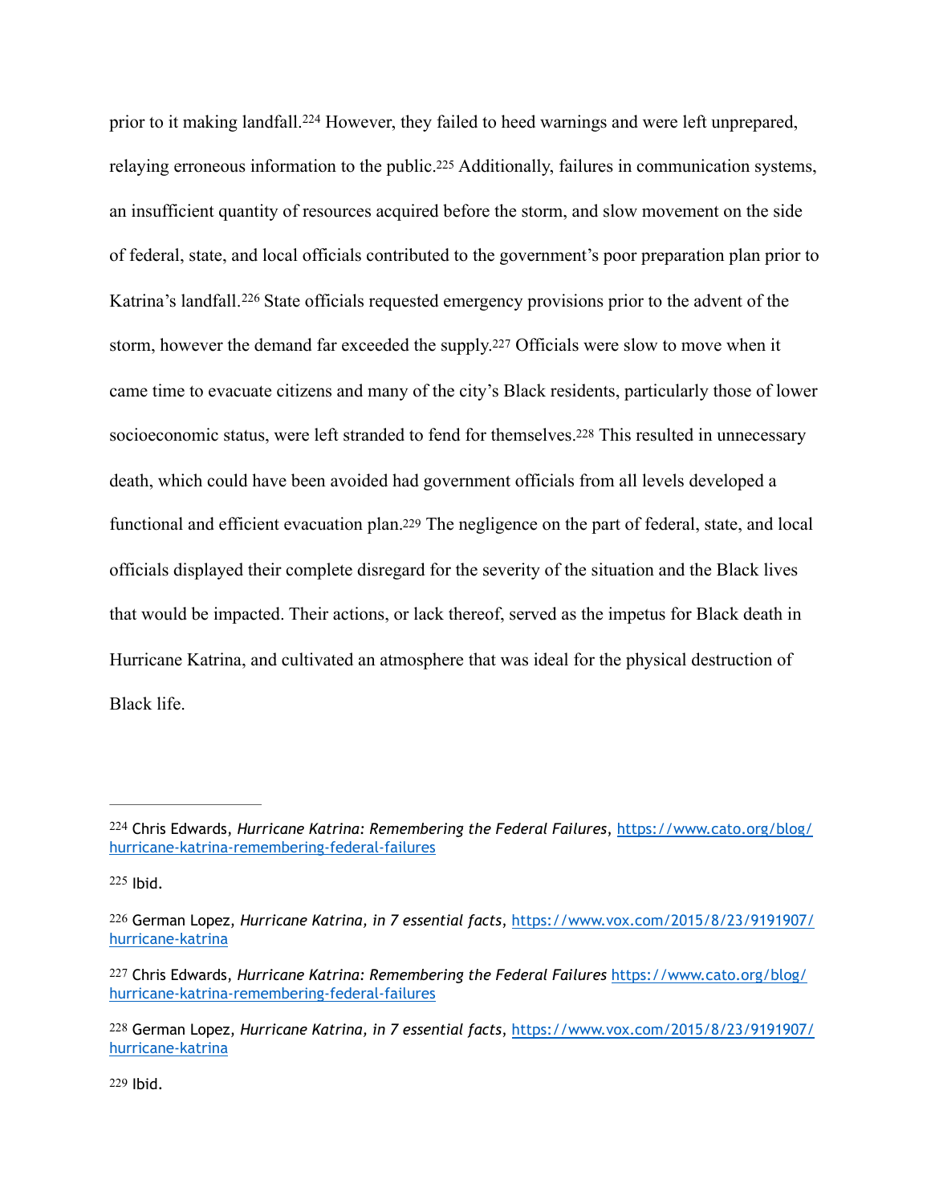prior to it making landfall.[224] However, they failed to heed warnings and were left unprepared, relaying erroneous information to the public.[225] Additionally, failures in communication systems, an insufficient quantity of resources acquired before the storm, and slow movement on the side of federal, state, and local officials contributed to the government's poor preparation plan prior to Katrina's landfall.[226] State officials requested emergency provisions prior to the advent of the storm, however the demand far exceeded the supply.[227] Officials were slow to move when it came time to evacuate citizens and many of the city's Black residents, particularly those of lower socioeconomic status, were left stranded to fend for themselves.[228] This resulted in unnecessary death, which could have been avoided had government officials from all levels developed a functional and efficient evacuation plan.[229] The negligence on the part of federal, state, and local officials displayed their complete disregard for the severity of the situation and the Black lives that would be impacted. Their actions, or lack thereof, served as the impetus for Black death in Hurricane Katrina, and cultivated an atmosphere that was ideal for the physical destruction of Black life.

---

[224] Chris Edwards, *Hurricane Katrina: Remembering the Federal Failures*, https://www.cato.org/blog/hurricane-katrina-remembering-federal-failures

[225] Ibid.

[226] German Lopez, *Hurricane Katrina, in 7 essential facts*, https://www.vox.com/2015/8/23/9191907/hurricane-katrina

[227] Chris Edwards, *Hurricane Katrina: Remembering the Federal Failures* https://www.cato.org/blog/hurricane-katrina-remembering-federal-failures

[228] German Lopez, *Hurricane Katrina, in 7 essential facts*, https://www.vox.com/2015/8/23/9191907/hurricane-katrina

[229] Ibid.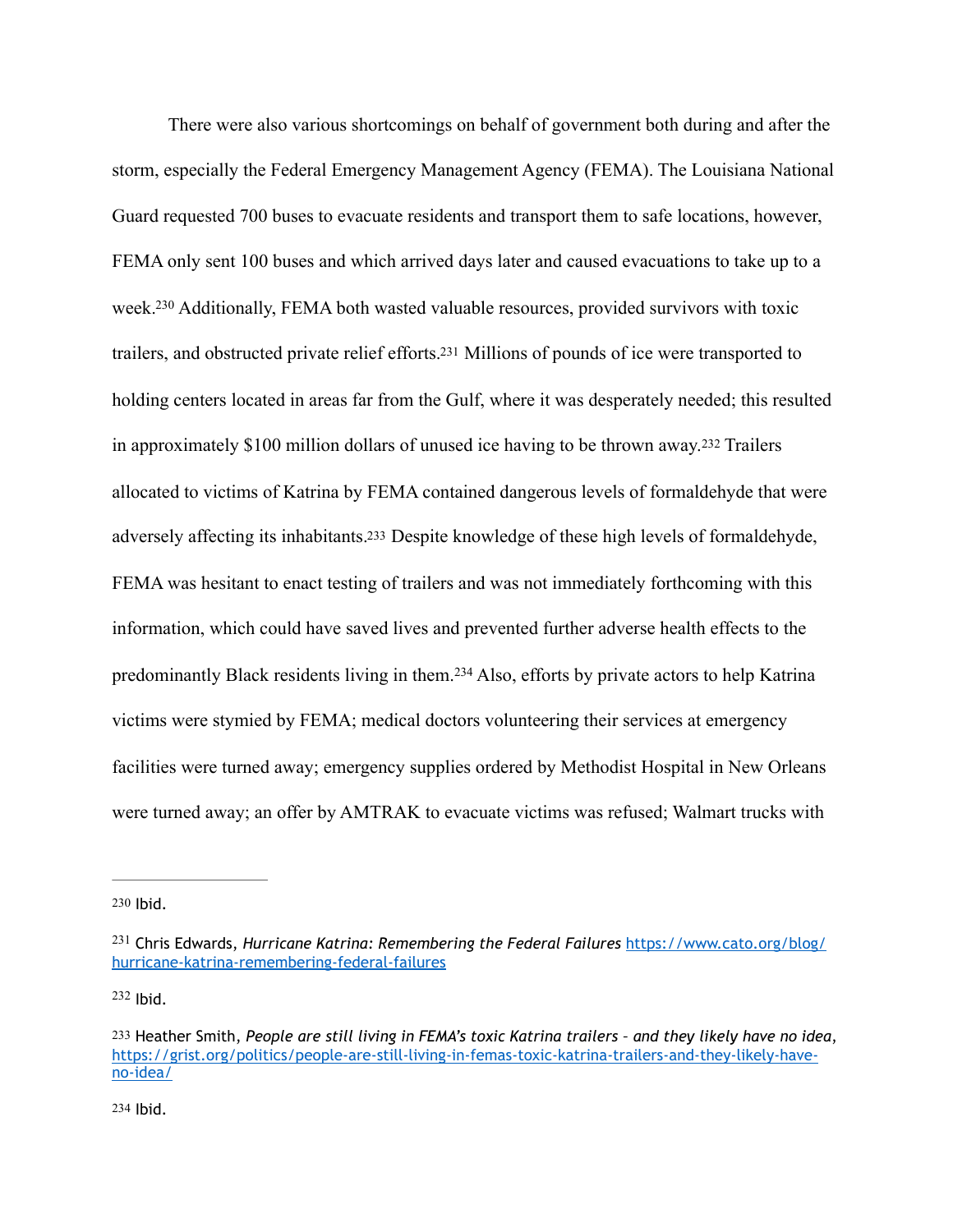There were also various shortcomings on behalf of government both during and after the storm, especially the Federal Emergency Management Agency (FEMA). The Louisiana National Guard requested 700 buses to evacuate residents and transport them to safe locations, however, FEMA only sent 100 buses and which arrived days later and caused evacuations to take up to a week.[230] Additionally, FEMA both wasted valuable resources, provided survivors with toxic trailers, and obstructed private relief efforts.[231] Millions of pounds of ice were transported to holding centers located in areas far from the Gulf, where it was desperately needed; this resulted in approximately $100 million dollars of unused ice having to be thrown away.[232] Trailers allocated to victims of Katrina by FEMA contained dangerous levels of formaldehyde that were adversely affecting its inhabitants.[233] Despite knowledge of these high levels of formaldehyde, FEMA was hesitant to enact testing of trailers and was not immediately forthcoming with this information, which could have saved lives and prevented further adverse health effects to the predominantly Black residents living in them.[234] Also, efforts by private actors to help Katrina victims were stymied by FEMA; medical doctors volunteering their services at emergency facilities were turned away; emergency supplies ordered by Methodist Hospital in New Orleans were turned away; an offer by AMTRAK to evacuate victims was refused; Walmart trucks with

---

230 Ibid.

231 Chris Edwards, *Hurricane Katrina: Remembering the Federal Failures* https://www.cato.org/blog/hurricane-katrina-remembering-federal-failures

232 Ibid.

233 Heather Smith, *People are still living in FEMA's toxic Katrina trailers – and they likely have no idea*, https://grist.org/politics/people-are-still-living-in-femas-toxic-katrina-trailers-and-they-likely-have-no-idea/

234 Ibid.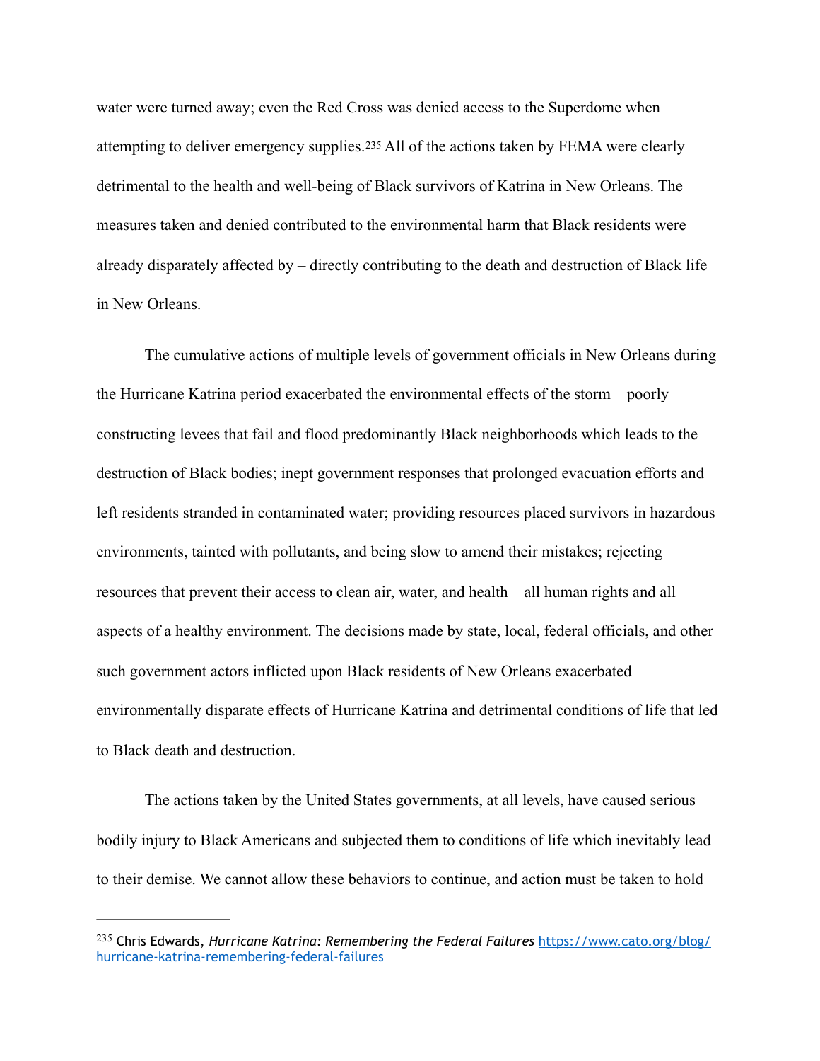water were turned away; even the Red Cross was denied access to the Superdome when attempting to deliver emergency supplies.[235] All of the actions taken by FEMA were clearly detrimental to the health and well-being of Black survivors of Katrina in New Orleans. The measures taken and denied contributed to the environmental harm that Black residents were already disparately affected by – directly contributing to the death and destruction of Black life in New Orleans.

The cumulative actions of multiple levels of government officials in New Orleans during the Hurricane Katrina period exacerbated the environmental effects of the storm – poorly constructing levees that fail and flood predominantly Black neighborhoods which leads to the destruction of Black bodies; inept government responses that prolonged evacuation efforts and left residents stranded in contaminated water; providing resources placed survivors in hazardous environments, tainted with pollutants, and being slow to amend their mistakes; rejecting resources that prevent their access to clean air, water, and health – all human rights and all aspects of a healthy environment. The decisions made by state, local, federal officials, and other such government actors inflicted upon Black residents of New Orleans exacerbated environmentally disparate effects of Hurricane Katrina and detrimental conditions of life that led to Black death and destruction.

The actions taken by the United States governments, at all levels, have caused serious bodily injury to Black Americans and subjected them to conditions of life which inevitably lead to their demise. We cannot allow these behaviors to continue, and action must be taken to hold

---

[235] Chris Edwards, *Hurricane Katrina: Remembering the Federal Failures* https://www.cato.org/blog/hurricane-katrina-remembering-federal-failures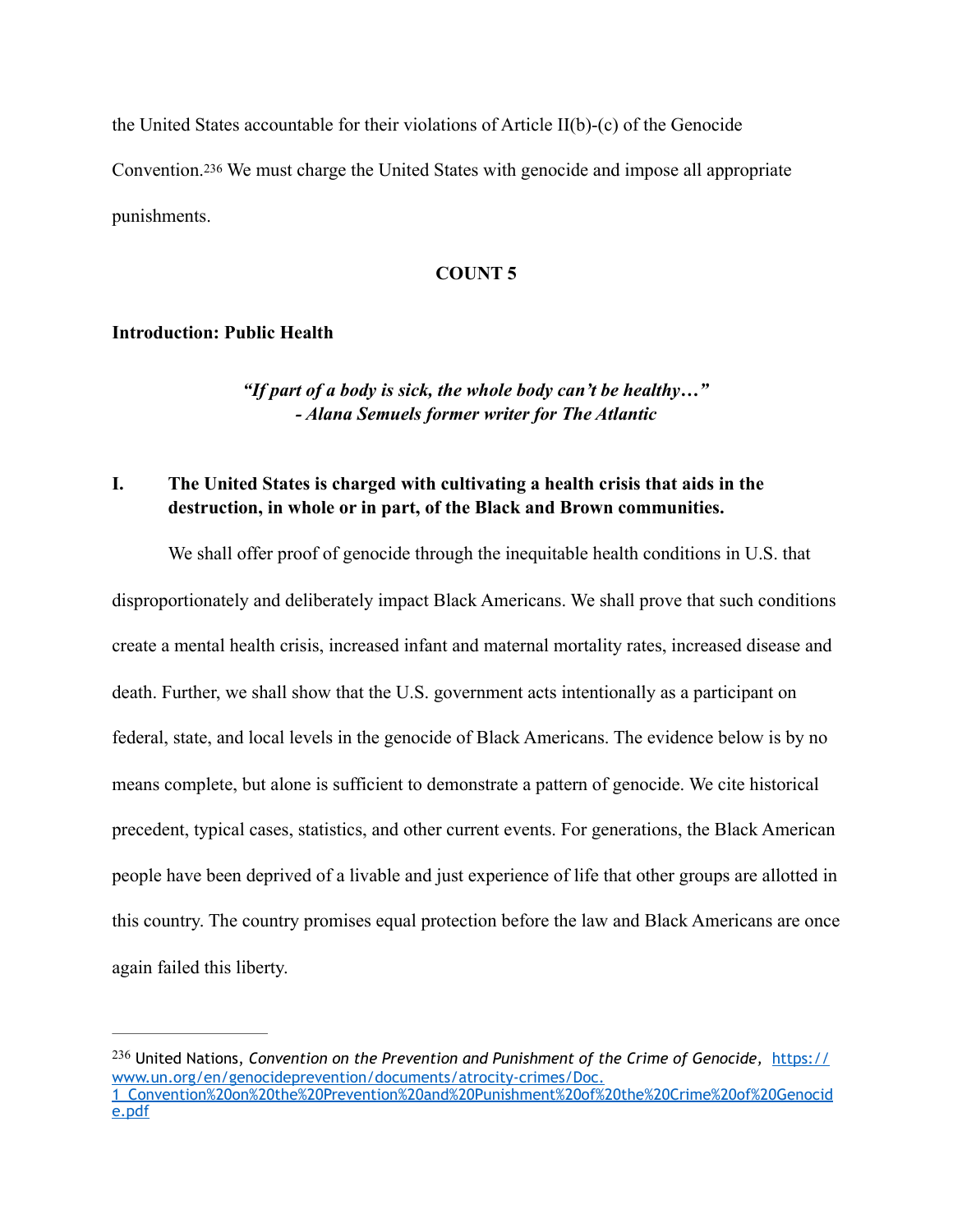the United States accountable for their violations of Article II(b)-(c) of the Genocide Convention.[236] We must charge the United States with genocide and impose all appropriate punishments.

**COUNT 5**

**Introduction: Public Health**

> ***"If part of a body is sick, the whole body can't be healthy…"***
> ***- Alana Semuels former writer for The Atlantic***

**I. The United States is charged with cultivating a health crisis that aids in the destruction, in whole or in part, of the Black and Brown communities.**

We shall offer proof of genocide through the inequitable health conditions in U.S. that disproportionately and deliberately impact Black Americans. We shall prove that such conditions create a mental health crisis, increased infant and maternal mortality rates, increased disease and death. Further, we shall show that the U.S. government acts intentionally as a participant on federal, state, and local levels in the genocide of Black Americans. The evidence below is by no means complete, but alone is sufficient to demonstrate a pattern of genocide. We cite historical precedent, typical cases, statistics, and other current events. For generations, the Black American people have been deprived of a livable and just experience of life that other groups are allotted in this country. The country promises equal protection before the law and Black Americans are once again failed this liberty.

---

[236] United Nations, *Convention on the Prevention and Punishment of the Crime of Genocide,* https://www.un.org/en/genocideprevention/documents/atrocity-crimes/Doc.1_Convention%20on%20the%20Prevention%20and%20Punishment%20of%20the%20Crime%20of%20Genocide.pdf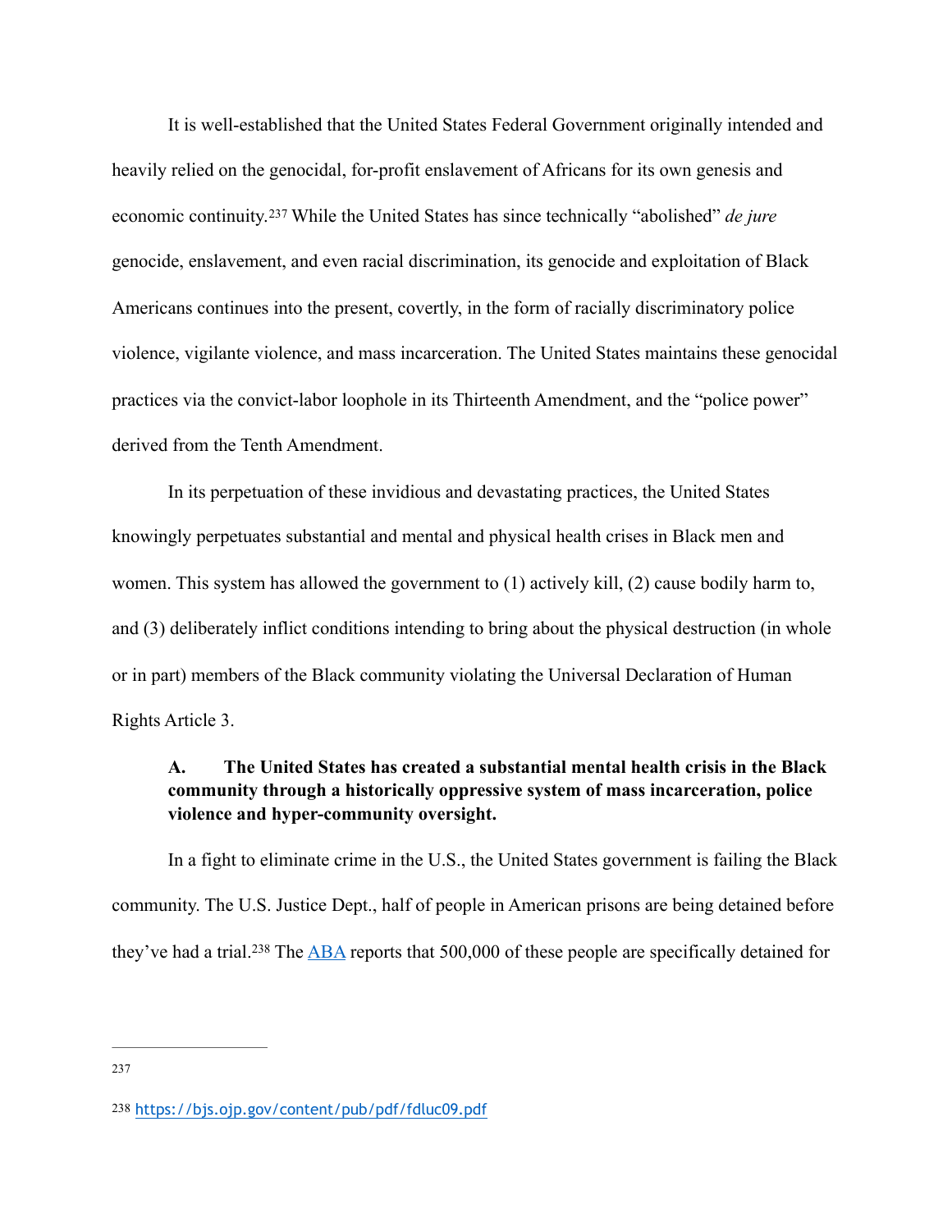It is well-established that the United States Federal Government originally intended and heavily relied on the genocidal, for-profit enslavement of Africans for its own genesis and economic continuity.[237] While the United States has since technically "abolished" *de jure* genocide, enslavement, and even racial discrimination, its genocide and exploitation of Black Americans continues into the present, covertly, in the form of racially discriminatory police violence, vigilante violence, and mass incarceration. The United States maintains these genocidal practices via the convict-labor loophole in its Thirteenth Amendment, and the "police power" derived from the Tenth Amendment.

In its perpetuation of these invidious and devastating practices, the United States knowingly perpetuates substantial and mental and physical health crises in Black men and women. This system has allowed the government to (1) actively kill, (2) cause bodily harm to, and (3) deliberately inflict conditions intending to bring about the physical destruction (in whole or in part) members of the Black community violating the Universal Declaration of Human Rights Article 3.

### A. The United States has created a substantial mental health crisis in the Black community through a historically oppressive system of mass incarceration, police violence and hyper-community oversight.

In a fight to eliminate crime in the U.S., the United States government is failing the Black community. The U.S. Justice Dept., half of people in American prisons are being detained before they've had a trial.[238] The [ABA](#) reports that 500,000 of these people are specifically detained for

---

237

238 https://bjs.ojp.gov/content/pub/pdf/fdluc09.pdf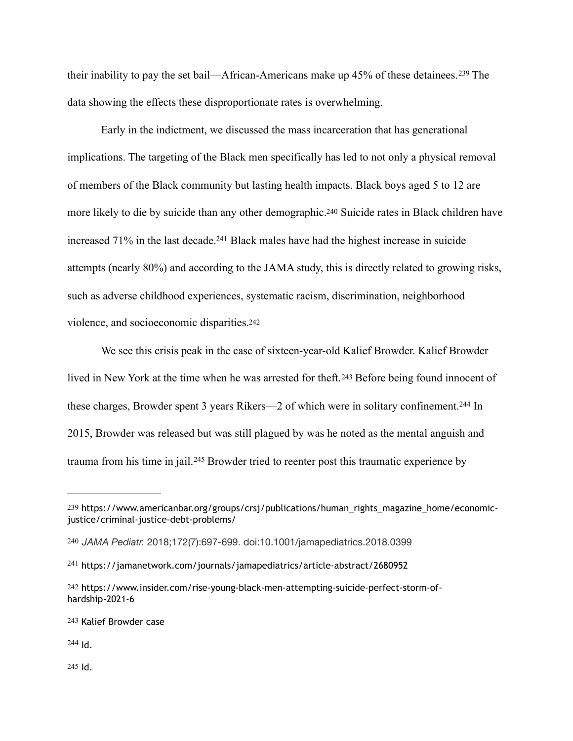their inability to pay the set bail—African-Americans make up 45% of these detainees.[239] The data showing the effects these disproportionate rates is overwhelming.

Early in the indictment, we discussed the mass incarceration that has generational implications. The targeting of the Black men specifically has led to not only a physical removal of members of the Black community but lasting health impacts. Black boys aged 5 to 12 are more likely to die by suicide than any other demographic.[240] Suicide rates in Black children have increased 71% in the last decade.[241] Black males have had the highest increase in suicide attempts (nearly 80%) and according to the JAMA study, this is directly related to growing risks, such as adverse childhood experiences, systematic racism, discrimination, neighborhood violence, and socioeconomic disparities.[242]

We see this crisis peak in the case of sixteen-year-old Kalief Browder. Kalief Browder lived in New York at the time when he was arrested for theft.[243] Before being found innocent of these charges, Browder spent 3 years Rikers—2 of which were in solitary confinement.[244] In 2015, Browder was released but was still plagued by was he noted as the mental anguish and trauma from his time in jail.[245] Browder tried to reenter post this traumatic experience by

---

[239] https://www.americanbar.org/groups/crsj/publications/human_rights_magazine_home/economic-justice/criminal-justice-debt-problems/

[240] *JAMA Pediatr.* 2018;172(7):697-699. doi:10.1001/jamapediatrics.2018.0399

[241] https://jamanetwork.com/journals/jamapediatrics/article-abstract/2680952

[242] https://www.insider.com/rise-young-black-men-attempting-suicide-perfect-storm-of-hardship-2021-6

[243] Kalief Browder case

[244] Id.

[245] Id.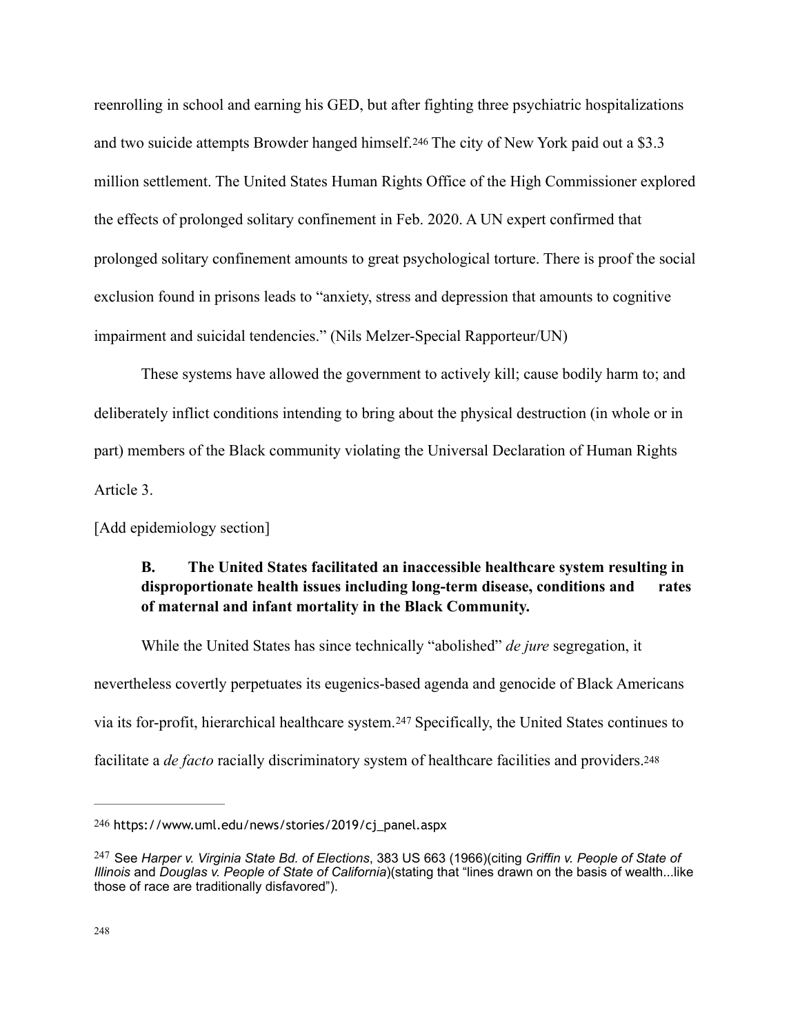reenrolling in school and earning his GED, but after fighting three psychiatric hospitalizations and two suicide attempts Browder hanged himself.[246] The city of New York paid out a $3.3 million settlement. The United States Human Rights Office of the High Commissioner explored the effects of prolonged solitary confinement in Feb. 2020. A UN expert confirmed that prolonged solitary confinement amounts to great psychological torture. There is proof the social exclusion found in prisons leads to "anxiety, stress and depression that amounts to cognitive impairment and suicidal tendencies." (Nils Melzer-Special Rapporteur/UN)

These systems have allowed the government to actively kill; cause bodily harm to; and deliberately inflict conditions intending to bring about the physical destruction (in whole or in part) members of the Black community violating the Universal Declaration of Human Rights Article 3.

[Add epidemiology section]

**B. The United States facilitated an inaccessible healthcare system resulting in disproportionate health issues including long-term disease, conditions and rates of maternal and infant mortality in the Black Community.**

While the United States has since technically "abolished" *de jure* segregation, it nevertheless covertly perpetuates its eugenics-based agenda and genocide of Black Americans via its for-profit, hierarchical healthcare system.[247] Specifically, the United States continues to facilitate a *de facto* racially discriminatory system of healthcare facilities and providers.[248]

---

[246] https://www.uml.edu/news/stories/2019/cj_panel.aspx

[247] See *Harper v. Virginia State Bd. of Elections*, 383 US 663 (1966)(citing *Griffin v. People of State of Illinois* and *Douglas v. People of State of California*)(stating that "lines drawn on the basis of wealth...like those of race are traditionally disfavored").

[248]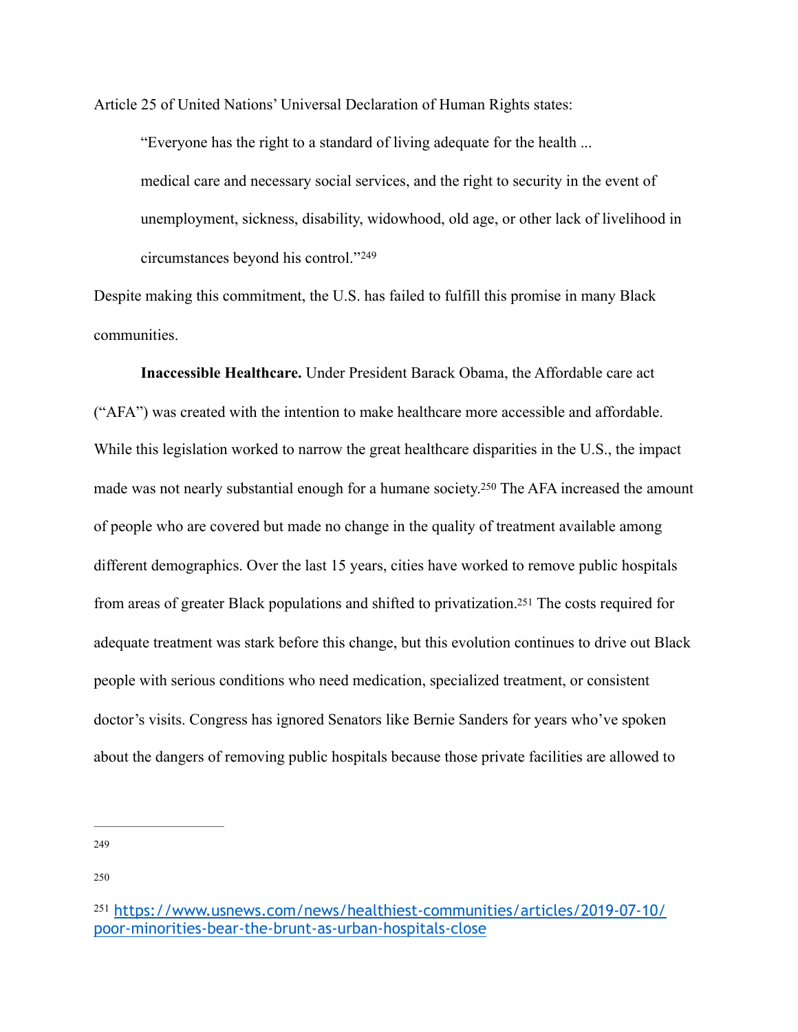Article 25 of United Nations' Universal Declaration of Human Rights states:

> "Everyone has the right to a standard of living adequate for the health ... medical care and necessary social services, and the right to security in the event of unemployment, sickness, disability, widowhood, old age, or other lack of livelihood in circumstances beyond his control."[249]

Despite making this commitment, the U.S. has failed to fulfill this promise in many Black communities.

**Inaccessible Healthcare.** Under President Barack Obama, the Affordable care act ("AFA") was created with the intention to make healthcare more accessible and affordable. While this legislation worked to narrow the great healthcare disparities in the U.S., the impact made was not nearly substantial enough for a humane society.[250] The AFA increased the amount of people who are covered but made no change in the quality of treatment available among different demographics. Over the last 15 years, cities have worked to remove public hospitals from areas of greater Black populations and shifted to privatization.[251] The costs required for adequate treatment was stark before this change, but this evolution continues to drive out Black people with serious conditions who need medication, specialized treatment, or consistent doctor's visits. Congress has ignored Senators like Bernie Sanders for years who've spoken about the dangers of removing public hospitals because those private facilities are allowed to

---

[249]

[250]

[251] https://www.usnews.com/news/healthiest-communities/articles/2019-07-10/poor-minorities-bear-the-brunt-as-urban-hospitals-close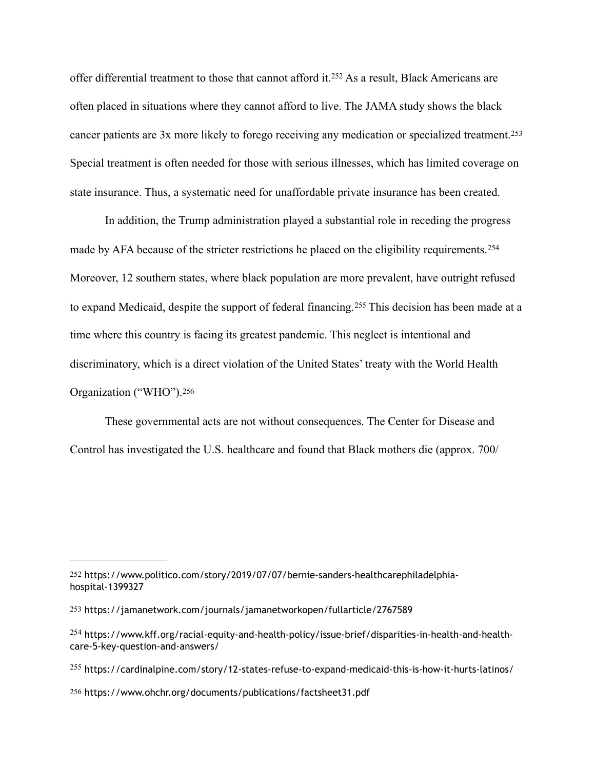offer differential treatment to those that cannot afford it.[252] As a result, Black Americans are often placed in situations where they cannot afford to live. The JAMA study shows the black cancer patients are 3x more likely to forego receiving any medication or specialized treatment.[253] Special treatment is often needed for those with serious illnesses, which has limited coverage on state insurance. Thus, a systematic need for unaffordable private insurance has been created.

In addition, the Trump administration played a substantial role in receding the progress made by AFA because of the stricter restrictions he placed on the eligibility requirements.[254] Moreover, 12 southern states, where black population are more prevalent, have outright refused to expand Medicaid, despite the support of federal financing.[255] This decision has been made at a time where this country is facing its greatest pandemic. This neglect is intentional and discriminatory, which is a direct violation of the United States' treaty with the World Health Organization ("WHO").[256]

These governmental acts are not without consequences. The Center for Disease and Control has investigated the U.S. healthcare and found that Black mothers die (approx. 700/

---

252 https://www.politico.com/story/2019/07/07/bernie-sanders-healthcarephiladelphia-hospital-1399327

253 https://jamanetwork.com/journals/jamanetworkopen/fullarticle/2767589

254 https://www.kff.org/racial-equity-and-health-policy/issue-brief/disparities-in-health-and-health-care-5-key-question-and-answers/

255 https://cardinalpine.com/story/12-states-refuse-to-expand-medicaid-this-is-how-it-hurts-latinos/

256 https://www.ohchr.org/documents/publications/factsheet31.pdf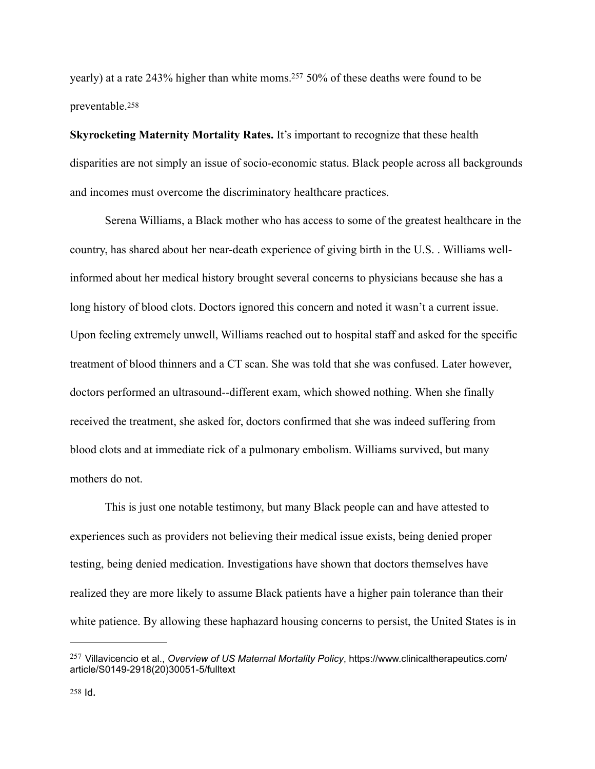yearly) at a rate 243% higher than white moms.[257] 50% of these deaths were found to be preventable.[258]

**Skyrocketing Maternity Mortality Rates.** It's important to recognize that these health disparities are not simply an issue of socio-economic status. Black people across all backgrounds and incomes must overcome the discriminatory healthcare practices.

Serena Williams, a Black mother who has access to some of the greatest healthcare in the country, has shared about her near-death experience of giving birth in the U.S. . Williams well-informed about her medical history brought several concerns to physicians because she has a long history of blood clots. Doctors ignored this concern and noted it wasn't a current issue. Upon feeling extremely unwell, Williams reached out to hospital staff and asked for the specific treatment of blood thinners and a CT scan. She was told that she was confused. Later however, doctors performed an ultrasound--different exam, which showed nothing. When she finally received the treatment, she asked for, doctors confirmed that she was indeed suffering from blood clots and at immediate rick of a pulmonary embolism. Williams survived, but many mothers do not.

This is just one notable testimony, but many Black people can and have attested to experiences such as providers not believing their medical issue exists, being denied proper testing, being denied medication. Investigations have shown that doctors themselves have realized they are more likely to assume Black patients have a higher pain tolerance than their white patience. By allowing these haphazard housing concerns to persist, the United States is in

---

[257] Villavicencio et al., *Overview of US Maternal Mortality Policy*, https://www.clinicaltherapeutics.com/article/S0149-2918(20)30051-5/fulltext

[258] Id.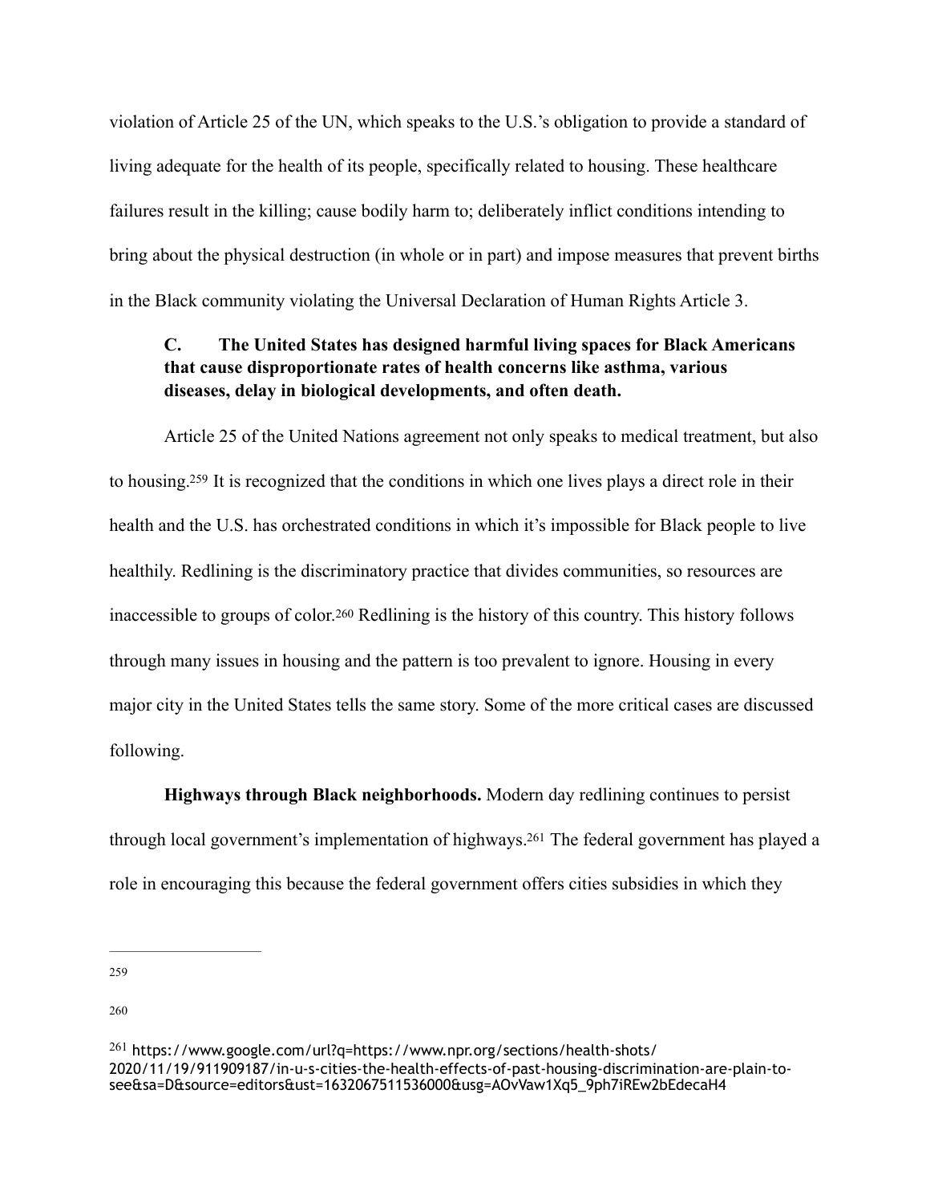violation of Article 25 of the UN, which speaks to the U.S.'s obligation to provide a standard of living adequate for the health of its people, specifically related to housing. These healthcare failures result in the killing; cause bodily harm to; deliberately inflict conditions intending to bring about the physical destruction (in whole or in part) and impose measures that prevent births in the Black community violating the Universal Declaration of Human Rights Article 3.

### C. The United States has designed harmful living spaces for Black Americans that cause disproportionate rates of health concerns like asthma, various diseases, delay in biological developments, and often death.

Article 25 of the United Nations agreement not only speaks to medical treatment, but also to housing.[259] It is recognized that the conditions in which one lives plays a direct role in their health and the U.S. has orchestrated conditions in which it's impossible for Black people to live healthily. Redlining is the discriminatory practice that divides communities, so resources are inaccessible to groups of color.[260] Redlining is the history of this country. This history follows through many issues in housing and the pattern is too prevalent to ignore. Housing in every major city in the United States tells the same story. Some of the more critical cases are discussed following.

**Highways through Black neighborhoods.** Modern day redlining continues to persist through local government's implementation of highways.[261] The federal government has played a role in encouraging this because the federal government offers cities subsidies in which they

---

259

260

261 https://www.google.com/url?q=https://www.npr.org/sections/health-shots/2020/11/19/911909187/in-u-s-cities-the-health-effects-of-past-housing-discrimination-are-plain-to-see&sa=D&source=editors&ust=1632067511536000&usg=AOvVaw1Xq5_9ph7iREw2bEdecaH4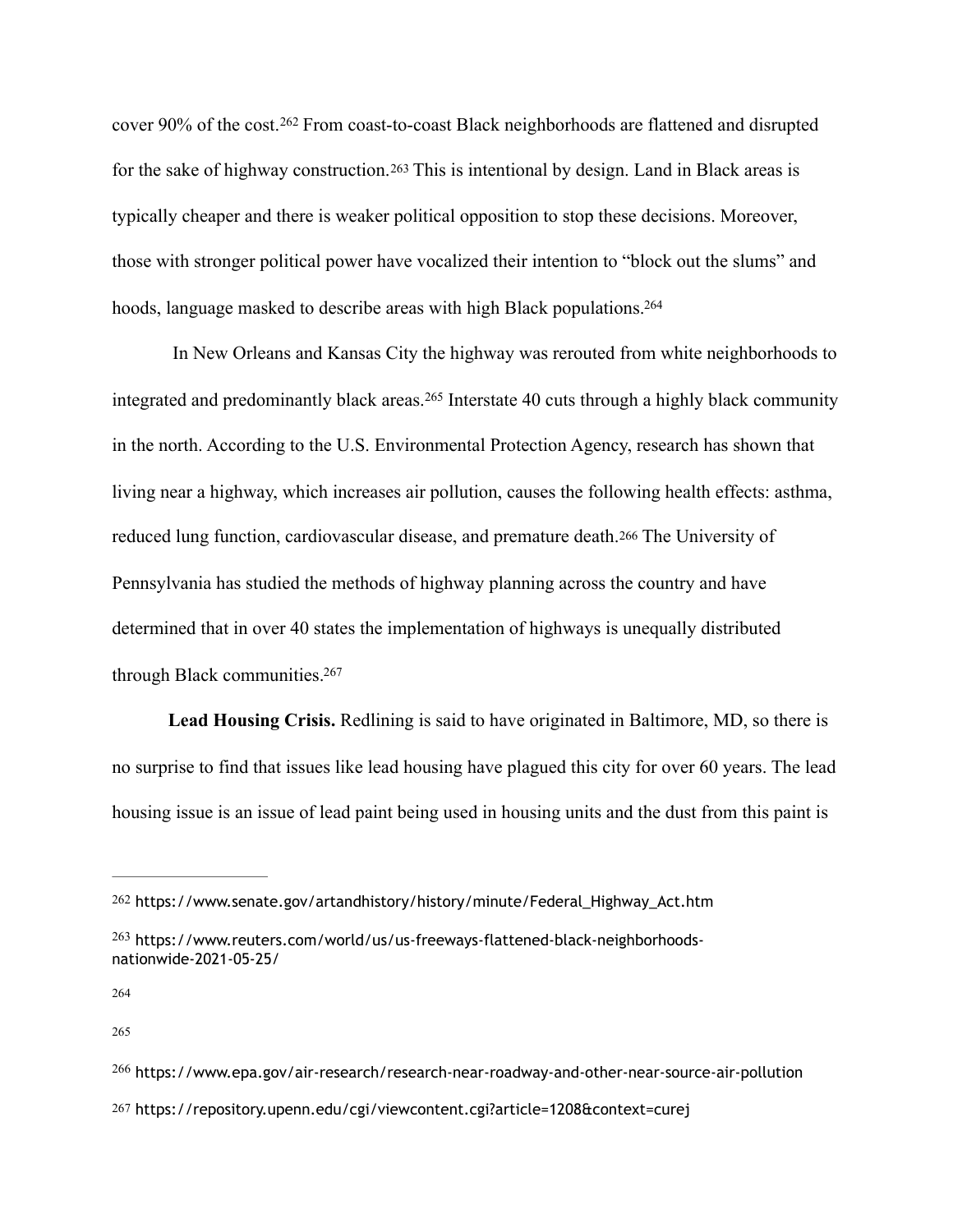cover 90% of the cost.[262] From coast-to-coast Black neighborhoods are flattened and disrupted for the sake of highway construction.[263] This is intentional by design. Land in Black areas is typically cheaper and there is weaker political opposition to stop these decisions. Moreover, those with stronger political power have vocalized their intention to "block out the slums" and hoods, language masked to describe areas with high Black populations.[264]

In New Orleans and Kansas City the highway was rerouted from white neighborhoods to integrated and predominantly black areas.[265] Interstate 40 cuts through a highly black community in the north. According to the U.S. Environmental Protection Agency, research has shown that living near a highway, which increases air pollution, causes the following health effects: asthma, reduced lung function, cardiovascular disease, and premature death.[266] The University of Pennsylvania has studied the methods of highway planning across the country and have determined that in over 40 states the implementation of highways is unequally distributed through Black communities.[267]

**Lead Housing Crisis.** Redlining is said to have originated in Baltimore, MD, so there is no surprise to find that issues like lead housing have plagued this city for over 60 years. The lead housing issue is an issue of lead paint being used in housing units and the dust from this paint is

---

[262] https://www.senate.gov/artandhistory/history/minute/Federal_Highway_Act.htm

[263] https://www.reuters.com/world/us/us-freeways-flattened-black-neighborhoods-nationwide-2021-05-25/

[264]

[265]

[266] https://www.epa.gov/air-research/research-near-roadway-and-other-near-source-air-pollution

[267] https://repository.upenn.edu/cgi/viewcontent.cgi?article=1208&context=curej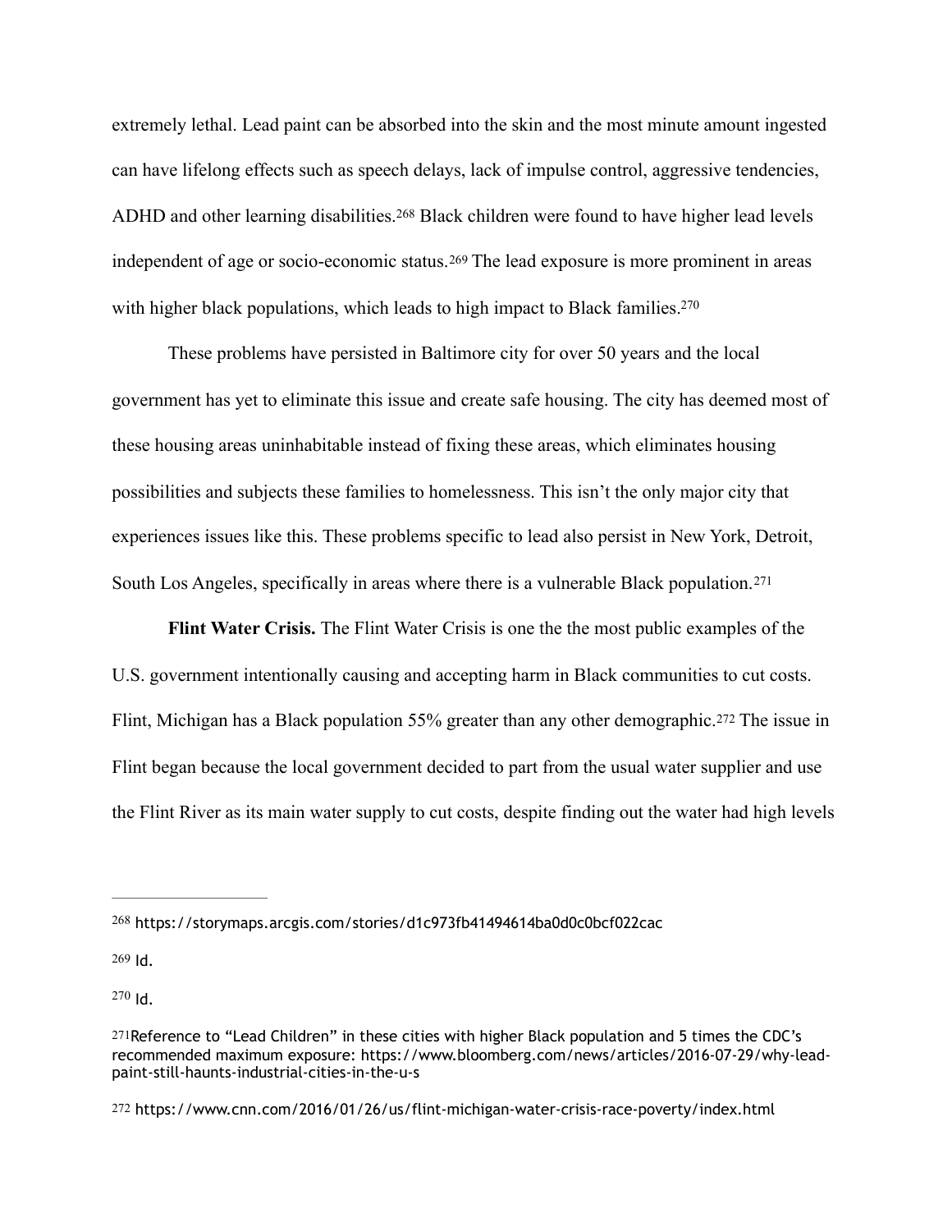extremely lethal. Lead paint can be absorbed into the skin and the most minute amount ingested can have lifelong effects such as speech delays, lack of impulse control, aggressive tendencies, ADHD and other learning disabilities.[268] Black children were found to have higher lead levels independent of age or socio-economic status.[269] The lead exposure is more prominent in areas with higher black populations, which leads to high impact to Black families.[270]

These problems have persisted in Baltimore city for over 50 years and the local government has yet to eliminate this issue and create safe housing. The city has deemed most of these housing areas uninhabitable instead of fixing these areas, which eliminates housing possibilities and subjects these families to homelessness. This isn't the only major city that experiences issues like this. These problems specific to lead also persist in New York, Detroit, South Los Angeles, specifically in areas where there is a vulnerable Black population.[271]

**Flint Water Crisis.** The Flint Water Crisis is one the the most public examples of the U.S. government intentionally causing and accepting harm in Black communities to cut costs. Flint, Michigan has a Black population 55% greater than any other demographic.[272] The issue in Flint began because the local government decided to part from the usual water supplier and use the Flint River as its main water supply to cut costs, despite finding out the water had high levels

---

[268] https://storymaps.arcgis.com/stories/d1c973fb41494614ba0d0c0bcf022cac

[269] Id.

[270] Id.

[271] Reference to "Lead Children" in these cities with higher Black population and 5 times the CDC's recommended maximum exposure: https://www.bloomberg.com/news/articles/2016-07-29/why-lead-paint-still-haunts-industrial-cities-in-the-u-s

[272] https://www.cnn.com/2016/01/26/us/flint-michigan-water-crisis-race-poverty/index.html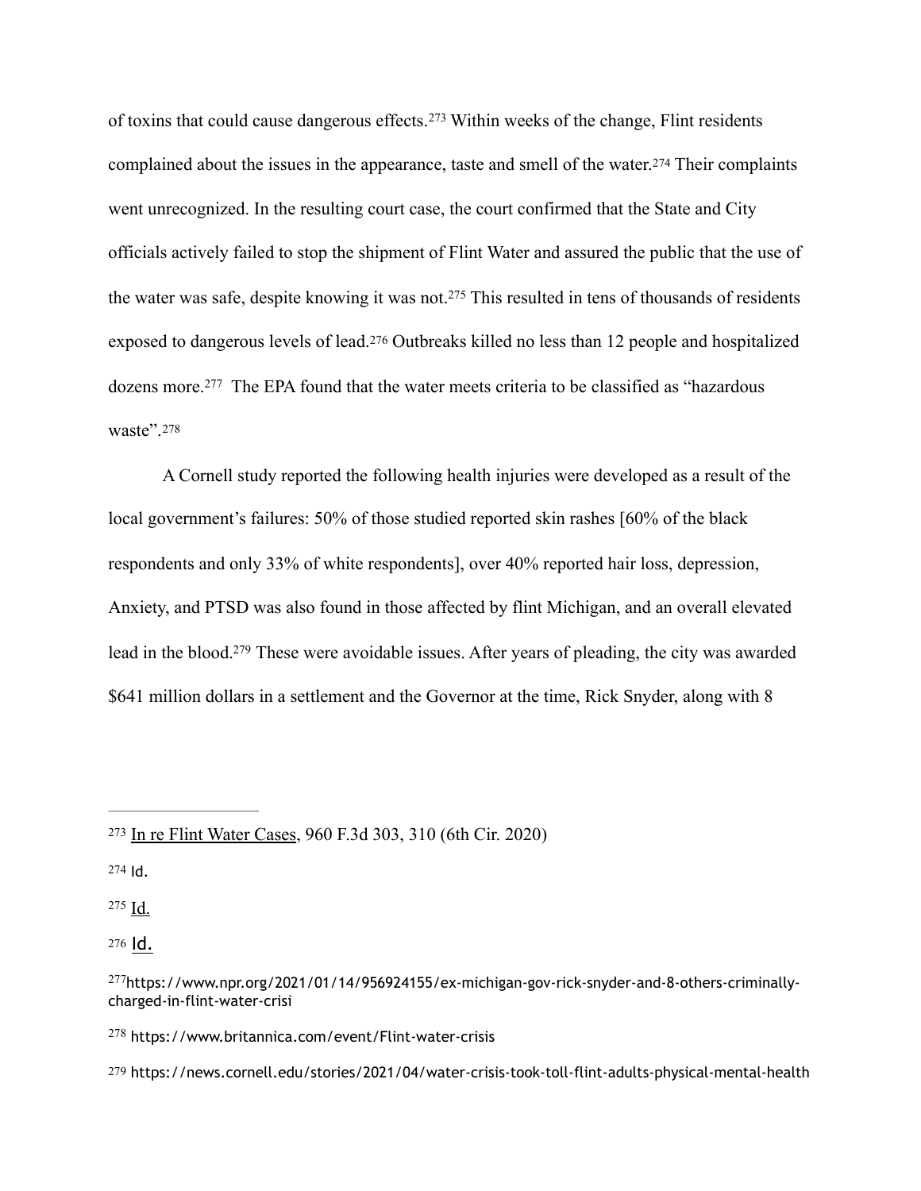of toxins that could cause dangerous effects.[273] Within weeks of the change, Flint residents complained about the issues in the appearance, taste and smell of the water.[274] Their complaints went unrecognized. In the resulting court case, the court confirmed that the State and City officials actively failed to stop the shipment of Flint Water and assured the public that the use of the water was safe, despite knowing it was not.[275] This resulted in tens of thousands of residents exposed to dangerous levels of lead.[276] Outbreaks killed no less than 12 people and hospitalized dozens more.[277] The EPA found that the water meets criteria to be classified as "hazardous waste".[278]

A Cornell study reported the following health injuries were developed as a result of the local government's failures: 50% of those studied reported skin rashes [60% of the black respondents and only 33% of white respondents], over 40% reported hair loss, depression, Anxiety, and PTSD was also found in those affected by flint Michigan, and an overall elevated lead in the blood.[279] These were avoidable issues. After years of pleading, the city was awarded $641 million dollars in a settlement and the Governor at the time, Rick Snyder, along with 8

---

[273] <u>In re Flint Water Cases</u>, 960 F.3d 303, 310 (6th Cir. 2020)

[274] Id.

[275] <u>Id.</u>

[276] <u>Id.</u>

[277] https://www.npr.org/2021/01/14/956924155/ex-michigan-gov-rick-snyder-and-8-others-criminally-charged-in-flint-water-crisi

[278] https://www.britannica.com/event/Flint-water-crisis

[279] https://news.cornell.edu/stories/2021/04/water-crisis-took-toll-flint-adults-physical-mental-health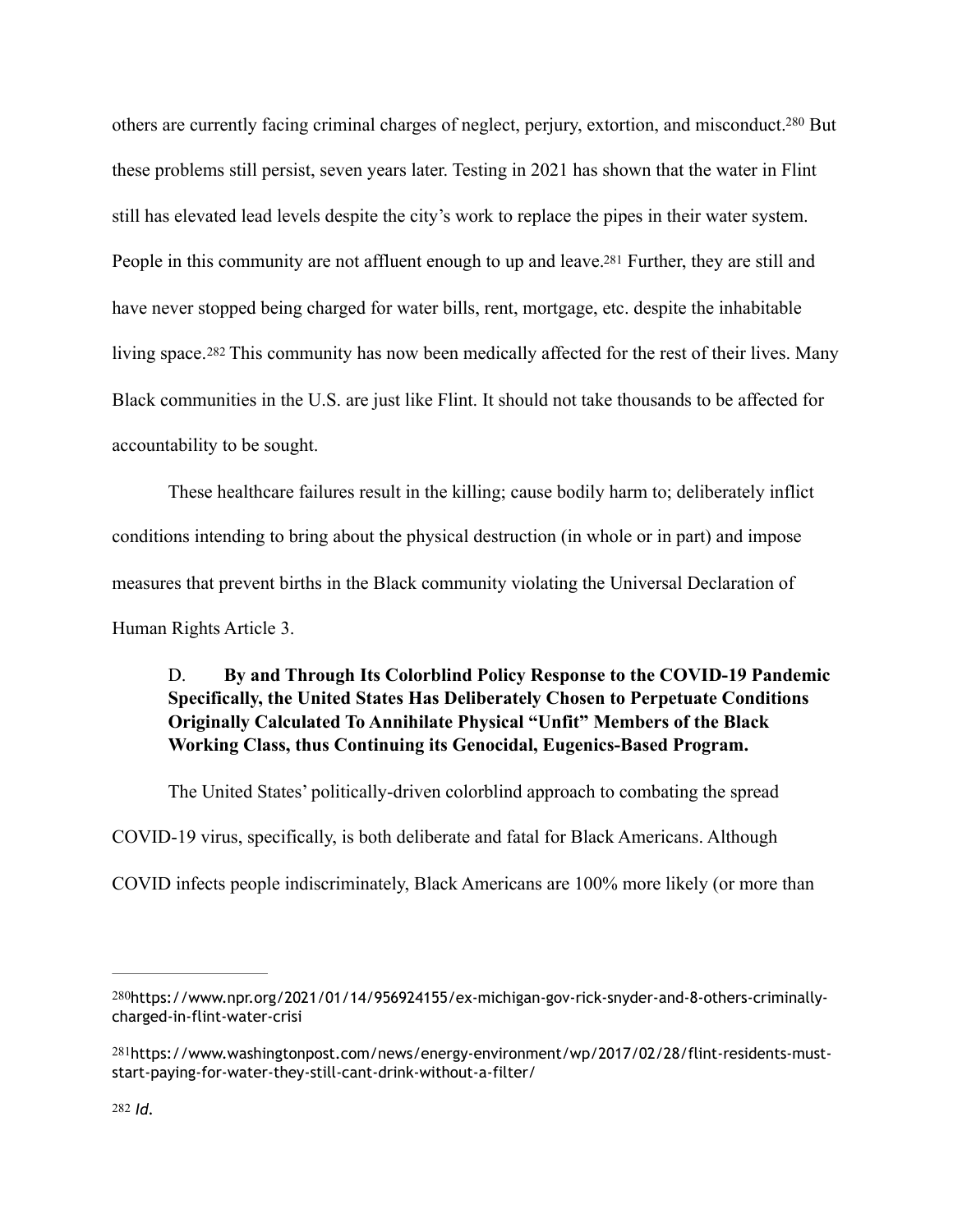others are currently facing criminal charges of neglect, perjury, extortion, and misconduct.[280] But these problems still persist, seven years later. Testing in 2021 has shown that the water in Flint still has elevated lead levels despite the city's work to replace the pipes in their water system. People in this community are not affluent enough to up and leave.[281] Further, they are still and have never stopped being charged for water bills, rent, mortgage, etc. despite the inhabitable living space.[282] This community has now been medically affected for the rest of their lives. Many Black communities in the U.S. are just like Flint. It should not take thousands to be affected for accountability to be sought.

These healthcare failures result in the killing; cause bodily harm to; deliberately inflict conditions intending to bring about the physical destruction (in whole or in part) and impose measures that prevent births in the Black community violating the Universal Declaration of Human Rights Article 3.

### D. **By and Through Its Colorblind Policy Response to the COVID-19 Pandemic Specifically, the United States Has Deliberately Chosen to Perpetuate Conditions Originally Calculated To Annihilate Physical "Unfit" Members of the Black Working Class, thus Continuing its Genocidal, Eugenics-Based Program.**

The United States' politically-driven colorblind approach to combating the spread COVID-19 virus, specifically, is both deliberate and fatal for Black Americans. Although COVID infects people indiscriminately, Black Americans are 100% more likely (or more than

---

[280] https://www.npr.org/2021/01/14/956924155/ex-michigan-gov-rick-snyder-and-8-others-criminally-charged-in-flint-water-crisi

[281] https://www.washingtonpost.com/news/energy-environment/wp/2017/02/28/flint-residents-must-start-paying-for-water-they-still-cant-drink-without-a-filter/

[282] *Id.*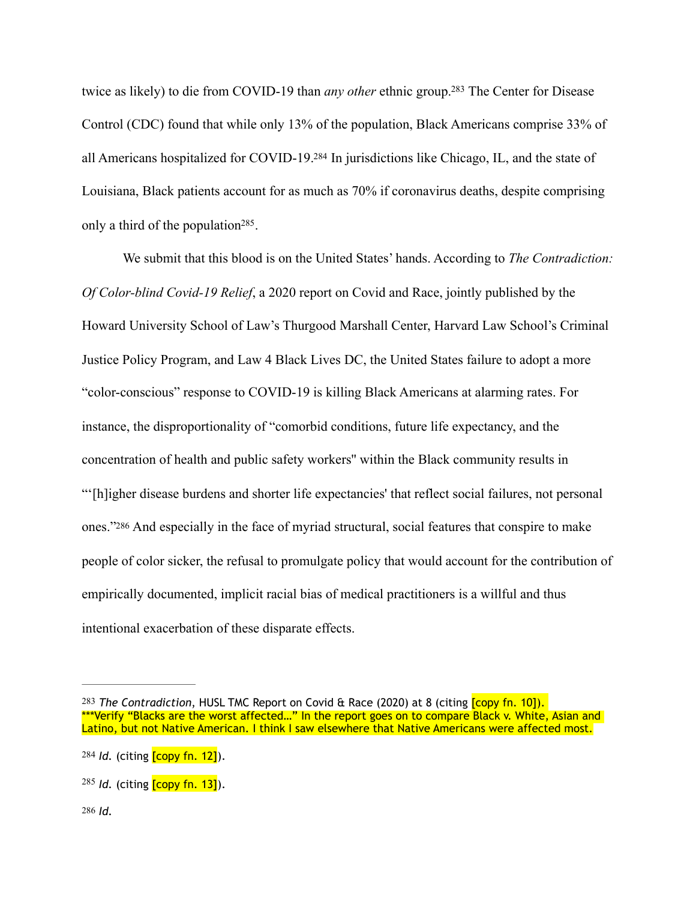twice as likely) to die from COVID-19 than *any other* ethnic group.[283] The Center for Disease Control (CDC) found that while only 13% of the population, Black Americans comprise 33% of all Americans hospitalized for COVID-19.[284] In jurisdictions like Chicago, IL, and the state of Louisiana, Black patients account for as much as 70% if coronavirus deaths, despite comprising only a third of the population[285].

We submit that this blood is on the United States' hands. According to *The Contradiction: Of Color-blind Covid-19 Relief*, a 2020 report on Covid and Race, jointly published by the Howard University School of Law's Thurgood Marshall Center, Harvard Law School's Criminal Justice Policy Program, and Law 4 Black Lives DC, the United States failure to adopt a more "color-conscious" response to COVID-19 is killing Black Americans at alarming rates. For instance, the disproportionality of "comorbid conditions, future life expectancy, and the concentration of health and public safety workers" within the Black community results in "'[h]igher disease burdens and shorter life expectancies' that reflect social failures, not personal ones."[286] And especially in the face of myriad structural, social features that conspire to make people of color sicker, the refusal to promulgate policy that would account for the contribution of empirically documented, implicit racial bias of medical practitioners is a willful and thus intentional exacerbation of these disparate effects.

---

[283] *The Contradiction*, HUSL TMC Report on Covid & Race (2020) at 8 (citing [copy fn. 10]). ***Verify "Blacks are the worst affected…" In the report goes on to compare Black v. White, Asian and Latino, but not Native American. I think I saw elsewhere that Native Americans were affected most.

[284] *Id.* (citing [copy fn. 12]).

[285] *Id.* (citing [copy fn. 13]).

[286] *Id.*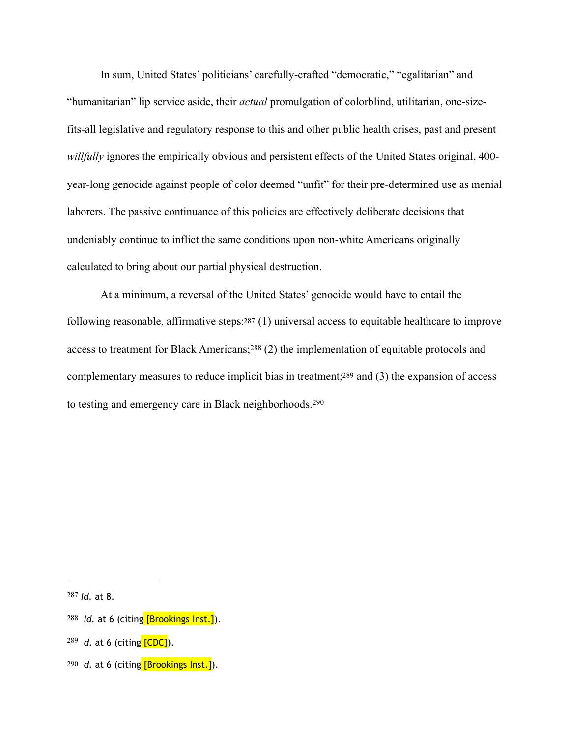In sum, United States' politicians' carefully-crafted "democratic," "egalitarian" and "humanitarian" lip service aside, their *actual* promulgation of colorblind, utilitarian, one-size-fits-all legislative and regulatory response to this and other public health crises, past and present *willfully* ignores the empirically obvious and persistent effects of the United States original, 400-year-long genocide against people of color deemed "unfit" for their pre-determined use as menial laborers. The passive continuance of this policies are effectively deliberate decisions that undeniably continue to inflict the same conditions upon non-white Americans originally calculated to bring about our partial physical destruction.

At a minimum, a reversal of the United States' genocide would have to entail the following reasonable, affirmative steps:[287] (1) universal access to equitable healthcare to improve access to treatment for Black Americans;[288] (2) the implementation of equitable protocols and complementary measures to reduce implicit bias in treatment;[289] and (3) the expansion of access to testing and emergency care in Black neighborhoods.[290]

---

[287] *Id.* at 8.

[288] *Id.* at 6 (citing [Brookings Inst.]).

[289] *d.* at 6 (citing [CDC]).

[290] *d.* at 6 (citing [Brookings Inst.]).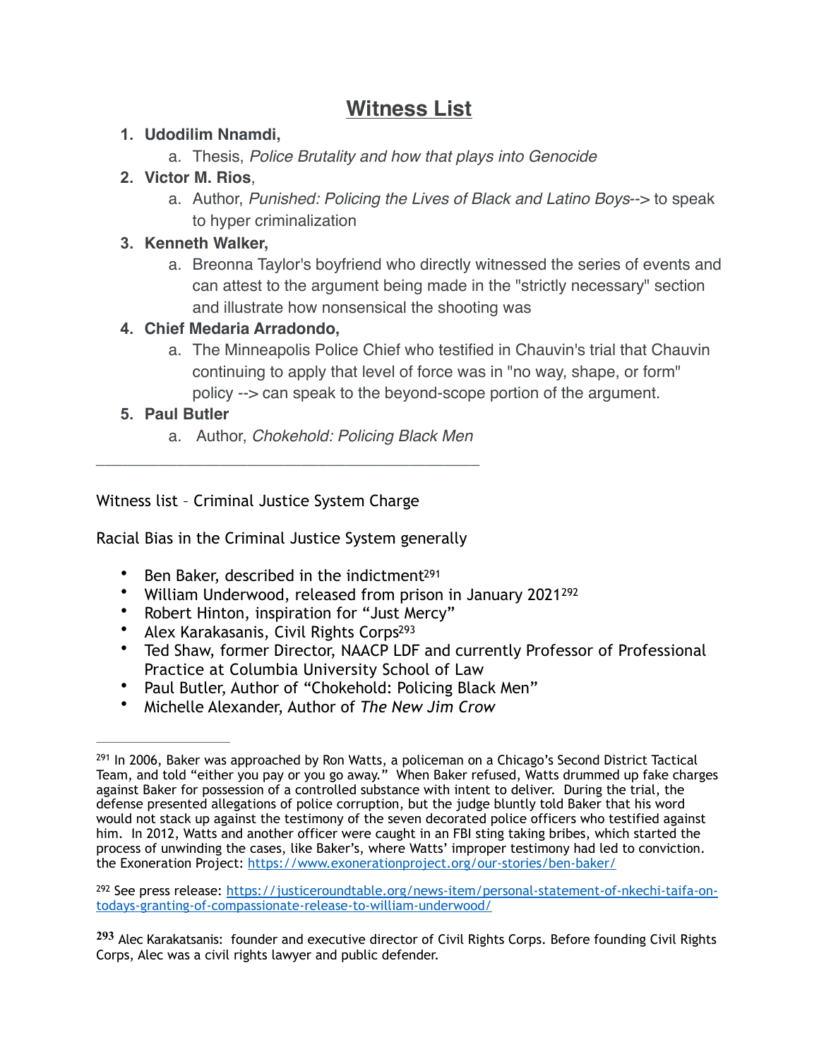# Witness List

1. **Udodilim Nnamdi,**
    a. Thesis, *Police Brutality and how that plays into Genocide*
2. **Victor M. Rios**,
    a. Author, *Punished: Policing the Lives of Black and Latino Boys*--> to speak to hyper criminalization
3. **Kenneth Walker,**
    a. Breonna Taylor's boyfriend who directly witnessed the series of events and can attest to the argument being made in the "strictly necessary" section and illustrate how nonsensical the shooting was
4. **Chief Medaria Arradondo,**
    a. The Minneapolis Police Chief who testified in Chauvin's trial that Chauvin continuing to apply that level of force was in "no way, shape, or form" policy --> can speak to the beyond-scope portion of the argument.
5. **Paul Butler**
    a. Author, *Chokehold: Policing Black Men*

---

Witness list – Criminal Justice System Charge

Racial Bias in the Criminal Justice System generally

- Ben Baker, described in the indictment[291]
- William Underwood, released from prison in January 2021[292]
- Robert Hinton, inspiration for "Just Mercy"
- Alex Karakasanis, Civil Rights Corps[293]
- Ted Shaw, former Director, NAACP LDF and currently Professor of Professional Practice at Columbia University School of Law
- Paul Butler, Author of "Chokehold: Policing Black Men"
- Michelle Alexander, Author of *The New Jim Crow*

---

[291] In 2006, Baker was approached by Ron Watts, a policeman on a Chicago's Second District Tactical Team, and told "either you pay or you go away." When Baker refused, Watts drummed up fake charges against Baker for possession of a controlled substance with intent to deliver. During the trial, the defense presented allegations of police corruption, but the judge bluntly told Baker that his word would not stack up against the testimony of the seven decorated police officers who testified against him. In 2012, Watts and another officer were caught in an FBI sting taking bribes, which started the process of unwinding the cases, like Baker's, where Watts' improper testimony had led to conviction. the Exoneration Project: https://www.exonerationproject.org/our-stories/ben-baker/

[292] See press release: https://justiceroundtable.org/news-item/personal-statement-of-nkechi-taifa-on-todays-granting-of-compassionate-release-to-william-underwood/

[293] Alec Karakatsanis: founder and executive director of Civil Rights Corps. Before founding Civil Rights Corps, Alec was a civil rights lawyer and public defender.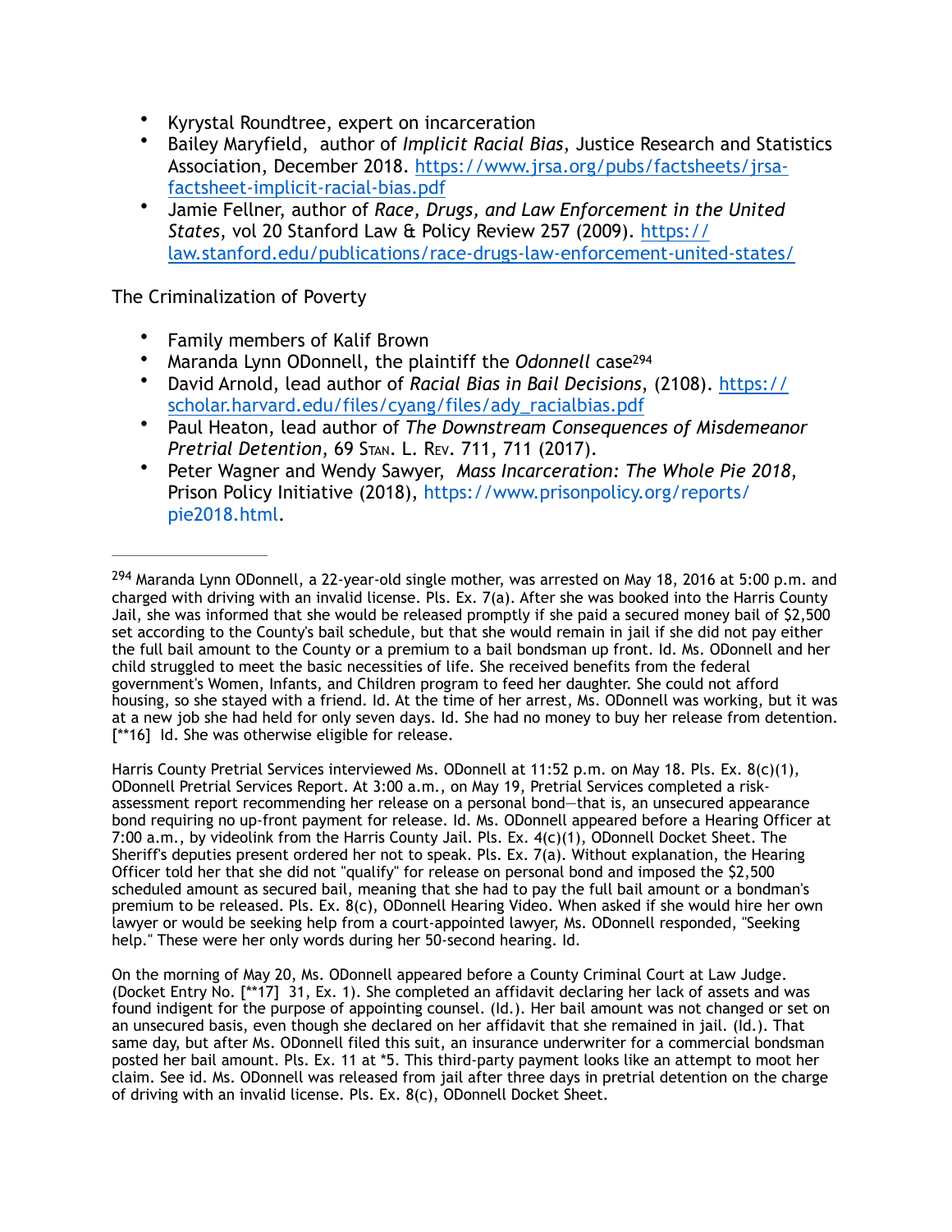- Kyrystal Roundtree, expert on incarceration
- Bailey Maryfield, author of *Implicit Racial Bias*, Justice Research and Statistics Association, December 2018. https://www.jrsa.org/pubs/factsheets/jrsa-factsheet-implicit-racial-bias.pdf
- Jamie Fellner, author of *Race, Drugs, and Law Enforcement in the United States*, vol 20 Stanford Law & Policy Review 257 (2009). https://law.stanford.edu/publications/race-drugs-law-enforcement-united-states/

The Criminalization of Poverty

- Family members of Kalif Brown
- Maranda Lynn ODonnell, the plaintiff the *Odonnell* case[294]
- David Arnold, lead author of *Racial Bias in Bail Decisions*, (2108). https://scholar.harvard.edu/files/cyang/files/ady_racialbias.pdf
- Paul Heaton, lead author of *The Downstream Consequences of Misdemeanor Pretrial Detention*, 69 Stan. L. Rev. 711, 711 (2017).
- Peter Wagner and Wendy Sawyer, *Mass Incarceration: The Whole Pie 2018*, Prison Policy Initiative (2018), https://www.prisonpolicy.org/reports/pie2018.html.

---

[294] Maranda Lynn ODonnell, a 22-year-old single mother, was arrested on May 18, 2016 at 5:00 p.m. and charged with driving with an invalid license. Pls. Ex. 7(a). After she was booked into the Harris County Jail, she was informed that she would be released promptly if she paid a secured money bail of $2,500 set according to the County's bail schedule, but that she would remain in jail if she did not pay either the full bail amount to the County or a premium to a bail bondsman up front. Id. Ms. ODonnell and her child struggled to meet the basic necessities of life. She received benefits from the federal government's Women, Infants, and Children program to feed her daughter. She could not afford housing, so she stayed with a friend. Id. At the time of her arrest, Ms. ODonnell was working, but it was at a new job she had held for only seven days. Id. She had no money to buy her release from detention. [**16] Id. She was otherwise eligible for release.

Harris County Pretrial Services interviewed Ms. ODonnell at 11:52 p.m. on May 18. Pls. Ex. 8(c)(1), ODonnell Pretrial Services Report. At 3:00 a.m., on May 19, Pretrial Services completed a risk-assessment report recommending her release on a personal bond—that is, an unsecured appearance bond requiring no up-front payment for release. Id. Ms. ODonnell appeared before a Hearing Officer at 7:00 a.m., by videolink from the Harris County Jail. Pls. Ex. 4(c)(1), ODonnell Docket Sheet. The Sheriff's deputies present ordered her not to speak. Pls. Ex. 7(a). Without explanation, the Hearing Officer told her that she did not "qualify" for release on personal bond and imposed the $2,500 scheduled amount as secured bail, meaning that she had to pay the full bail amount or a bondman's premium to be released. Pls. Ex. 8(c), ODonnell Hearing Video. When asked if she would hire her own lawyer or would be seeking help from a court-appointed lawyer, Ms. ODonnell responded, "Seeking help." These were her only words during her 50-second hearing. Id.

On the morning of May 20, Ms. ODonnell appeared before a County Criminal Court at Law Judge. (Docket Entry No. [**17] 31, Ex. 1). She completed an affidavit declaring her lack of assets and was found indigent for the purpose of appointing counsel. (Id.). Her bail amount was not changed or set on an unsecured basis, even though she declared on her affidavit that she remained in jail. (Id.). That same day, but after Ms. ODonnell filed this suit, an insurance underwriter for a commercial bondsman posted her bail amount. Pls. Ex. 11 at *5. This third-party payment looks like an attempt to moot her claim. See id. Ms. ODonnell was released from jail after three days in pretrial detention on the charge of driving with an invalid license. Pls. Ex. 8(c), ODonnell Docket Sheet.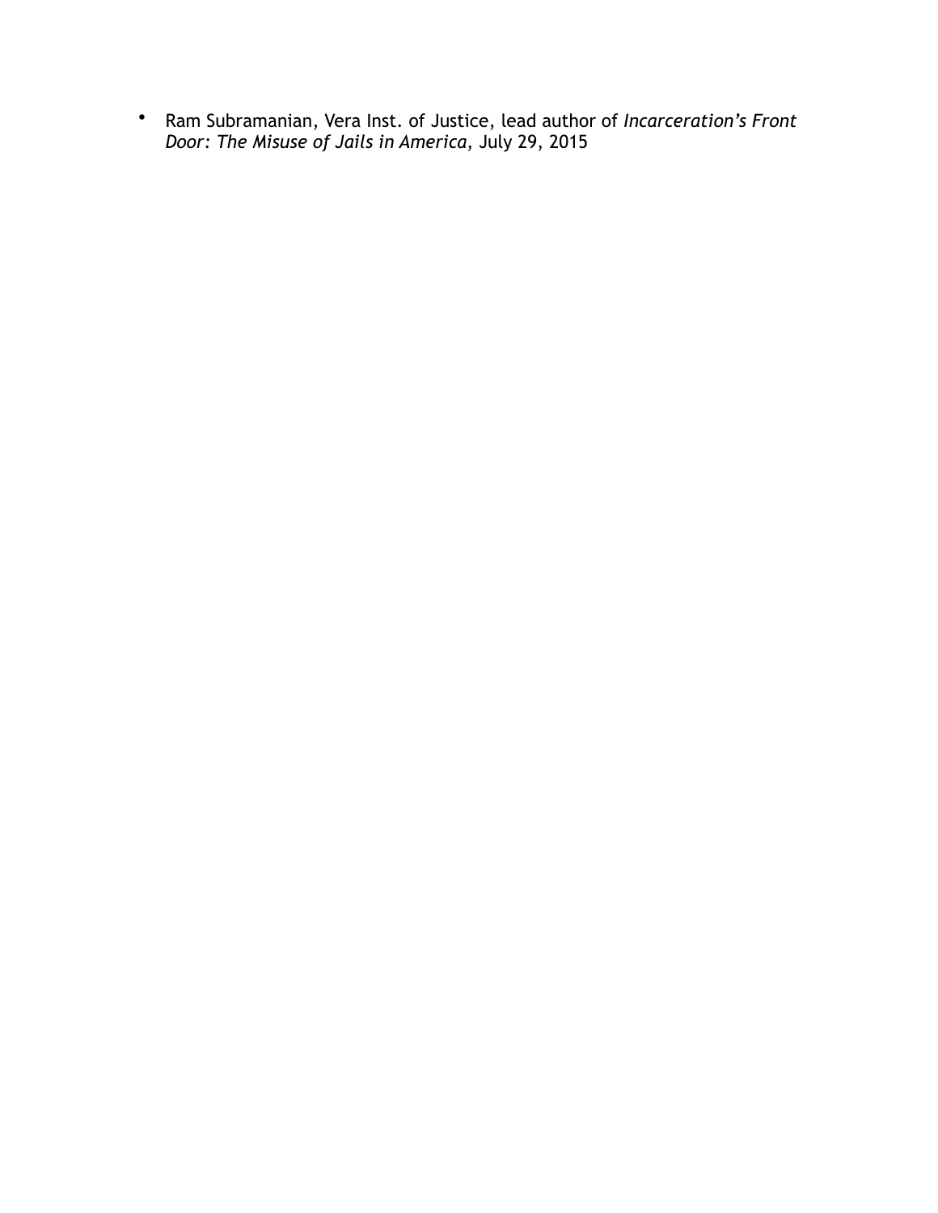- Ram Subramanian, Vera Inst. of Justice, lead author of *Incarceration's Front Door: The Misuse of Jails in America*, July 29, 2015